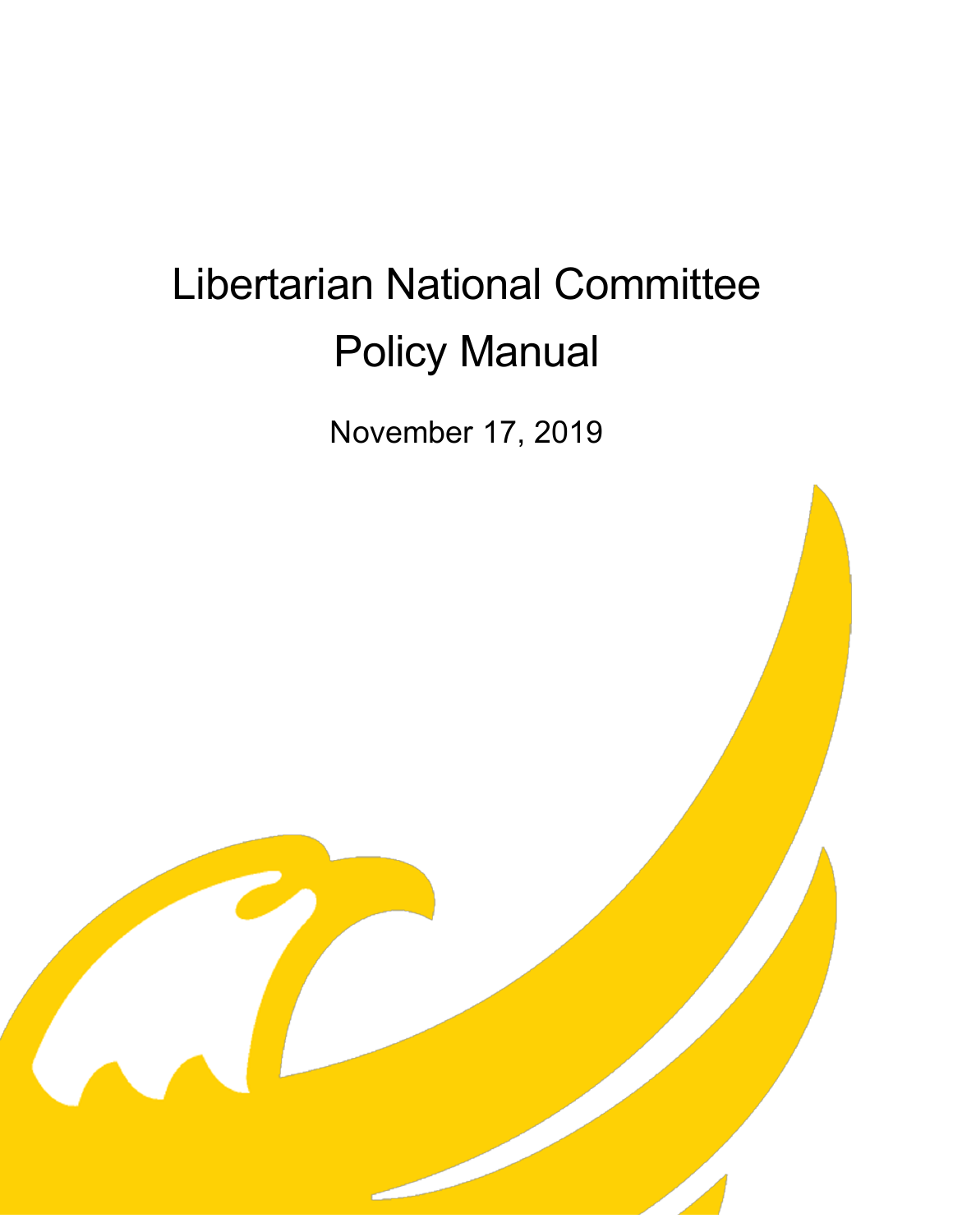# Libertarian National Committee Policy Manual

November 17, 2019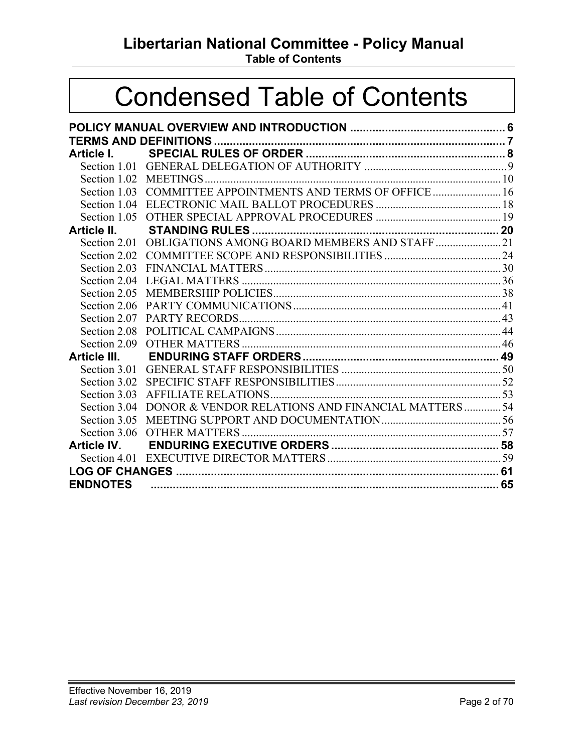# Condensed Table of Contents

**POLICY MANUAL OVERVIEW AND INTRODUCTION** ..... 6
**TERMS AND DEFINITIONS** ..... 7
**Article I. SPECIAL RULES OF ORDER** ..... 8
- Section 1.01 GENERAL DELEGATION OF AUTHORITY ..... 9
- Section 1.02 MEETINGS ..... 10
- Section 1.03 COMMITTEE APPOINTMENTS AND TERMS OF OFFICE ..... 16
- Section 1.04 ELECTRONIC MAIL BALLOT PROCEDURES ..... 18
- Section 1.05 OTHER SPECIAL APPROVAL PROCEDURES ..... 19

**Article II. STANDING RULES** ..... 20
- Section 2.01 OBLIGATIONS AMONG BOARD MEMBERS AND STAFF ..... 21
- Section 2.02 COMMITTEE SCOPE AND RESPONSIBILITIES ..... 24
- Section 2.03 FINANCIAL MATTERS ..... 30
- Section 2.04 LEGAL MATTERS ..... 36
- Section 2.05 MEMBERSHIP POLICIES ..... 38
- Section 2.06 PARTY COMMUNICATIONS ..... 41
- Section 2.07 PARTY RECORDS ..... 43
- Section 2.08 POLITICAL CAMPAIGNS ..... 44
- Section 2.09 OTHER MATTERS ..... 46

**Article III. ENDURING STAFF ORDERS** ..... 49
- Section 3.01 GENERAL STAFF RESPONSIBILITIES ..... 50
- Section 3.02 SPECIFIC STAFF RESPONSIBILITIES ..... 52
- Section 3.03 AFFILIATE RELATIONS ..... 53
- Section 3.04 DONOR & VENDOR RELATIONS AND FINANCIAL MATTERS ..... 54
- Section 3.05 MEETING SUPPORT AND DOCUMENTATION ..... 56
- Section 3.06 OTHER MATTERS ..... 57

**Article IV. ENDURING EXECUTIVE ORDERS** ..... 58
- Section 4.01 EXECUTIVE DIRECTOR MATTERS ..... 59

**LOG OF CHANGES** ..... 61
**ENDNOTES** ..... 65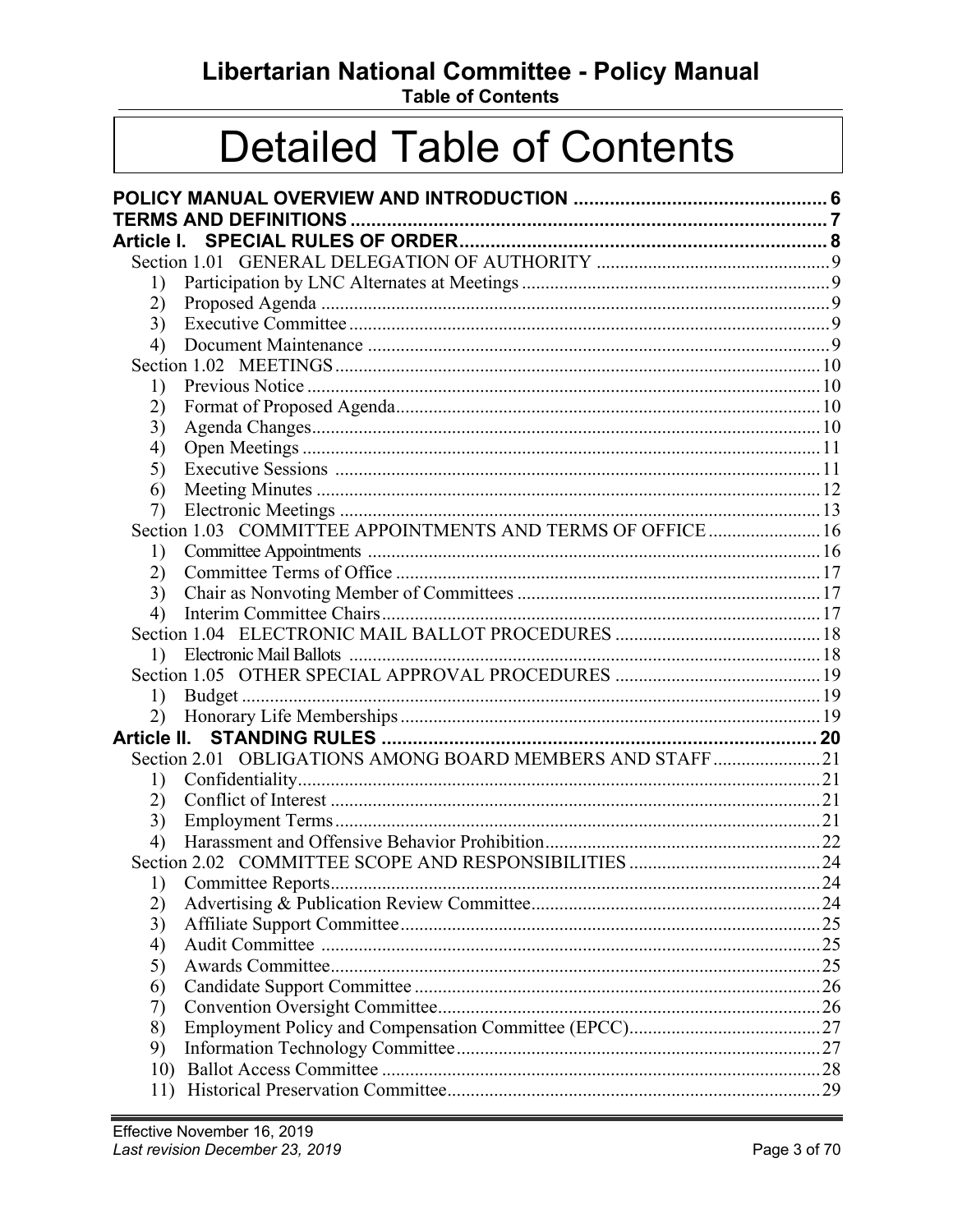# Detailed Table of Contents

**POLICY MANUAL OVERVIEW AND INTRODUCTION** ..... 6

**TERMS AND DEFINITIONS** ..... 7

**Article I. SPECIAL RULES OF ORDER** ..... 8

- Section 1.01 GENERAL DELEGATION OF AUTHORITY ..... 9
  1) Participation by LNC Alternates at Meetings ..... 9
  2) Proposed Agenda ..... 9
  3) Executive Committee ..... 9
  4) Document Maintenance ..... 9
- Section 1.02 MEETINGS ..... 10
  1) Previous Notice ..... 10
  2) Format of Proposed Agenda ..... 10
  3) Agenda Changes ..... 10
  4) Open Meetings ..... 11
  5) Executive Sessions ..... 11
  6) Meeting Minutes ..... 12
  7) Electronic Meetings ..... 13
- Section 1.03 COMMITTEE APPOINTMENTS AND TERMS OF OFFICE ..... 16
  1) Committee Appointments ..... 16
  2) Committee Terms of Office ..... 17
  3) Chair as Nonvoting Member of Committees ..... 17
  4) Interim Committee Chairs ..... 17
- Section 1.04 ELECTRONIC MAIL BALLOT PROCEDURES ..... 18
  1) Electronic Mail Ballots ..... 18
- Section 1.05 OTHER SPECIAL APPROVAL PROCEDURES ..... 19
  1) Budget ..... 19
  2) Honorary Life Memberships ..... 19

**Article II. STANDING RULES** ..... 20

- Section 2.01 OBLIGATIONS AMONG BOARD MEMBERS AND STAFF ..... 21
  1) Confidentiality ..... 21
  2) Conflict of Interest ..... 21
  3) Employment Terms ..... 21
  4) Harassment and Offensive Behavior Prohibition ..... 22
- Section 2.02 COMMITTEE SCOPE AND RESPONSIBILITIES ..... 24
  1) Committee Reports ..... 24
  2) Advertising & Publication Review Committee ..... 24
  3) Affiliate Support Committee ..... 25
  4) Audit Committee ..... 25
  5) Awards Committee ..... 25
  6) Candidate Support Committee ..... 26
  7) Convention Oversight Committee ..... 26
  8) Employment Policy and Compensation Committee (EPCC) ..... 27
  9) Information Technology Committee ..... 27
  10) Ballot Access Committee ..... 28
  11) Historical Preservation Committee ..... 29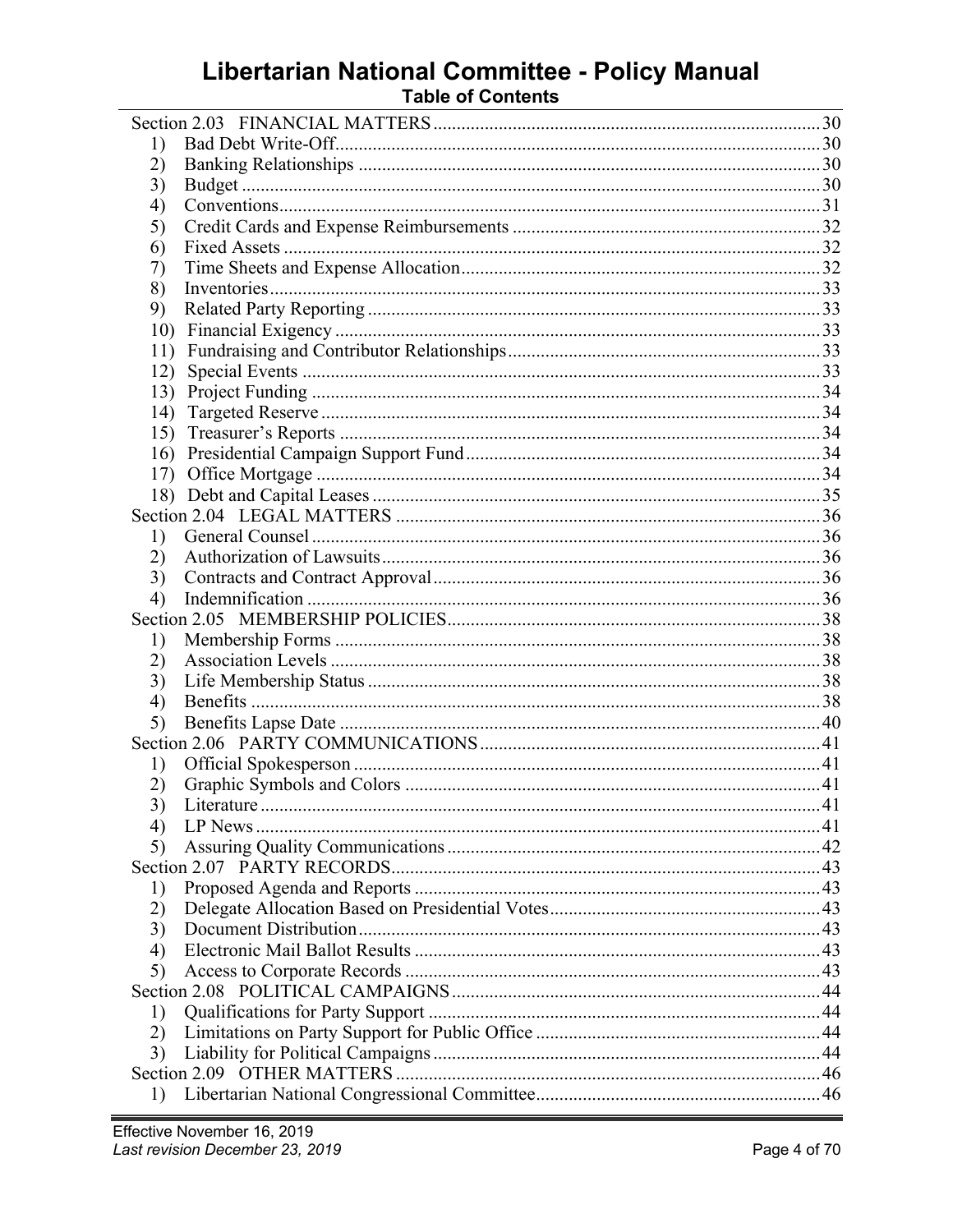# Libertarian National Committee - Policy Manual

## Table of Contents

Section 2.03 FINANCIAL MATTERS ... 30
1) Bad Debt Write-Off ... 30
2) Banking Relationships ... 30
3) Budget ... 30
4) Conventions ... 31
5) Credit Cards and Expense Reimbursements ... 32
6) Fixed Assets ... 32
7) Time Sheets and Expense Allocation ... 32
8) Inventories ... 33
9) Related Party Reporting ... 33
10) Financial Exigency ... 33
11) Fundraising and Contributor Relationships ... 33
12) Special Events ... 33
13) Project Funding ... 34
14) Targeted Reserve ... 34
15) Treasurer's Reports ... 34
16) Presidential Campaign Support Fund ... 34
17) Office Mortgage ... 34
18) Debt and Capital Leases ... 35

Section 2.04 LEGAL MATTERS ... 36
1) General Counsel ... 36
2) Authorization of Lawsuits ... 36
3) Contracts and Contract Approval ... 36
4) Indemnification ... 36

Section 2.05 MEMBERSHIP POLICIES ... 38
1) Membership Forms ... 38
2) Association Levels ... 38
3) Life Membership Status ... 38
4) Benefits ... 38
5) Benefits Lapse Date ... 40

Section 2.06 PARTY COMMUNICATIONS ... 41
1) Official Spokesperson ... 41
2) Graphic Symbols and Colors ... 41
3) Literature ... 41
4) LP News ... 41
5) Assuring Quality Communications ... 42

Section 2.07 PARTY RECORDS ... 43
1) Proposed Agenda and Reports ... 43
2) Delegate Allocation Based on Presidential Votes ... 43
3) Document Distribution ... 43
4) Electronic Mail Ballot Results ... 43
5) Access to Corporate Records ... 43

Section 2.08 POLITICAL CAMPAIGNS ... 44
1) Qualifications for Party Support ... 44
2) Limitations on Party Support for Public Office ... 44
3) Liability for Political Campaigns ... 44

Section 2.09 OTHER MATTERS ... 46
1) Libertarian National Congressional Committee ... 46

Effective November 16, 2019
*Last revision December 23, 2019*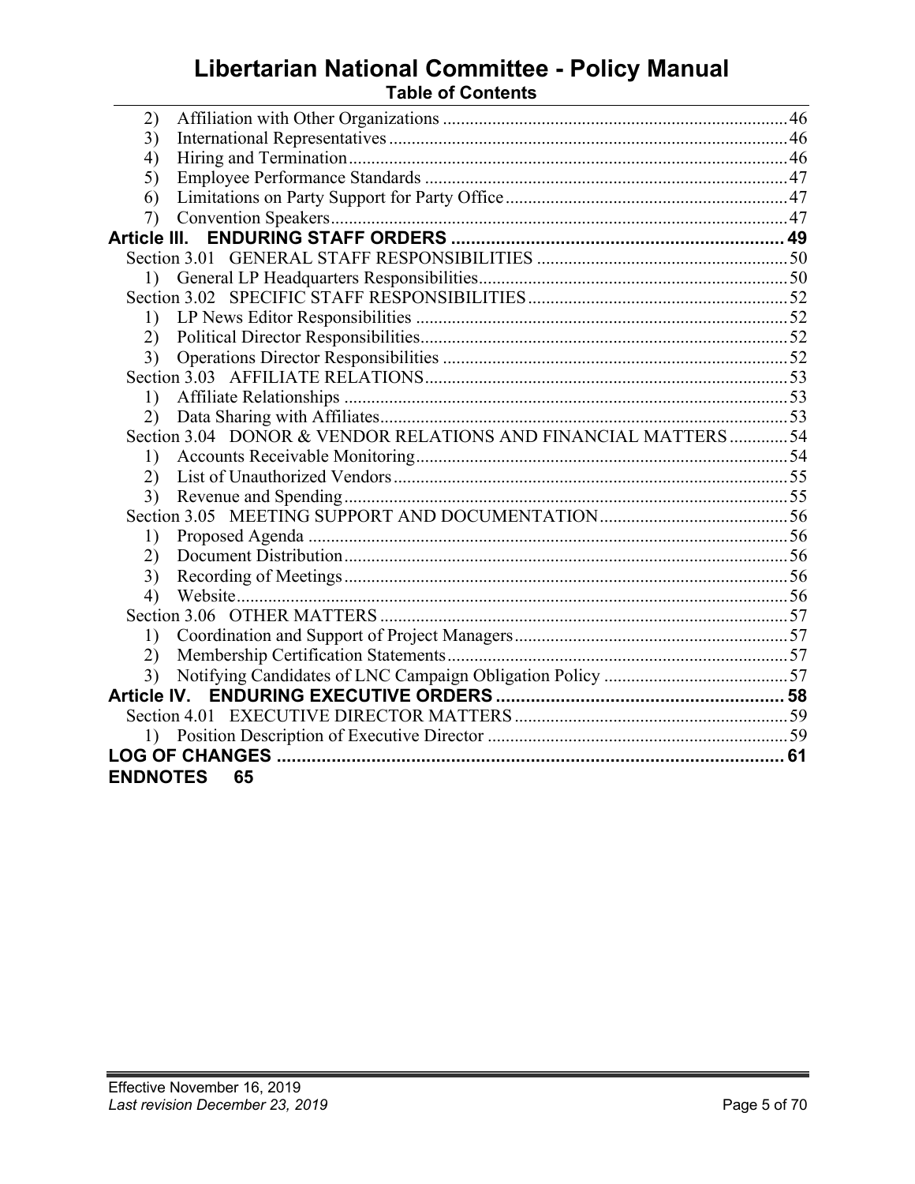2) Affiliation with Other Organizations .......... 46
3) International Representatives .......... 46
4) Hiring and Termination .......... 46
5) Employee Performance Standards .......... 47
6) Limitations on Party Support for Party Office .......... 47
7) Convention Speakers .......... 47

**Article III. ENDURING STAFF ORDERS .......... 49**

Section 3.01 GENERAL STAFF RESPONSIBILITIES .......... 50
1) General LP Headquarters Responsibilities .......... 50

Section 3.02 SPECIFIC STAFF RESPONSIBILITIES .......... 52
1) LP News Editor Responsibilities .......... 52
2) Political Director Responsibilities .......... 52
3) Operations Director Responsibilities .......... 52

Section 3.03 AFFILIATE RELATIONS .......... 53
1) Affiliate Relationships .......... 53
2) Data Sharing with Affiliates .......... 53

Section 3.04 DONOR & VENDOR RELATIONS AND FINANCIAL MATTERS .......... 54
1) Accounts Receivable Monitoring .......... 54
2) List of Unauthorized Vendors .......... 55
3) Revenue and Spending .......... 55

Section 3.05 MEETING SUPPORT AND DOCUMENTATION .......... 56
1) Proposed Agenda .......... 56
2) Document Distribution .......... 56
3) Recording of Meetings .......... 56
4) Website .......... 56

Section 3.06 OTHER MATTERS .......... 57
1) Coordination and Support of Project Managers .......... 57
2) Membership Certification Statements .......... 57
3) Notifying Candidates of LNC Campaign Obligation Policy .......... 57

**Article IV. ENDURING EXECUTIVE ORDERS .......... 58**

Section 4.01 EXECUTIVE DIRECTOR MATTERS .......... 59
1) Position Description of Executive Director .......... 59

**LOG OF CHANGES .......... 61**

**ENDNOTES 65**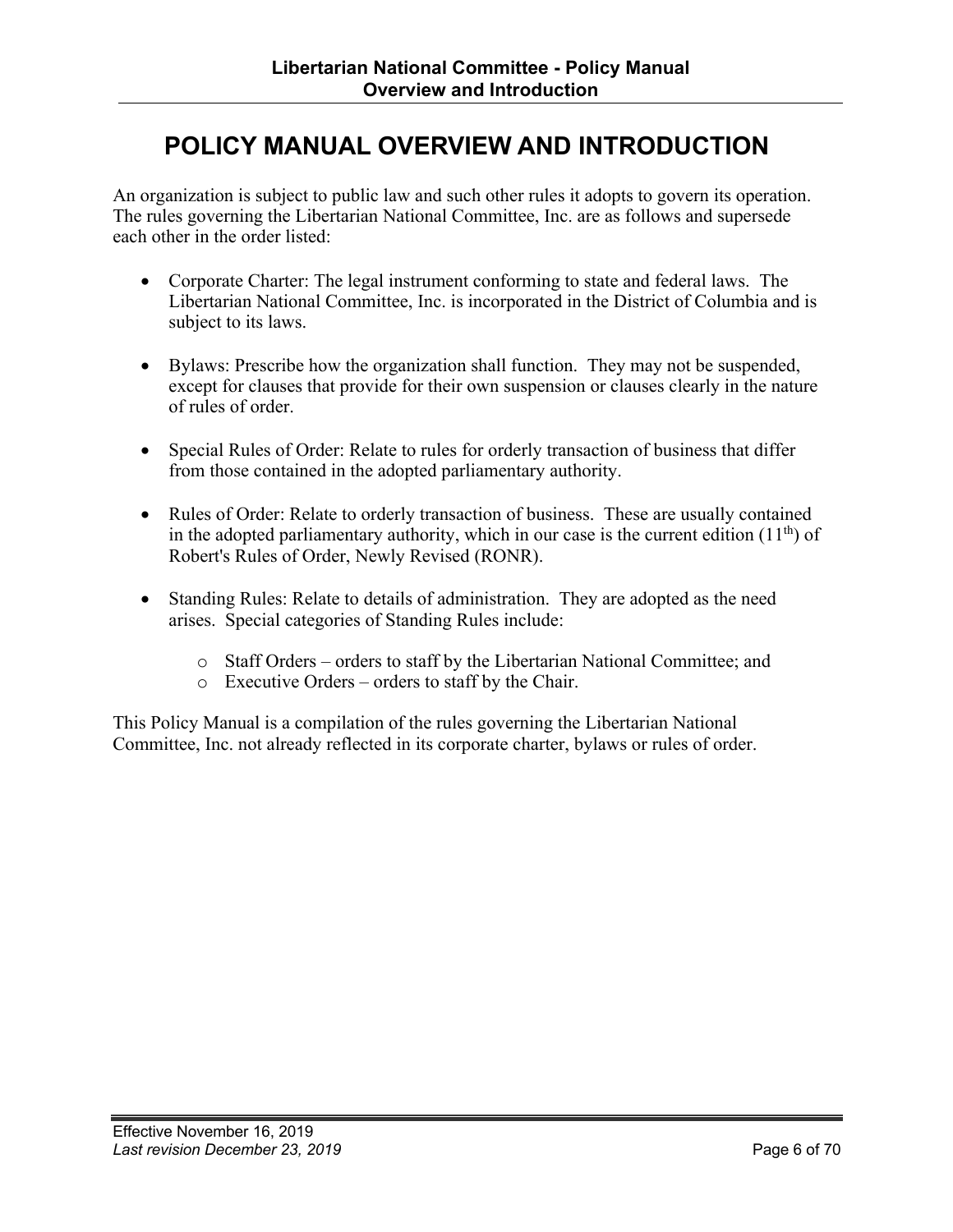# POLICY MANUAL OVERVIEW AND INTRODUCTION

An organization is subject to public law and such other rules it adopts to govern its operation. The rules governing the Libertarian National Committee, Inc. are as follows and supersede each other in the order listed:

- Corporate Charter: The legal instrument conforming to state and federal laws. The Libertarian National Committee, Inc. is incorporated in the District of Columbia and is subject to its laws.

- Bylaws: Prescribe how the organization shall function. They may not be suspended, except for clauses that provide for their own suspension or clauses clearly in the nature of rules of order.

- Special Rules of Order: Relate to rules for orderly transaction of business that differ from those contained in the adopted parliamentary authority.

- Rules of Order: Relate to orderly transaction of business. These are usually contained in the adopted parliamentary authority, which in our case is the current edition (11th) of Robert's Rules of Order, Newly Revised (RONR).

- Standing Rules: Relate to details of administration. They are adopted as the need arises. Special categories of Standing Rules include:
  - Staff Orders – orders to staff by the Libertarian National Committee; and
  - Executive Orders – orders to staff by the Chair.

This Policy Manual is a compilation of the rules governing the Libertarian National Committee, Inc. not already reflected in its corporate charter, bylaws or rules of order.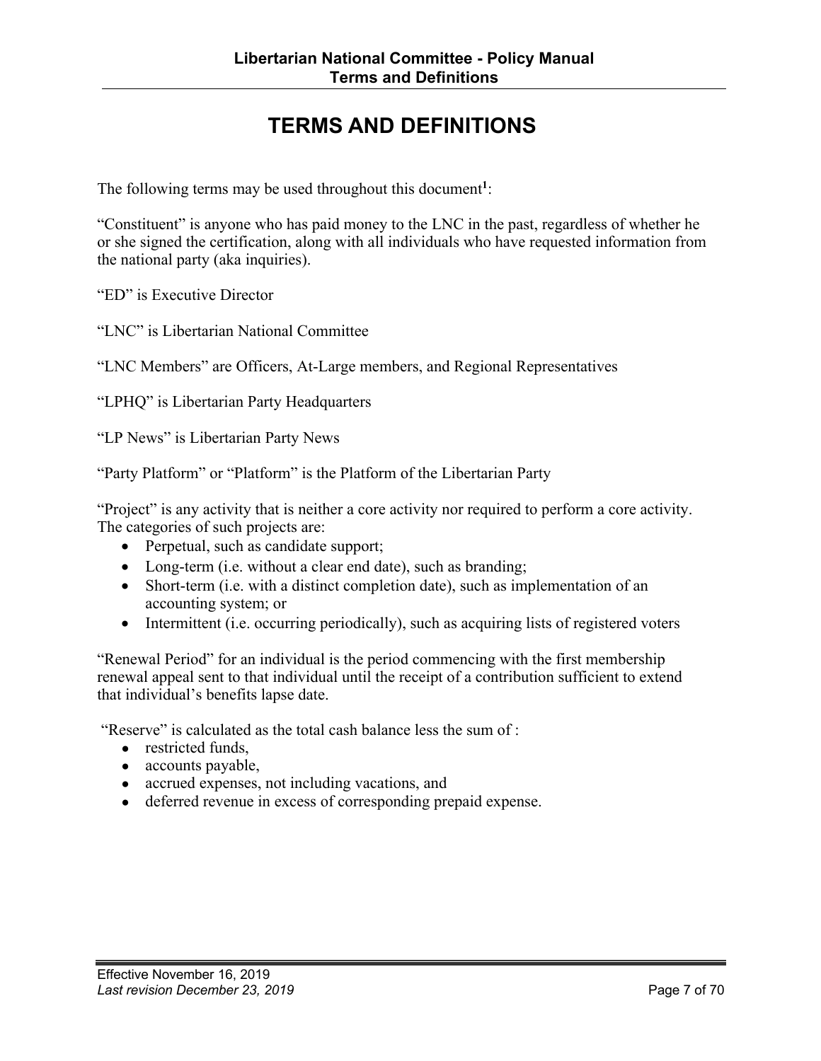# TERMS AND DEFINITIONS

The following terms may be used throughout this document[1]:

"Constituent" is anyone who has paid money to the LNC in the past, regardless of whether he or she signed the certification, along with all individuals who have requested information from the national party (aka inquiries).

"ED" is Executive Director

"LNC" is Libertarian National Committee

"LNC Members" are Officers, At-Large members, and Regional Representatives

"LPHQ" is Libertarian Party Headquarters

"LP News" is Libertarian Party News

"Party Platform" or "Platform" is the Platform of the Libertarian Party

"Project" is any activity that is neither a core activity nor required to perform a core activity. The categories of such projects are:

- Perpetual, such as candidate support;
- Long-term (i.e. without a clear end date), such as branding;
- Short-term (i.e. with a distinct completion date), such as implementation of an accounting system; or
- Intermittent (i.e. occurring periodically), such as acquiring lists of registered voters

"Renewal Period" for an individual is the period commencing with the first membership renewal appeal sent to that individual until the receipt of a contribution sufficient to extend that individual's benefits lapse date.

"Reserve" is calculated as the total cash balance less the sum of :

- restricted funds,
- accounts payable,
- accrued expenses, not including vacations, and
- deferred revenue in excess of corresponding prepaid expense.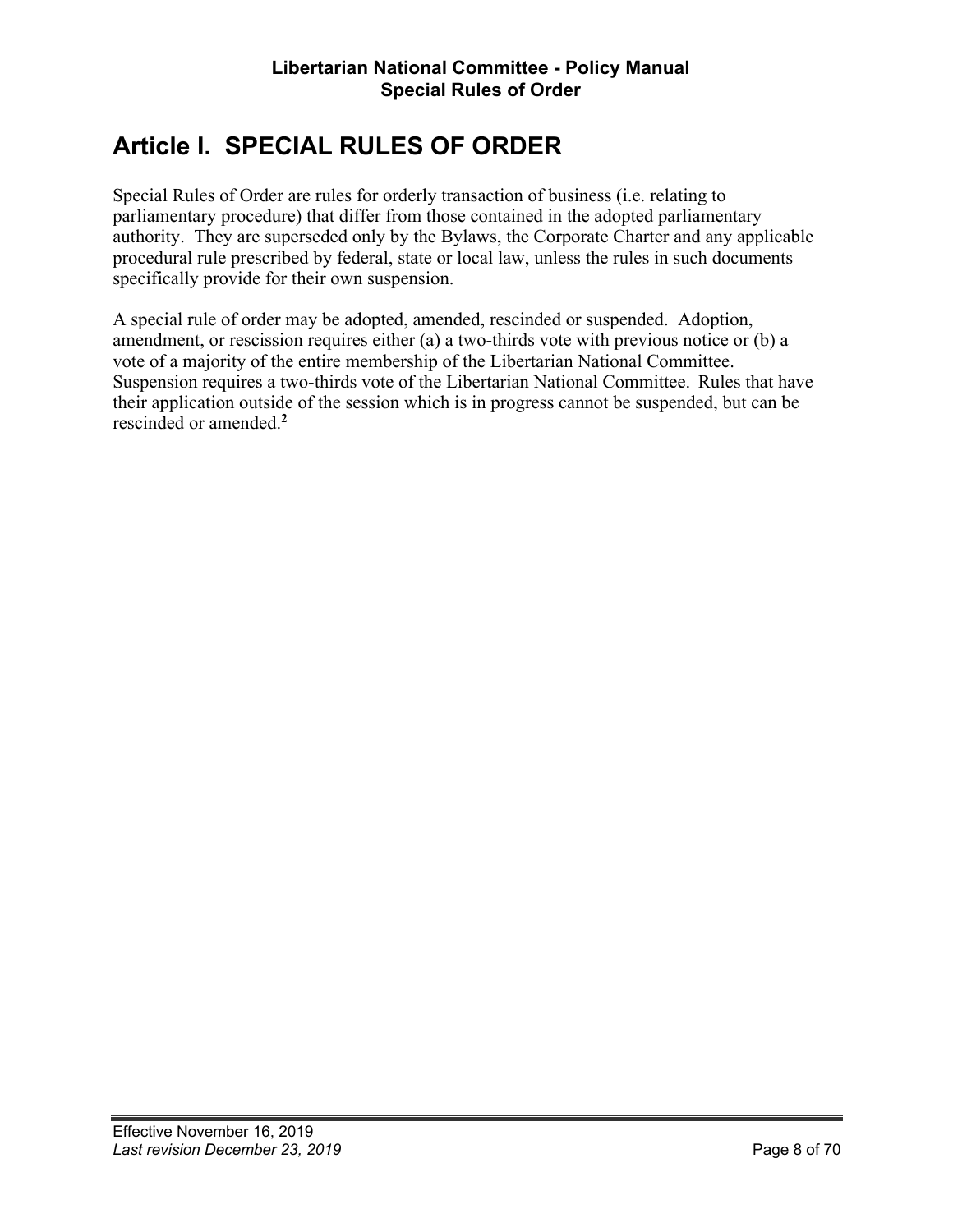# Article I. SPECIAL RULES OF ORDER

Special Rules of Order are rules for orderly transaction of business (i.e. relating to parliamentary procedure) that differ from those contained in the adopted parliamentary authority. They are superseded only by the Bylaws, the Corporate Charter and any applicable procedural rule prescribed by federal, state or local law, unless the rules in such documents specifically provide for their own suspension.

A special rule of order may be adopted, amended, rescinded or suspended. Adoption, amendment, or rescission requires either (a) a two-thirds vote with previous notice or (b) a vote of a majority of the entire membership of the Libertarian National Committee. Suspension requires a two-thirds vote of the Libertarian National Committee. Rules that have their application outside of the session which is in progress cannot be suspended, but can be rescinded or amended.[2]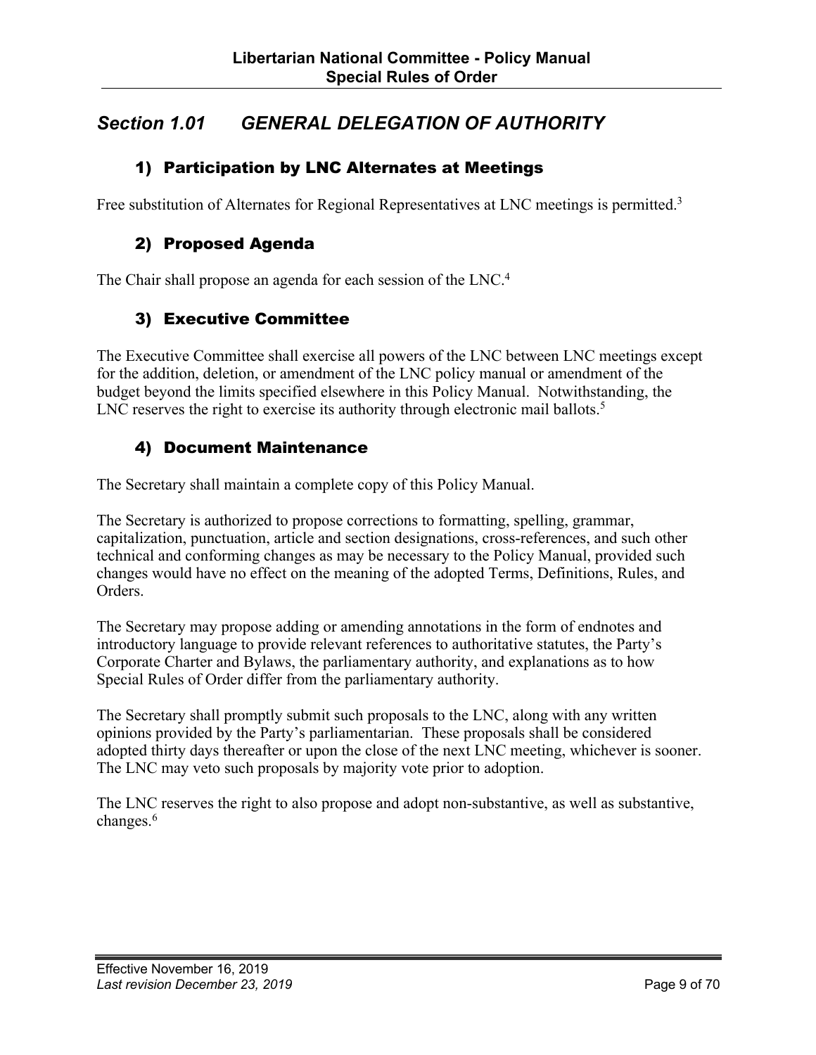## *Section 1.01 GENERAL DELEGATION OF AUTHORITY*

### 1) Participation by LNC Alternates at Meetings

Free substitution of Alternates for Regional Representatives at LNC meetings is permitted.[3]

### 2) Proposed Agenda

The Chair shall propose an agenda for each session of the LNC.[4]

### 3) Executive Committee

The Executive Committee shall exercise all powers of the LNC between LNC meetings except for the addition, deletion, or amendment of the LNC policy manual or amendment of the budget beyond the limits specified elsewhere in this Policy Manual. Notwithstanding, the LNC reserves the right to exercise its authority through electronic mail ballots.[5]

### 4) Document Maintenance

The Secretary shall maintain a complete copy of this Policy Manual.

The Secretary is authorized to propose corrections to formatting, spelling, grammar, capitalization, punctuation, article and section designations, cross-references, and such other technical and conforming changes as may be necessary to the Policy Manual, provided such changes would have no effect on the meaning of the adopted Terms, Definitions, Rules, and Orders.

The Secretary may propose adding or amending annotations in the form of endnotes and introductory language to provide relevant references to authoritative statutes, the Party's Corporate Charter and Bylaws, the parliamentary authority, and explanations as to how Special Rules of Order differ from the parliamentary authority.

The Secretary shall promptly submit such proposals to the LNC, along with any written opinions provided by the Party's parliamentarian. These proposals shall be considered adopted thirty days thereafter or upon the close of the next LNC meeting, whichever is sooner. The LNC may veto such proposals by majority vote prior to adoption.

The LNC reserves the right to also propose and adopt non-substantive, as well as substantive, changes.[6]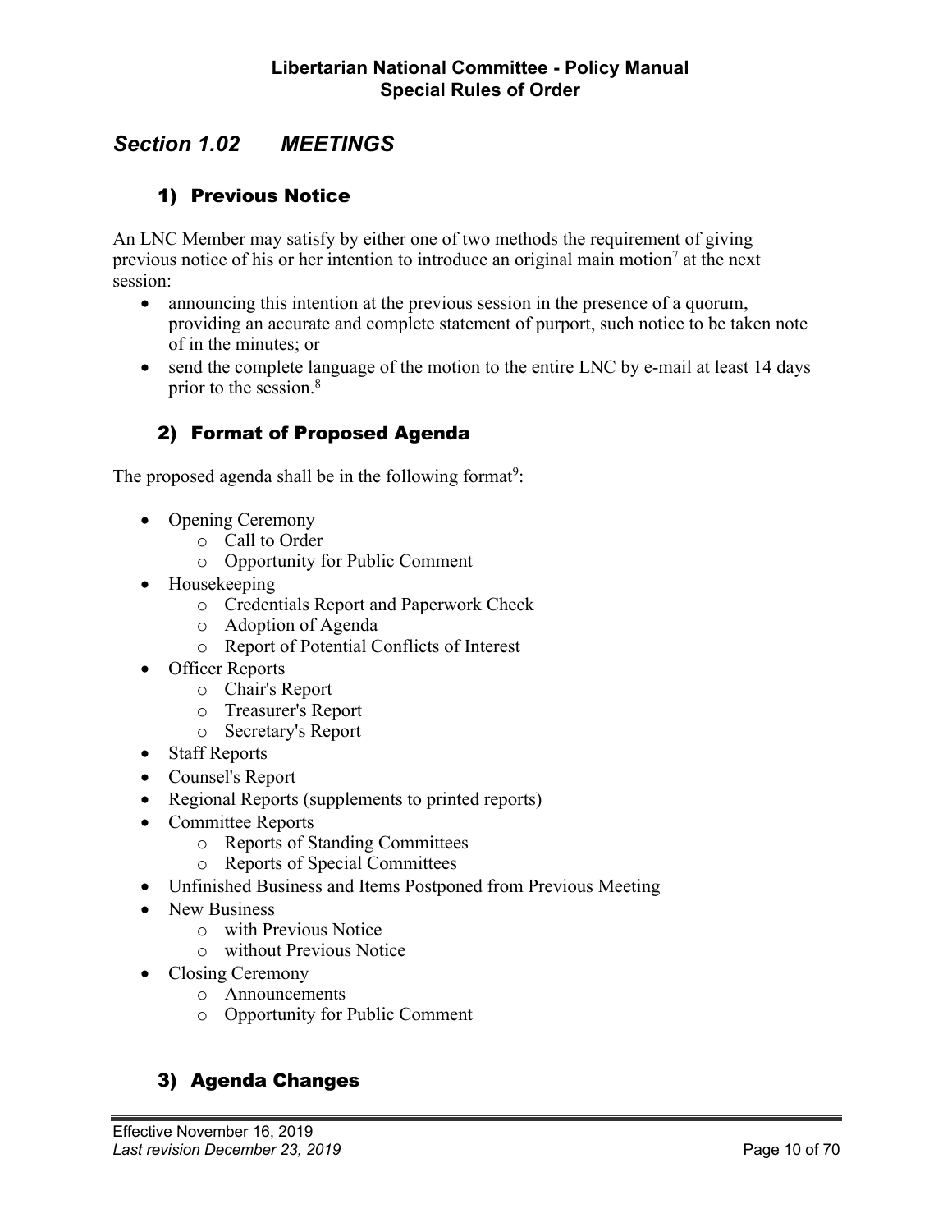## Section 1.02 MEETINGS

### 1) Previous Notice

An LNC Member may satisfy by either one of two methods the requirement of giving previous notice of his or her intention to introduce an original main motion[7] at the next session:

- announcing this intention at the previous session in the presence of a quorum, providing an accurate and complete statement of purport, such notice to be taken note of in the minutes; or
- send the complete language of the motion to the entire LNC by e-mail at least 14 days prior to the session.[8]

### 2) Format of Proposed Agenda

The proposed agenda shall be in the following format[9]:

- Opening Ceremony
  - Call to Order
  - Opportunity for Public Comment
- Housekeeping
  - Credentials Report and Paperwork Check
  - Adoption of Agenda
  - Report of Potential Conflicts of Interest
- Officer Reports
  - Chair's Report
  - Treasurer's Report
  - Secretary's Report
- Staff Reports
- Counsel's Report
- Regional Reports (supplements to printed reports)
- Committee Reports
  - Reports of Standing Committees
  - Reports of Special Committees
- Unfinished Business and Items Postponed from Previous Meeting
- New Business
  - with Previous Notice
  - without Previous Notice
- Closing Ceremony
  - Announcements
  - Opportunity for Public Comment

### 3) Agenda Changes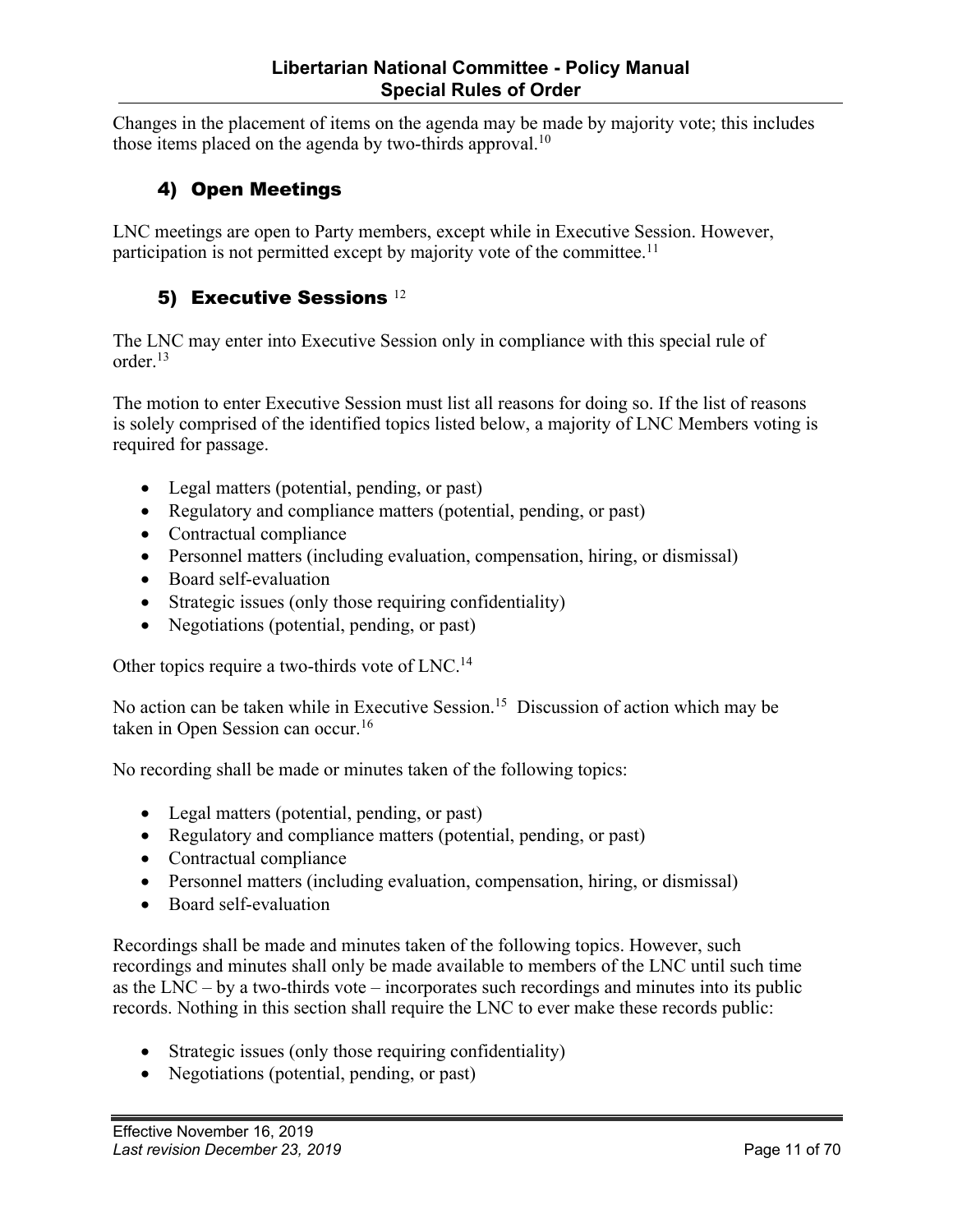Changes in the placement of items on the agenda may be made by majority vote; this includes those items placed on the agenda by two-thirds approval.[10]

## 4) Open Meetings

LNC meetings are open to Party members, except while in Executive Session. However, participation is not permitted except by majority vote of the committee.[11]

## 5) Executive Sessions [12]

The LNC may enter into Executive Session only in compliance with this special rule of order.[13]

The motion to enter Executive Session must list all reasons for doing so. If the list of reasons is solely comprised of the identified topics listed below, a majority of LNC Members voting is required for passage.

- Legal matters (potential, pending, or past)
- Regulatory and compliance matters (potential, pending, or past)
- Contractual compliance
- Personnel matters (including evaluation, compensation, hiring, or dismissal)
- Board self-evaluation
- Strategic issues (only those requiring confidentiality)
- Negotiations (potential, pending, or past)

Other topics require a two-thirds vote of LNC.[14]

No action can be taken while in Executive Session.[15] Discussion of action which may be taken in Open Session can occur.[16]

No recording shall be made or minutes taken of the following topics:

- Legal matters (potential, pending, or past)
- Regulatory and compliance matters (potential, pending, or past)
- Contractual compliance
- Personnel matters (including evaluation, compensation, hiring, or dismissal)
- Board self-evaluation

Recordings shall be made and minutes taken of the following topics. However, such recordings and minutes shall only be made available to members of the LNC until such time as the LNC – by a two-thirds vote – incorporates such recordings and minutes into its public records. Nothing in this section shall require the LNC to ever make these records public:

- Strategic issues (only those requiring confidentiality)
- Negotiations (potential, pending, or past)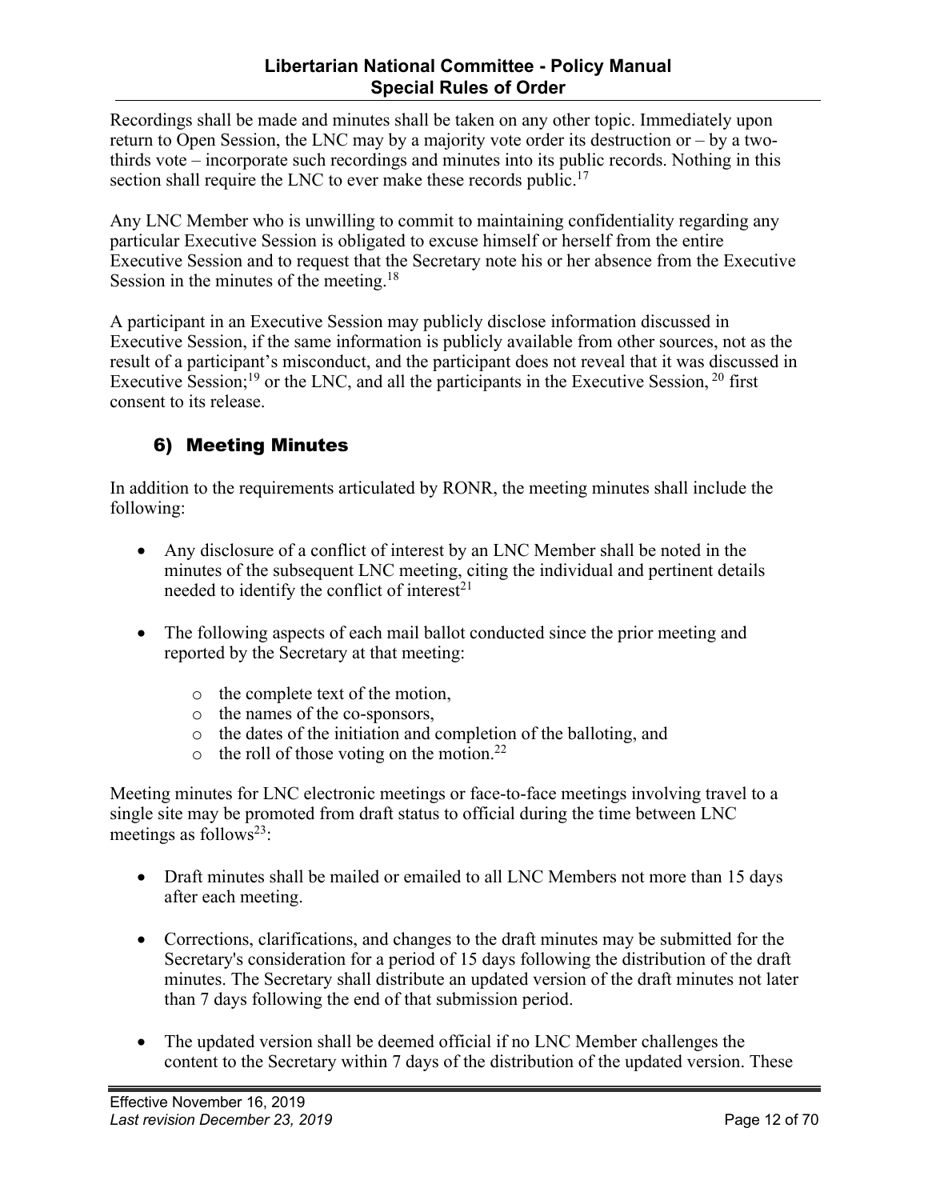Recordings shall be made and minutes shall be taken on any other topic. Immediately upon return to Open Session, the LNC may by a majority vote order its destruction or – by a two-thirds vote – incorporate such recordings and minutes into its public records. Nothing in this section shall require the LNC to ever make these records public.[17]

Any LNC Member who is unwilling to commit to maintaining confidentiality regarding any particular Executive Session is obligated to excuse himself or herself from the entire Executive Session and to request that the Secretary note his or her absence from the Executive Session in the minutes of the meeting.[18]

A participant in an Executive Session may publicly disclose information discussed in Executive Session, if the same information is publicly available from other sources, not as the result of a participant's misconduct, and the participant does not reveal that it was discussed in Executive Session;[19] or the LNC, and all the participants in the Executive Session, [20] first consent to its release.

## 6) Meeting Minutes

In addition to the requirements articulated by RONR, the meeting minutes shall include the following:

- Any disclosure of a conflict of interest by an LNC Member shall be noted in the minutes of the subsequent LNC meeting, citing the individual and pertinent details needed to identify the conflict of interest[21]

- The following aspects of each mail ballot conducted since the prior meeting and reported by the Secretary at that meeting:
    - the complete text of the motion,
    - the names of the co-sponsors,
    - the dates of the initiation and completion of the balloting, and
    - the roll of those voting on the motion.[22]

Meeting minutes for LNC electronic meetings or face-to-face meetings involving travel to a single site may be promoted from draft status to official during the time between LNC meetings as follows[23]:

- Draft minutes shall be mailed or emailed to all LNC Members not more than 15 days after each meeting.

- Corrections, clarifications, and changes to the draft minutes may be submitted for the Secretary's consideration for a period of 15 days following the distribution of the draft minutes. The Secretary shall distribute an updated version of the draft minutes not later than 7 days following the end of that submission period.

- The updated version shall be deemed official if no LNC Member challenges the content to the Secretary within 7 days of the distribution of the updated version. These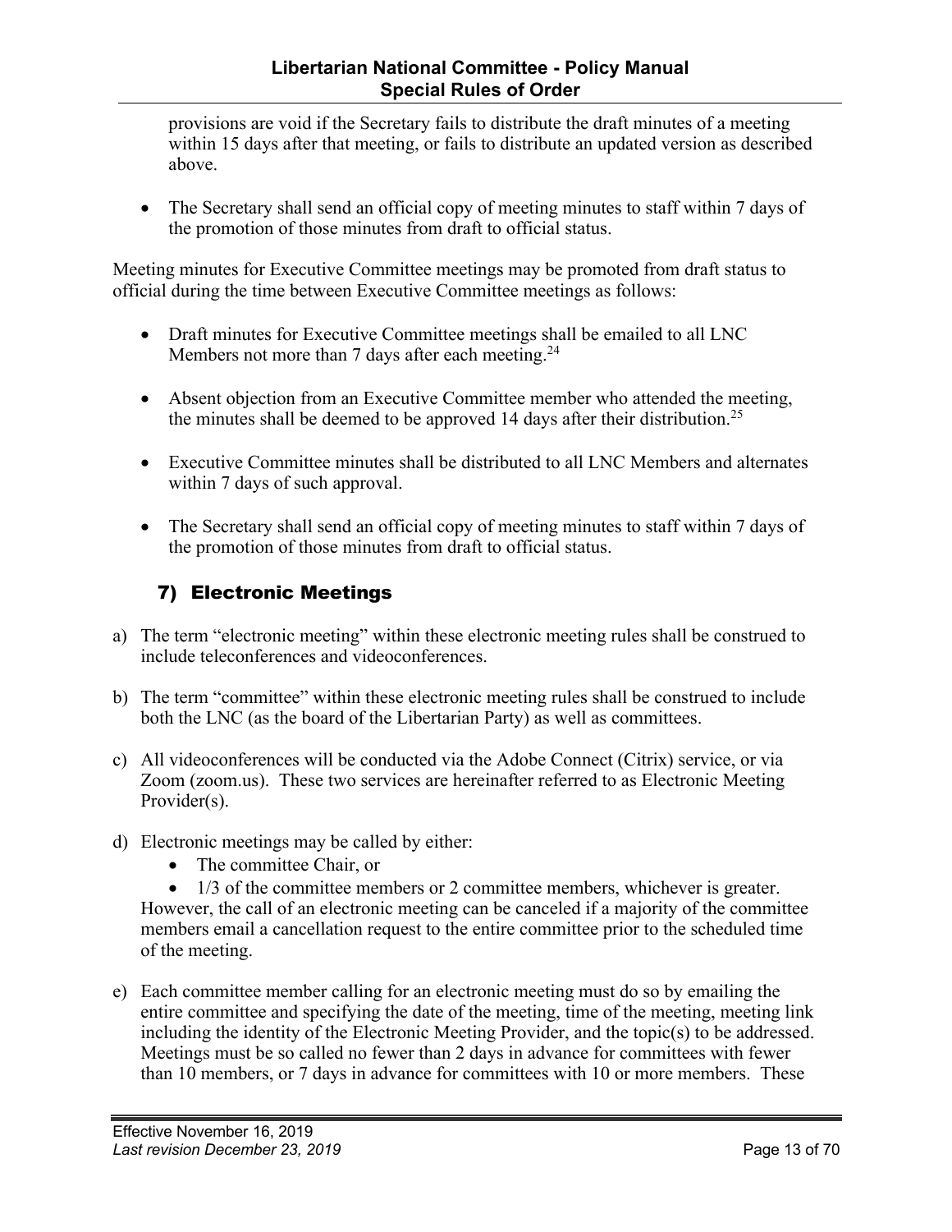provisions are void if the Secretary fails to distribute the draft minutes of a meeting within 15 days after that meeting, or fails to distribute an updated version as described above.

- The Secretary shall send an official copy of meeting minutes to staff within 7 days of the promotion of those minutes from draft to official status.

Meeting minutes for Executive Committee meetings may be promoted from draft status to official during the time between Executive Committee meetings as follows:

- Draft minutes for Executive Committee meetings shall be emailed to all LNC Members not more than 7 days after each meeting.[24]

- Absent objection from an Executive Committee member who attended the meeting, the minutes shall be deemed to be approved 14 days after their distribution.[25]

- Executive Committee minutes shall be distributed to all LNC Members and alternates within 7 days of such approval.

- The Secretary shall send an official copy of meeting minutes to staff within 7 days of the promotion of those minutes from draft to official status.

## 7) Electronic Meetings

a) The term "electronic meeting" within these electronic meeting rules shall be construed to include teleconferences and videoconferences.

b) The term "committee" within these electronic meeting rules shall be construed to include both the LNC (as the board of the Libertarian Party) as well as committees.

c) All videoconferences will be conducted via the Adobe Connect (Citrix) service, or via Zoom (zoom.us). These two services are hereinafter referred to as Electronic Meeting Provider(s).

d) Electronic meetings may be called by either:
   - The committee Chair, or
   - 1/3 of the committee members or 2 committee members, whichever is greater.

   However, the call of an electronic meeting can be canceled if a majority of the committee members email a cancellation request to the entire committee prior to the scheduled time of the meeting.

e) Each committee member calling for an electronic meeting must do so by emailing the entire committee and specifying the date of the meeting, time of the meeting, meeting link including the identity of the Electronic Meeting Provider, and the topic(s) to be addressed. Meetings must be so called no fewer than 2 days in advance for committees with fewer than 10 members, or 7 days in advance for committees with 10 or more members. These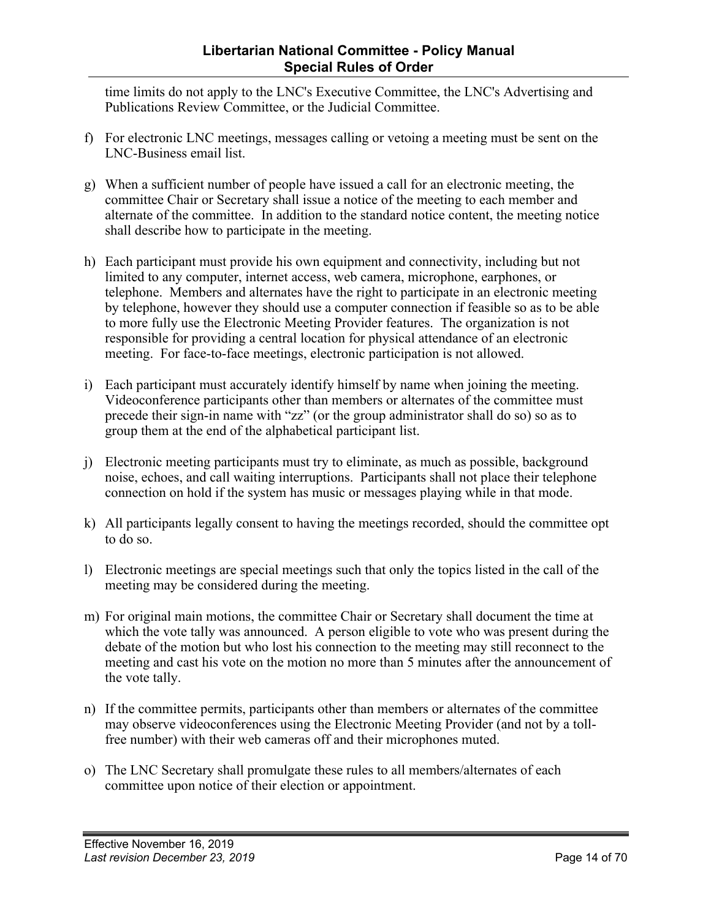time limits do not apply to the LNC's Executive Committee, the LNC's Advertising and Publications Review Committee, or the Judicial Committee.

f) For electronic LNC meetings, messages calling or vetoing a meeting must be sent on the LNC-Business email list.

g) When a sufficient number of people have issued a call for an electronic meeting, the committee Chair or Secretary shall issue a notice of the meeting to each member and alternate of the committee. In addition to the standard notice content, the meeting notice shall describe how to participate in the meeting.

h) Each participant must provide his own equipment and connectivity, including but not limited to any computer, internet access, web camera, microphone, earphones, or telephone. Members and alternates have the right to participate in an electronic meeting by telephone, however they should use a computer connection if feasible so as to be able to more fully use the Electronic Meeting Provider features. The organization is not responsible for providing a central location for physical attendance of an electronic meeting. For face-to-face meetings, electronic participation is not allowed.

i) Each participant must accurately identify himself by name when joining the meeting. Videoconference participants other than members or alternates of the committee must precede their sign-in name with "zz" (or the group administrator shall do so) so as to group them at the end of the alphabetical participant list.

j) Electronic meeting participants must try to eliminate, as much as possible, background noise, echoes, and call waiting interruptions. Participants shall not place their telephone connection on hold if the system has music or messages playing while in that mode.

k) All participants legally consent to having the meetings recorded, should the committee opt to do so.

l) Electronic meetings are special meetings such that only the topics listed in the call of the meeting may be considered during the meeting.

m) For original main motions, the committee Chair or Secretary shall document the time at which the vote tally was announced. A person eligible to vote who was present during the debate of the motion but who lost his connection to the meeting may still reconnect to the meeting and cast his vote on the motion no more than 5 minutes after the announcement of the vote tally.

n) If the committee permits, participants other than members or alternates of the committee may observe videoconferences using the Electronic Meeting Provider (and not by a toll-free number) with their web cameras off and their microphones muted.

o) The LNC Secretary shall promulgate these rules to all members/alternates of each committee upon notice of their election or appointment.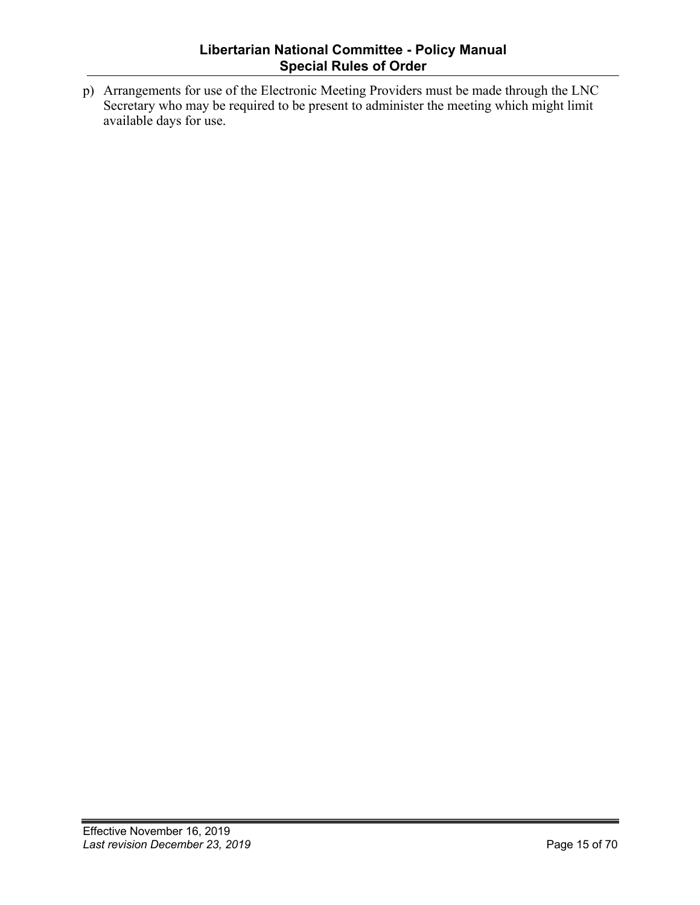p) Arrangements for use of the Electronic Meeting Providers must be made through the LNC Secretary who may be required to be present to administer the meeting which might limit available days for use.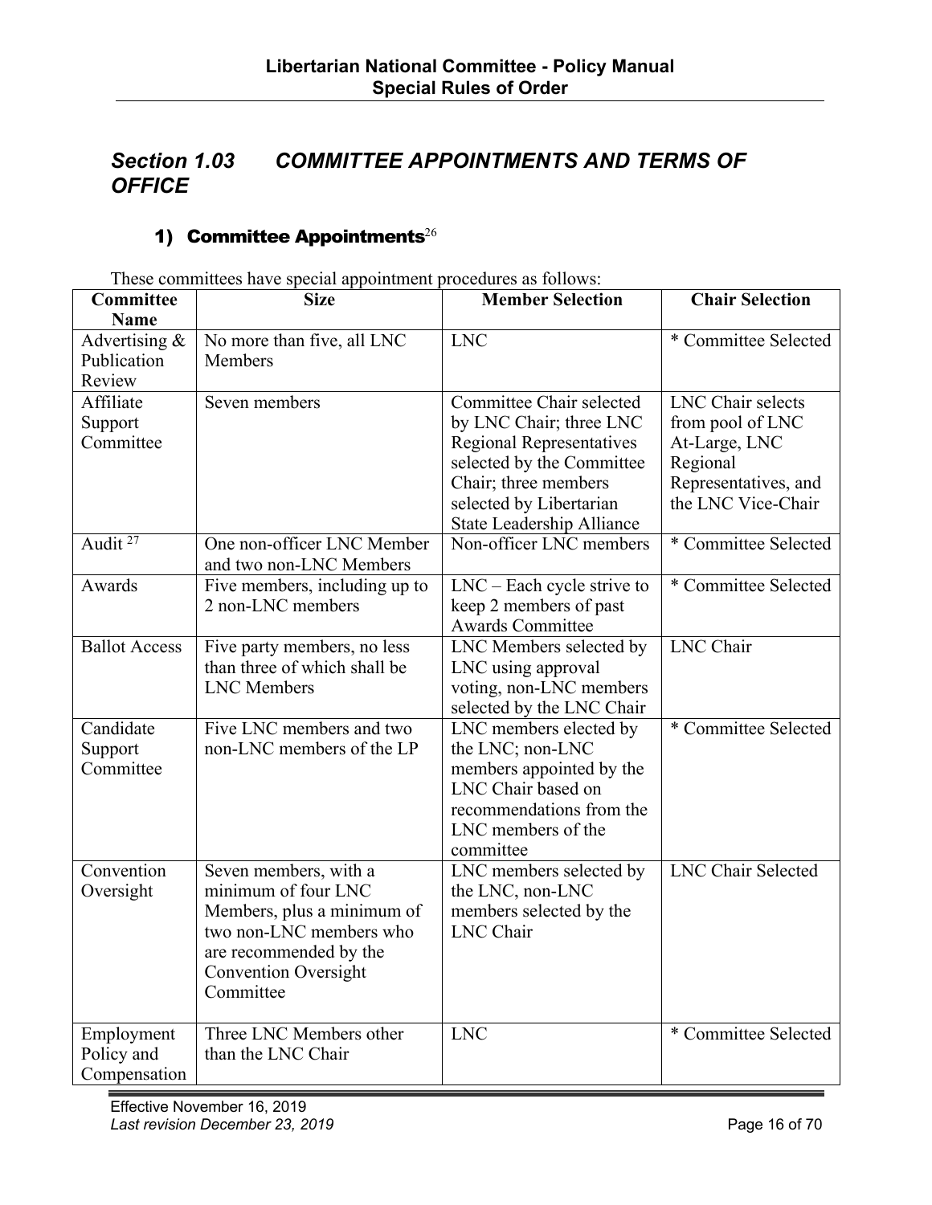## *Section 1.03 COMMITTEE APPOINTMENTS AND TERMS OF OFFICE*

### 1) Committee Appointments[26]

These committees have special appointment procedures as follows:

| Committee Name | Size | Member Selection | Chair Selection |
|---|---|---|---|
| Advertising & Publication Review | No more than five, all LNC Members | LNC | * Committee Selected |
| Affiliate Support Committee | Seven members | Committee Chair selected by LNC Chair; three LNC Regional Representatives selected by the Committee Chair; three members selected by Libertarian State Leadership Alliance | LNC Chair selects from pool of LNC At-Large, LNC Regional Representatives, and the LNC Vice-Chair |
| Audit [27] | One non-officer LNC Member and two non-LNC Members | Non-officer LNC members | * Committee Selected |
| Awards | Five members, including up to 2 non-LNC members | LNC – Each cycle strive to keep 2 members of past Awards Committee | * Committee Selected |
| Ballot Access | Five party members, no less than three of which shall be LNC Members | LNC Members selected by LNC using approval voting, non-LNC members selected by the LNC Chair | LNC Chair |
| Candidate Support Committee | Five LNC members and two non-LNC members of the LP | LNC members elected by the LNC; non-LNC members appointed by the LNC Chair based on recommendations from the LNC members of the committee | * Committee Selected |
| Convention Oversight | Seven members, with a minimum of four LNC Members, plus a minimum of two non-LNC members who are recommended by the Convention Oversight Committee | LNC members selected by the LNC, non-LNC members selected by the LNC Chair | LNC Chair Selected |
| Employment Policy and Compensation | Three LNC Members other than the LNC Chair | LNC | * Committee Selected |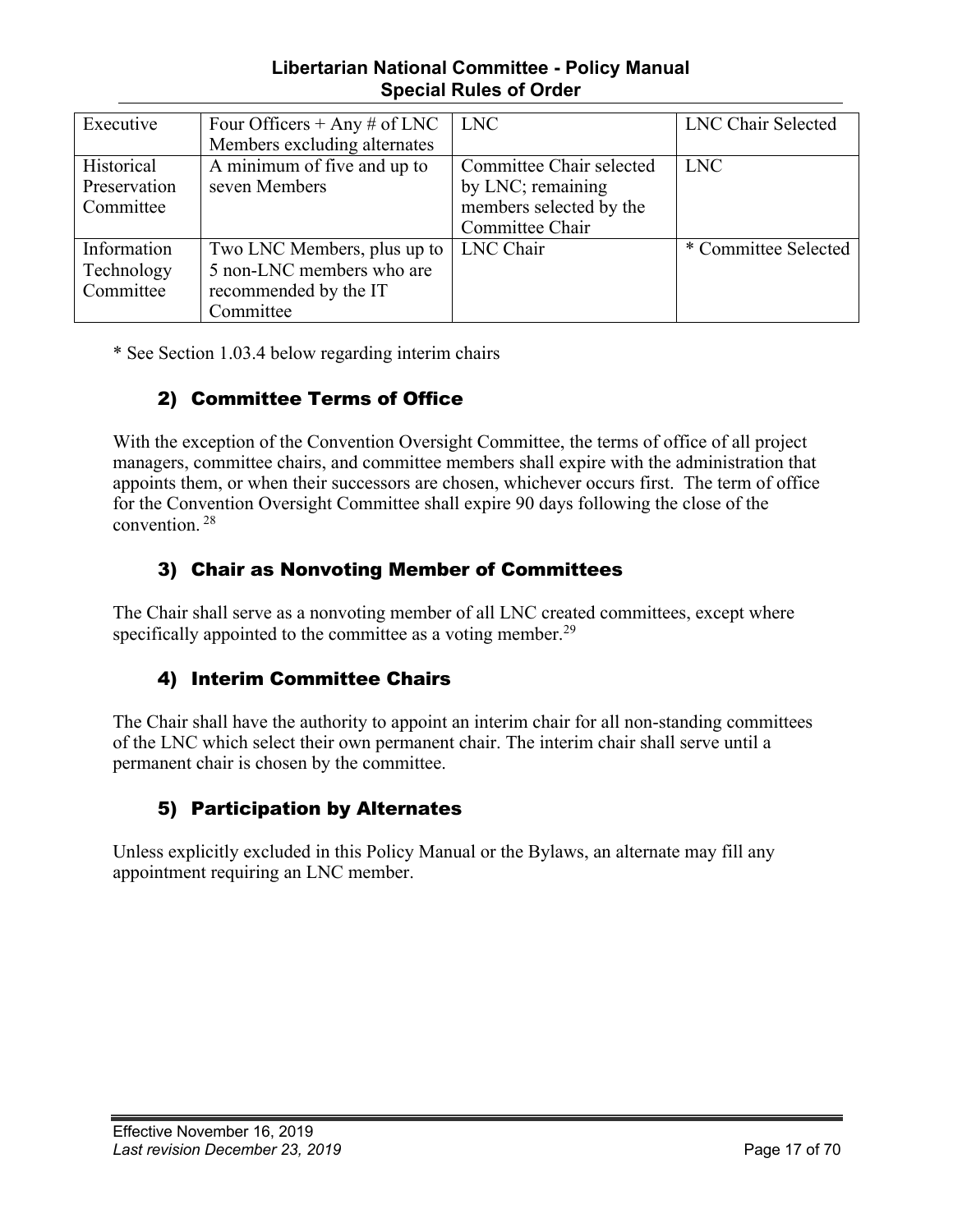| Executive | Four Officers + Any # of LNC Members excluding alternates | LNC | LNC Chair Selected |
|---|---|---|---|
| Historical Preservation Committee | A minimum of five and up to seven Members | Committee Chair selected by LNC; remaining members selected by the Committee Chair | LNC |
| Information Technology Committee | Two LNC Members, plus up to 5 non-LNC members who are recommended by the IT Committee | LNC Chair | * Committee Selected |

* See Section 1.03.4 below regarding interim chairs

### 2) Committee Terms of Office

With the exception of the Convention Oversight Committee, the terms of office of all project managers, committee chairs, and committee members shall expire with the administration that appoints them, or when their successors are chosen, whichever occurs first. The term of office for the Convention Oversight Committee shall expire 90 days following the close of the convention. [28]

### 3) Chair as Nonvoting Member of Committees

The Chair shall serve as a nonvoting member of all LNC created committees, except where specifically appointed to the committee as a voting member.[29]

### 4) Interim Committee Chairs

The Chair shall have the authority to appoint an interim chair for all non-standing committees of the LNC which select their own permanent chair. The interim chair shall serve until a permanent chair is chosen by the committee.

### 5) Participation by Alternates

Unless explicitly excluded in this Policy Manual or the Bylaws, an alternate may fill any appointment requiring an LNC member.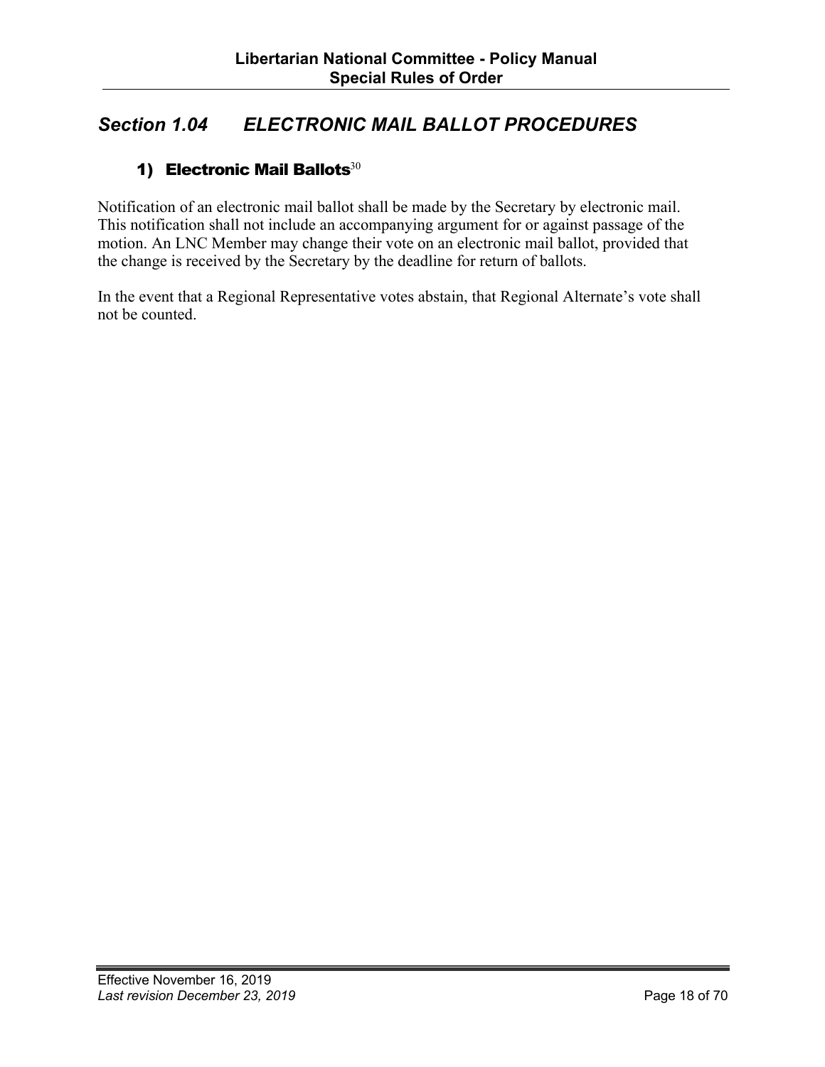## *Section 1.04 ELECTRONIC MAIL BALLOT PROCEDURES*

### 1) Electronic Mail Ballots[30]

Notification of an electronic mail ballot shall be made by the Secretary by electronic mail. This notification shall not include an accompanying argument for or against passage of the motion. An LNC Member may change their vote on an electronic mail ballot, provided that the change is received by the Secretary by the deadline for return of ballots.

In the event that a Regional Representative votes abstain, that Regional Alternate's vote shall not be counted.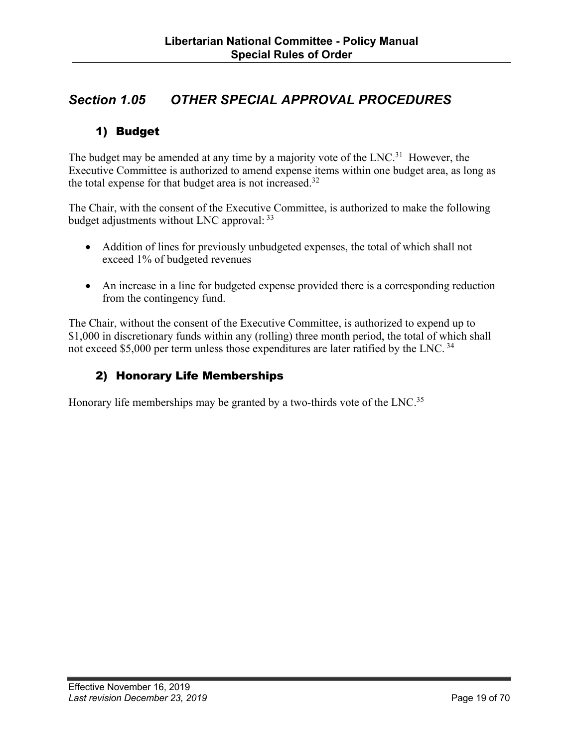## Section 1.05 OTHER SPECIAL APPROVAL PROCEDURES

### 1) Budget

The budget may be amended at any time by a majority vote of the LNC.[31] However, the Executive Committee is authorized to amend expense items within one budget area, as long as the total expense for that budget area is not increased.[32]

The Chair, with the consent of the Executive Committee, is authorized to make the following budget adjustments without LNC approval: [33]

- Addition of lines for previously unbudgeted expenses, the total of which shall not exceed 1% of budgeted revenues
- An increase in a line for budgeted expense provided there is a corresponding reduction from the contingency fund.

The Chair, without the consent of the Executive Committee, is authorized to expend up to $1,000 in discretionary funds within any (rolling) three month period, the total of which shall not exceed $5,000 per term unless those expenditures are later ratified by the LNC. [34]

### 2) Honorary Life Memberships

Honorary life memberships may be granted by a two-thirds vote of the LNC.[35]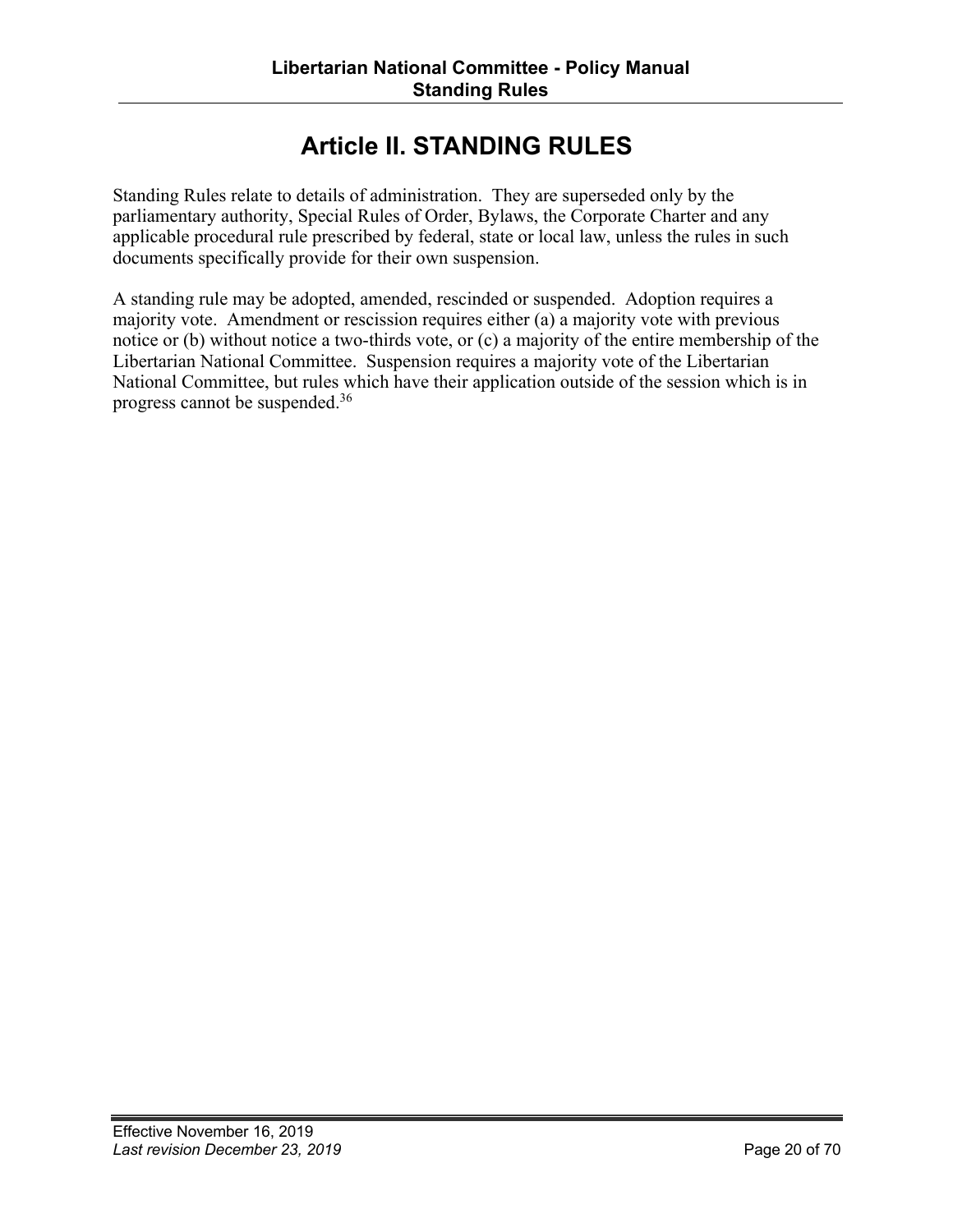# Article II. STANDING RULES

Standing Rules relate to details of administration. They are superseded only by the parliamentary authority, Special Rules of Order, Bylaws, the Corporate Charter and any applicable procedural rule prescribed by federal, state or local law, unless the rules in such documents specifically provide for their own suspension.

A standing rule may be adopted, amended, rescinded or suspended. Adoption requires a majority vote. Amendment or rescission requires either (a) a majority vote with previous notice or (b) without notice a two-thirds vote, or (c) a majority of the entire membership of the Libertarian National Committee. Suspension requires a majority vote of the Libertarian National Committee, but rules which have their application outside of the session which is in progress cannot be suspended.[36]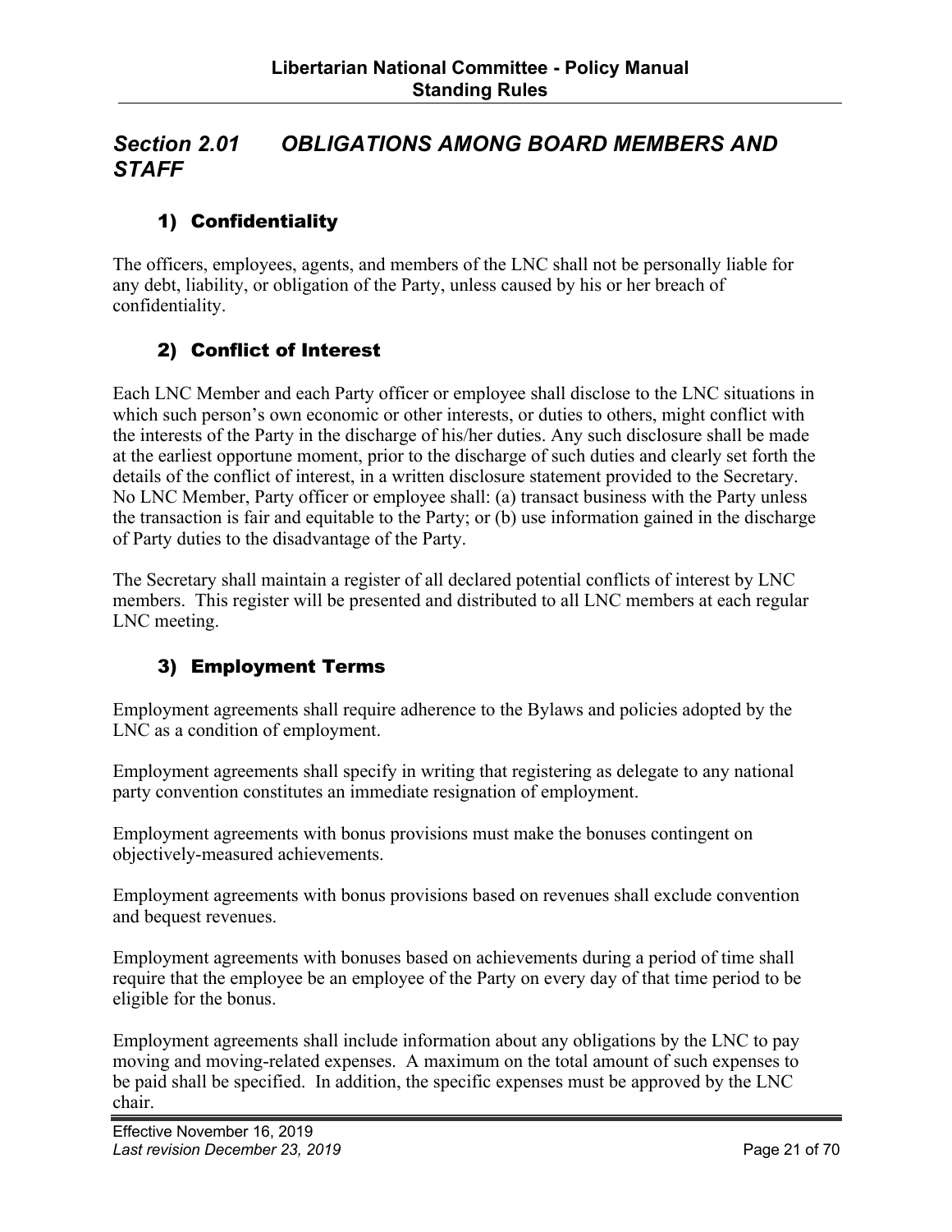## *Section 2.01 OBLIGATIONS AMONG BOARD MEMBERS AND STAFF*

### 1) Confidentiality

The officers, employees, agents, and members of the LNC shall not be personally liable for any debt, liability, or obligation of the Party, unless caused by his or her breach of confidentiality.

### 2) Conflict of Interest

Each LNC Member and each Party officer or employee shall disclose to the LNC situations in which such person's own economic or other interests, or duties to others, might conflict with the interests of the Party in the discharge of his/her duties. Any such disclosure shall be made at the earliest opportune moment, prior to the discharge of such duties and clearly set forth the details of the conflict of interest, in a written disclosure statement provided to the Secretary. No LNC Member, Party officer or employee shall: (a) transact business with the Party unless the transaction is fair and equitable to the Party; or (b) use information gained in the discharge of Party duties to the disadvantage of the Party.

The Secretary shall maintain a register of all declared potential conflicts of interest by LNC members. This register will be presented and distributed to all LNC members at each regular LNC meeting.

### 3) Employment Terms

Employment agreements shall require adherence to the Bylaws and policies adopted by the LNC as a condition of employment.

Employment agreements shall specify in writing that registering as delegate to any national party convention constitutes an immediate resignation of employment.

Employment agreements with bonus provisions must make the bonuses contingent on objectively-measured achievements.

Employment agreements with bonus provisions based on revenues shall exclude convention and bequest revenues.

Employment agreements with bonuses based on achievements during a period of time shall require that the employee be an employee of the Party on every day of that time period to be eligible for the bonus.

Employment agreements shall include information about any obligations by the LNC to pay moving and moving-related expenses. A maximum on the total amount of such expenses to be paid shall be specified. In addition, the specific expenses must be approved by the LNC chair.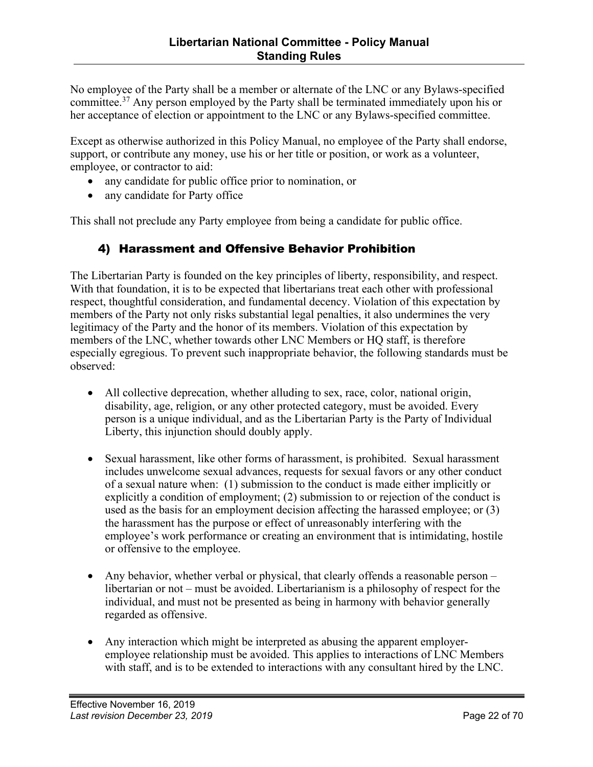No employee of the Party shall be a member or alternate of the LNC or any Bylaws-specified committee.[37] Any person employed by the Party shall be terminated immediately upon his or her acceptance of election or appointment to the LNC or any Bylaws-specified committee.

Except as otherwise authorized in this Policy Manual, no employee of the Party shall endorse, support, or contribute any money, use his or her title or position, or work as a volunteer, employee, or contractor to aid:

- any candidate for public office prior to nomination, or
- any candidate for Party office

This shall not preclude any Party employee from being a candidate for public office.

### 4) Harassment and Offensive Behavior Prohibition

The Libertarian Party is founded on the key principles of liberty, responsibility, and respect. With that foundation, it is to be expected that libertarians treat each other with professional respect, thoughtful consideration, and fundamental decency. Violation of this expectation by members of the Party not only risks substantial legal penalties, it also undermines the very legitimacy of the Party and the honor of its members. Violation of this expectation by members of the LNC, whether towards other LNC Members or HQ staff, is therefore especially egregious. To prevent such inappropriate behavior, the following standards must be observed:

- All collective deprecation, whether alluding to sex, race, color, national origin, disability, age, religion, or any other protected category, must be avoided. Every person is a unique individual, and as the Libertarian Party is the Party of Individual Liberty, this injunction should doubly apply.

- Sexual harassment, like other forms of harassment, is prohibited. Sexual harassment includes unwelcome sexual advances, requests for sexual favors or any other conduct of a sexual nature when: (1) submission to the conduct is made either implicitly or explicitly a condition of employment; (2) submission to or rejection of the conduct is used as the basis for an employment decision affecting the harassed employee; or (3) the harassment has the purpose or effect of unreasonably interfering with the employee's work performance or creating an environment that is intimidating, hostile or offensive to the employee.

- Any behavior, whether verbal or physical, that clearly offends a reasonable person – libertarian or not – must be avoided. Libertarianism is a philosophy of respect for the individual, and must not be presented as being in harmony with behavior generally regarded as offensive.

- Any interaction which might be interpreted as abusing the apparent employer-employee relationship must be avoided. This applies to interactions of LNC Members with staff, and is to be extended to interactions with any consultant hired by the LNC.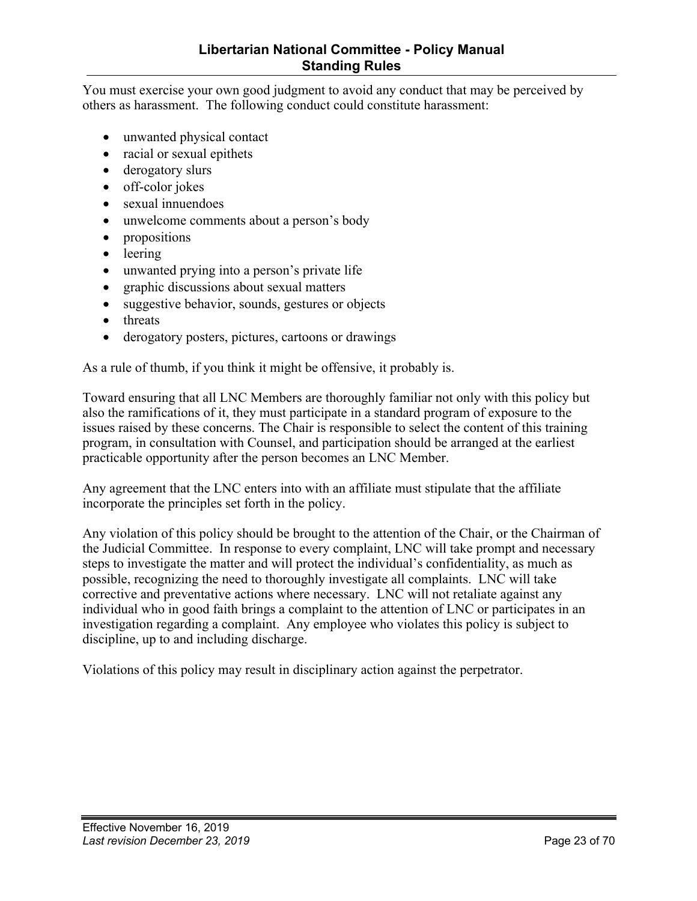You must exercise your own good judgment to avoid any conduct that may be perceived by others as harassment. The following conduct could constitute harassment:

- unwanted physical contact
- racial or sexual epithets
- derogatory slurs
- off-color jokes
- sexual innuendoes
- unwelcome comments about a person's body
- propositions
- leering
- unwanted prying into a person's private life
- graphic discussions about sexual matters
- suggestive behavior, sounds, gestures or objects
- threats
- derogatory posters, pictures, cartoons or drawings

As a rule of thumb, if you think it might be offensive, it probably is.

Toward ensuring that all LNC Members are thoroughly familiar not only with this policy but also the ramifications of it, they must participate in a standard program of exposure to the issues raised by these concerns. The Chair is responsible to select the content of this training program, in consultation with Counsel, and participation should be arranged at the earliest practicable opportunity after the person becomes an LNC Member.

Any agreement that the LNC enters into with an affiliate must stipulate that the affiliate incorporate the principles set forth in the policy.

Any violation of this policy should be brought to the attention of the Chair, or the Chairman of the Judicial Committee. In response to every complaint, LNC will take prompt and necessary steps to investigate the matter and will protect the individual's confidentiality, as much as possible, recognizing the need to thoroughly investigate all complaints. LNC will take corrective and preventative actions where necessary. LNC will not retaliate against any individual who in good faith brings a complaint to the attention of LNC or participates in an investigation regarding a complaint. Any employee who violates this policy is subject to discipline, up to and including discharge.

Violations of this policy may result in disciplinary action against the perpetrator.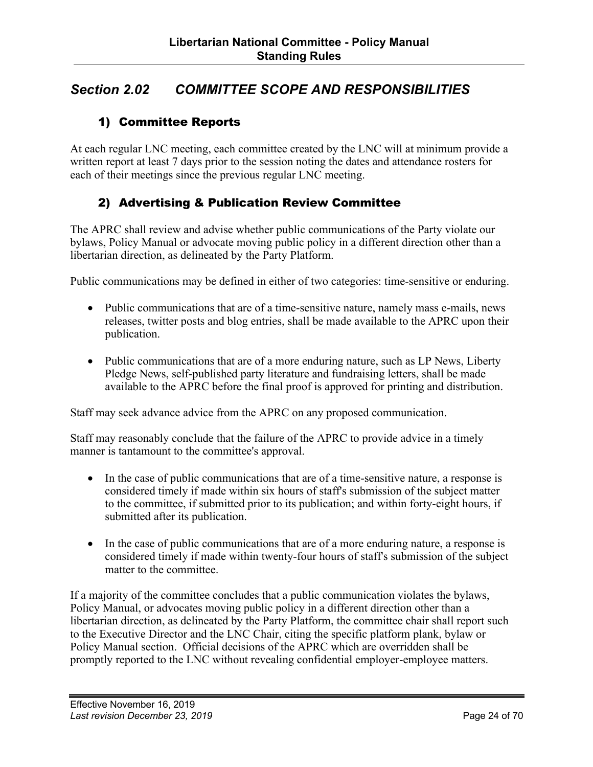## *Section 2.02 COMMITTEE SCOPE AND RESPONSIBILITIES*

### 1) Committee Reports

At each regular LNC meeting, each committee created by the LNC will at minimum provide a written report at least 7 days prior to the session noting the dates and attendance rosters for each of their meetings since the previous regular LNC meeting.

### 2) Advertising & Publication Review Committee

The APRC shall review and advise whether public communications of the Party violate our bylaws, Policy Manual or advocate moving public policy in a different direction other than a libertarian direction, as delineated by the Party Platform.

Public communications may be defined in either of two categories: time-sensitive or enduring.

- Public communications that are of a time-sensitive nature, namely mass e-mails, news releases, twitter posts and blog entries, shall be made available to the APRC upon their publication.
- Public communications that are of a more enduring nature, such as LP News, Liberty Pledge News, self-published party literature and fundraising letters, shall be made available to the APRC before the final proof is approved for printing and distribution.

Staff may seek advance advice from the APRC on any proposed communication.

Staff may reasonably conclude that the failure of the APRC to provide advice in a timely manner is tantamount to the committee's approval.

- In the case of public communications that are of a time-sensitive nature, a response is considered timely if made within six hours of staff's submission of the subject matter to the committee, if submitted prior to its publication; and within forty-eight hours, if submitted after its publication.
- In the case of public communications that are of a more enduring nature, a response is considered timely if made within twenty-four hours of staff's submission of the subject matter to the committee.

If a majority of the committee concludes that a public communication violates the bylaws, Policy Manual, or advocates moving public policy in a different direction other than a libertarian direction, as delineated by the Party Platform, the committee chair shall report such to the Executive Director and the LNC Chair, citing the specific platform plank, bylaw or Policy Manual section. Official decisions of the APRC which are overridden shall be promptly reported to the LNC without revealing confidential employer-employee matters.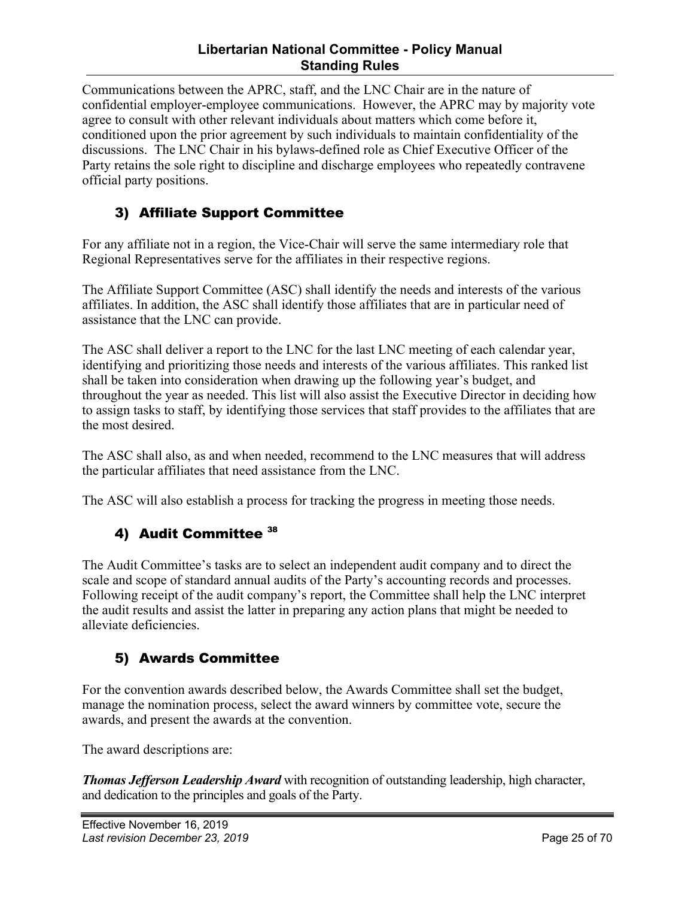Communications between the APRC, staff, and the LNC Chair are in the nature of confidential employer-employee communications. However, the APRC may by majority vote agree to consult with other relevant individuals about matters which come before it, conditioned upon the prior agreement by such individuals to maintain confidentiality of the discussions. The LNC Chair in his bylaws-defined role as Chief Executive Officer of the Party retains the sole right to discipline and discharge employees who repeatedly contravene official party positions.

### 3) Affiliate Support Committee

For any affiliate not in a region, the Vice-Chair will serve the same intermediary role that Regional Representatives serve for the affiliates in their respective regions.

The Affiliate Support Committee (ASC) shall identify the needs and interests of the various affiliates. In addition, the ASC shall identify those affiliates that are in particular need of assistance that the LNC can provide.

The ASC shall deliver a report to the LNC for the last LNC meeting of each calendar year, identifying and prioritizing those needs and interests of the various affiliates. This ranked list shall be taken into consideration when drawing up the following year's budget, and throughout the year as needed. This list will also assist the Executive Director in deciding how to assign tasks to staff, by identifying those services that staff provides to the affiliates that are the most desired.

The ASC shall also, as and when needed, recommend to the LNC measures that will address the particular affiliates that need assistance from the LNC.

The ASC will also establish a process for tracking the progress in meeting those needs.

### 4) Audit Committee [38]

The Audit Committee's tasks are to select an independent audit company and to direct the scale and scope of standard annual audits of the Party's accounting records and processes. Following receipt of the audit company's report, the Committee shall help the LNC interpret the audit results and assist the latter in preparing any action plans that might be needed to alleviate deficiencies.

### 5) Awards Committee

For the convention awards described below, the Awards Committee shall set the budget, manage the nomination process, select the award winners by committee vote, secure the awards, and present the awards at the convention.

The award descriptions are:

***Thomas Jefferson Leadership Award*** with recognition of outstanding leadership, high character, and dedication to the principles and goals of the Party.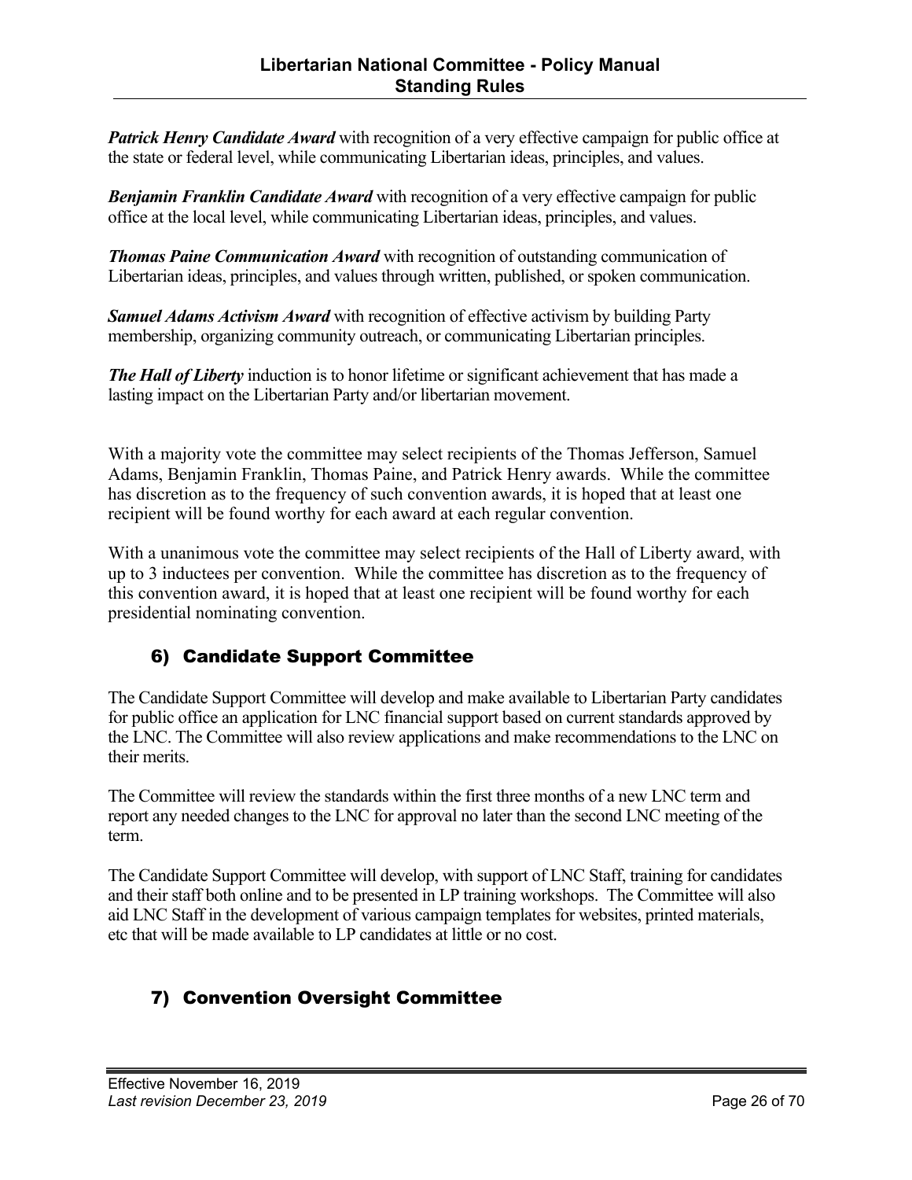***Patrick Henry Candidate Award*** with recognition of a very effective campaign for public office at the state or federal level, while communicating Libertarian ideas, principles, and values.

***Benjamin Franklin Candidate Award*** with recognition of a very effective campaign for public office at the local level, while communicating Libertarian ideas, principles, and values.

***Thomas Paine Communication Award*** with recognition of outstanding communication of Libertarian ideas, principles, and values through written, published, or spoken communication.

***Samuel Adams Activism Award*** with recognition of effective activism by building Party membership, organizing community outreach, or communicating Libertarian principles.

***The Hall of Liberty*** induction is to honor lifetime or significant achievement that has made a lasting impact on the Libertarian Party and/or libertarian movement.

With a majority vote the committee may select recipients of the Thomas Jefferson, Samuel Adams, Benjamin Franklin, Thomas Paine, and Patrick Henry awards. While the committee has discretion as to the frequency of such convention awards, it is hoped that at least one recipient will be found worthy for each award at each regular convention.

With a unanimous vote the committee may select recipients of the Hall of Liberty award, with up to 3 inductees per convention. While the committee has discretion as to the frequency of this convention award, it is hoped that at least one recipient will be found worthy for each presidential nominating convention.

## 6) Candidate Support Committee

The Candidate Support Committee will develop and make available to Libertarian Party candidates for public office an application for LNC financial support based on current standards approved by the LNC. The Committee will also review applications and make recommendations to the LNC on their merits.

The Committee will review the standards within the first three months of a new LNC term and report any needed changes to the LNC for approval no later than the second LNC meeting of the term.

The Candidate Support Committee will develop, with support of LNC Staff, training for candidates and their staff both online and to be presented in LP training workshops. The Committee will also aid LNC Staff in the development of various campaign templates for websites, printed materials, etc that will be made available to LP candidates at little or no cost.

## 7) Convention Oversight Committee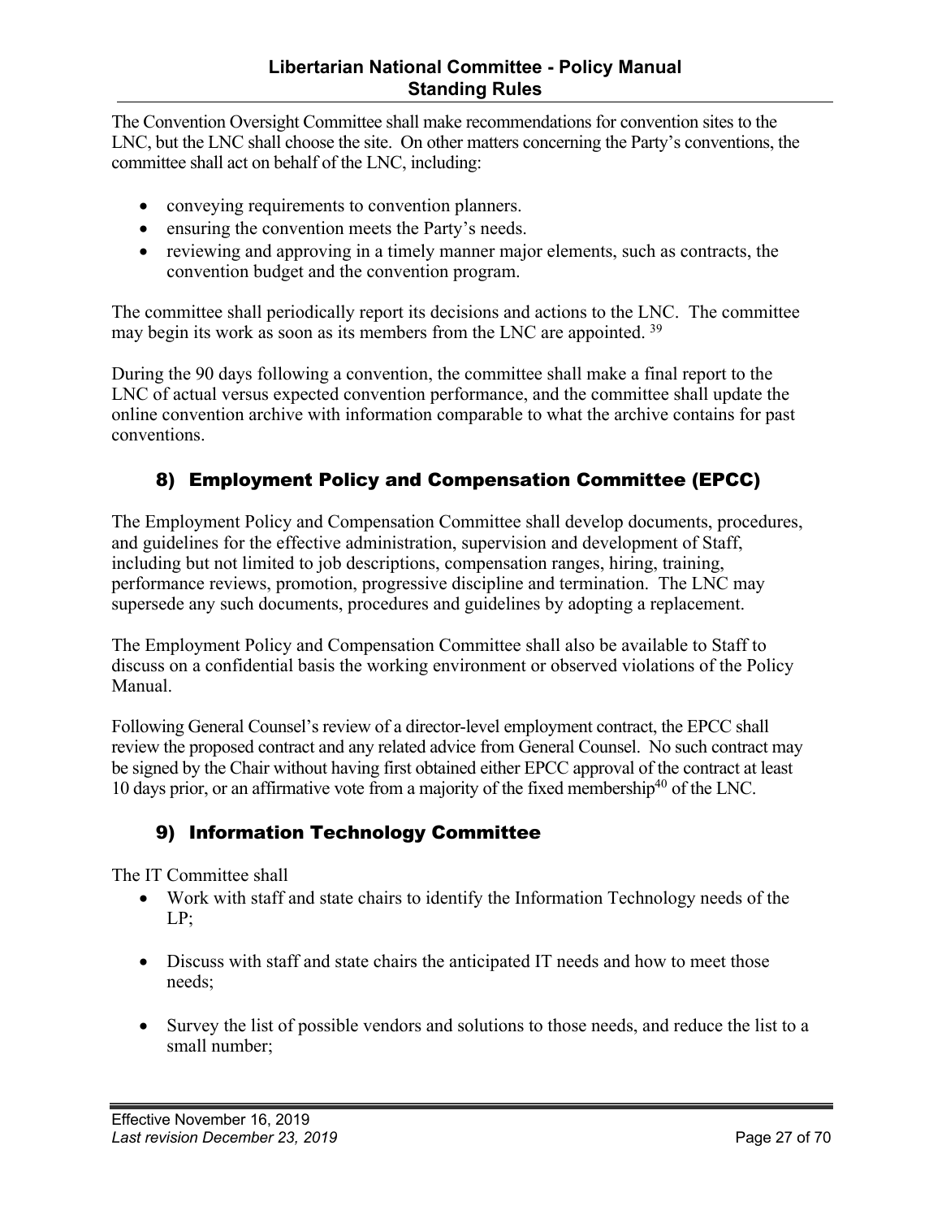The Convention Oversight Committee shall make recommendations for convention sites to the LNC, but the LNC shall choose the site. On other matters concerning the Party's conventions, the committee shall act on behalf of the LNC, including:

- conveying requirements to convention planners.
- ensuring the convention meets the Party's needs.
- reviewing and approving in a timely manner major elements, such as contracts, the convention budget and the convention program.

The committee shall periodically report its decisions and actions to the LNC. The committee may begin its work as soon as its members from the LNC are appointed. [39]

During the 90 days following a convention, the committee shall make a final report to the LNC of actual versus expected convention performance, and the committee shall update the online convention archive with information comparable to what the archive contains for past conventions.

## 8) Employment Policy and Compensation Committee (EPCC)

The Employment Policy and Compensation Committee shall develop documents, procedures, and guidelines for the effective administration, supervision and development of Staff, including but not limited to job descriptions, compensation ranges, hiring, training, performance reviews, promotion, progressive discipline and termination. The LNC may supersede any such documents, procedures and guidelines by adopting a replacement.

The Employment Policy and Compensation Committee shall also be available to Staff to discuss on a confidential basis the working environment or observed violations of the Policy Manual.

Following General Counsel's review of a director-level employment contract, the EPCC shall review the proposed contract and any related advice from General Counsel. No such contract may be signed by the Chair without having first obtained either EPCC approval of the contract at least 10 days prior, or an affirmative vote from a majority of the fixed membership[40] of the LNC.

## 9) Information Technology Committee

The IT Committee shall

- Work with staff and state chairs to identify the Information Technology needs of the LP;
- Discuss with staff and state chairs the anticipated IT needs and how to meet those needs;
- Survey the list of possible vendors and solutions to those needs, and reduce the list to a small number;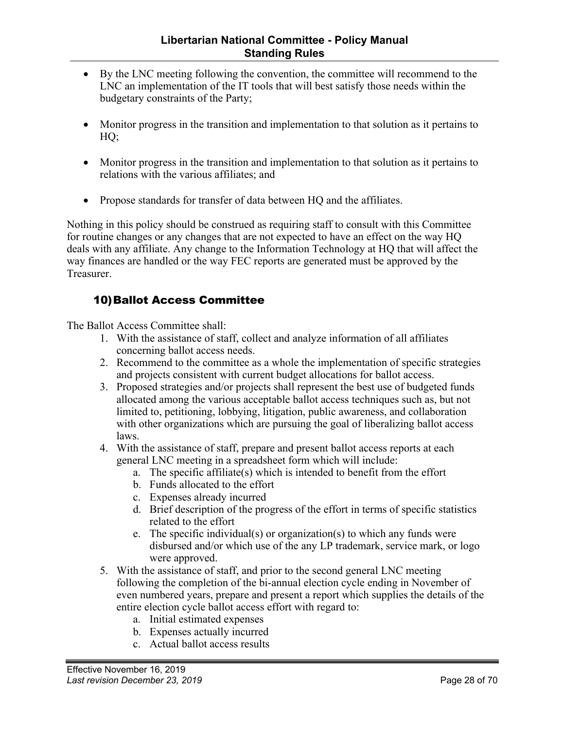- By the LNC meeting following the convention, the committee will recommend to the LNC an implementation of the IT tools that will best satisfy those needs within the budgetary constraints of the Party;

- Monitor progress in the transition and implementation to that solution as it pertains to HQ;

- Monitor progress in the transition and implementation to that solution as it pertains to relations with the various affiliates; and

- Propose standards for transfer of data between HQ and the affiliates.

Nothing in this policy should be construed as requiring staff to consult with this Committee for routine changes or any changes that are not expected to have an effect on the way HQ deals with any affiliate. Any change to the Information Technology at HQ that will affect the way finances are handled or the way FEC reports are generated must be approved by the Treasurer.

### 10) Ballot Access Committee

The Ballot Access Committee shall:

1. With the assistance of staff, collect and analyze information of all affiliates concerning ballot access needs.
2. Recommend to the committee as a whole the implementation of specific strategies and projects consistent with current budget allocations for ballot access.
3. Proposed strategies and/or projects shall represent the best use of budgeted funds allocated among the various acceptable ballot access techniques such as, but not limited to, petitioning, lobbying, litigation, public awareness, and collaboration with other organizations which are pursuing the goal of liberalizing ballot access laws.
4. With the assistance of staff, prepare and present ballot access reports at each general LNC meeting in a spreadsheet form which will include:
   a. The specific affiliate(s) which is intended to benefit from the effort
   b. Funds allocated to the effort
   c. Expenses already incurred
   d. Brief description of the progress of the effort in terms of specific statistics related to the effort
   e. The specific individual(s) or organization(s) to which any funds were disbursed and/or which use of the any LP trademark, service mark, or logo were approved.
5. With the assistance of staff, and prior to the second general LNC meeting following the completion of the bi-annual election cycle ending in November of even numbered years, prepare and present a report which supplies the details of the entire election cycle ballot access effort with regard to:
   a. Initial estimated expenses
   b. Expenses actually incurred
   c. Actual ballot access results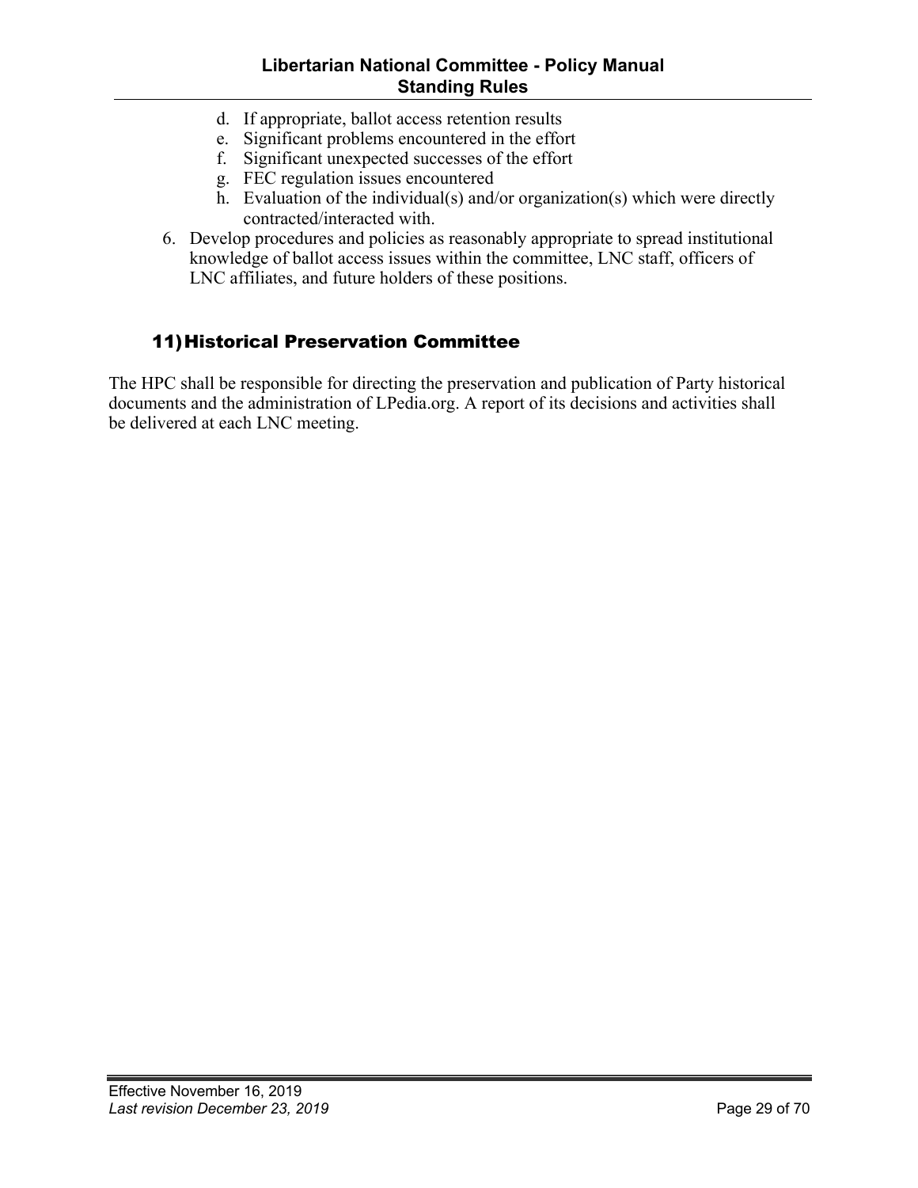d. If appropriate, ballot access retention results
   e. Significant problems encountered in the effort
   f. Significant unexpected successes of the effort
   g. FEC regulation issues encountered
   h. Evaluation of the individual(s) and/or organization(s) which were directly contracted/interacted with.
6. Develop procedures and policies as reasonably appropriate to spread institutional knowledge of ballot access issues within the committee, LNC staff, officers of LNC affiliates, and future holders of these positions.

### 11) Historical Preservation Committee

The HPC shall be responsible for directing the preservation and publication of Party historical documents and the administration of LPedia.org. A report of its decisions and activities shall be delivered at each LNC meeting.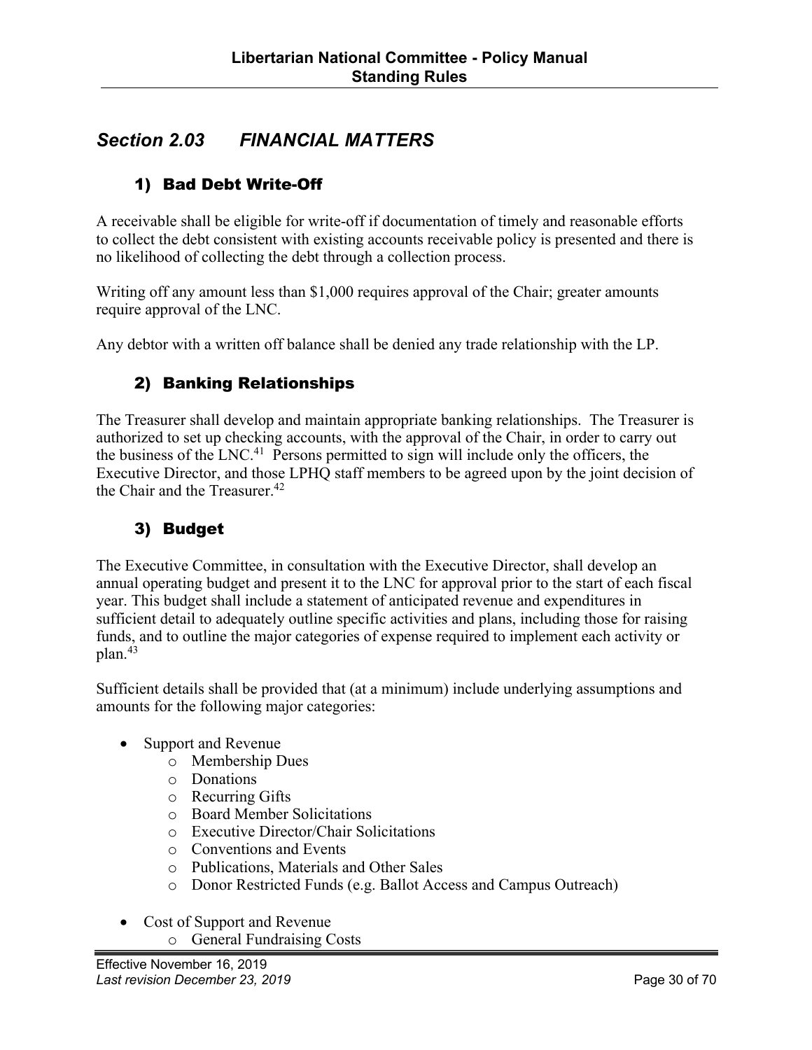## *Section 2.03 FINANCIAL MATTERS*

### 1) Bad Debt Write-Off

A receivable shall be eligible for write-off if documentation of timely and reasonable efforts to collect the debt consistent with existing accounts receivable policy is presented and there is no likelihood of collecting the debt through a collection process.

Writing off any amount less than $1,000 requires approval of the Chair; greater amounts require approval of the LNC.

Any debtor with a written off balance shall be denied any trade relationship with the LP.

### 2) Banking Relationships

The Treasurer shall develop and maintain appropriate banking relationships. The Treasurer is authorized to set up checking accounts, with the approval of the Chair, in order to carry out the business of the LNC.[41] Persons permitted to sign will include only the officers, the Executive Director, and those LPHQ staff members to be agreed upon by the joint decision of the Chair and the Treasurer.[42]

### 3) Budget

The Executive Committee, in consultation with the Executive Director, shall develop an annual operating budget and present it to the LNC for approval prior to the start of each fiscal year. This budget shall include a statement of anticipated revenue and expenditures in sufficient detail to adequately outline specific activities and plans, including those for raising funds, and to outline the major categories of expense required to implement each activity or plan.[43]

Sufficient details shall be provided that (at a minimum) include underlying assumptions and amounts for the following major categories:

- Support and Revenue
  - Membership Dues
  - Donations
  - Recurring Gifts
  - Board Member Solicitations
  - Executive Director/Chair Solicitations
  - Conventions and Events
  - Publications, Materials and Other Sales
  - Donor Restricted Funds (e.g. Ballot Access and Campus Outreach)
- Cost of Support and Revenue
  - General Fundraising Costs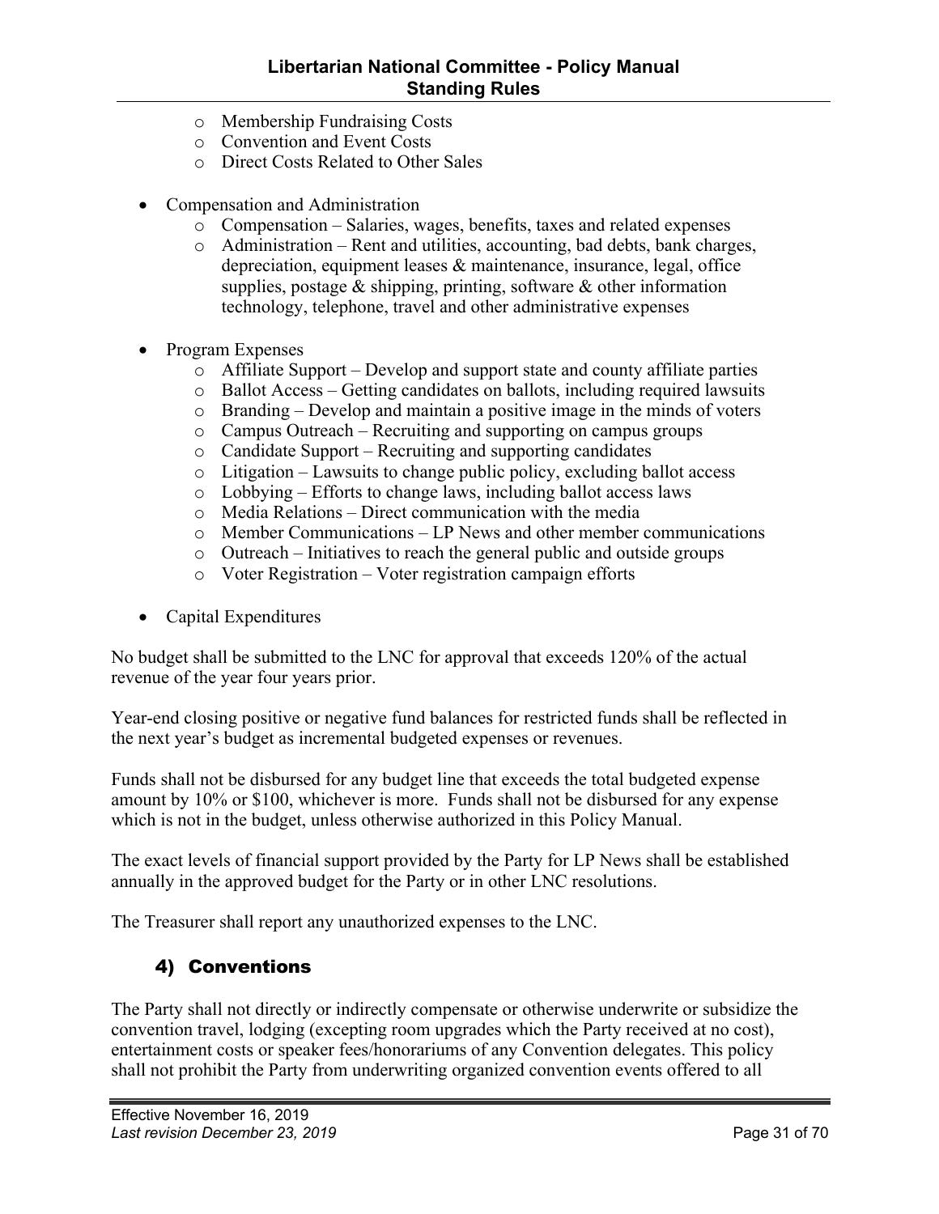- Membership Fundraising Costs
    - Convention and Event Costs
    - Direct Costs Related to Other Sales

- Compensation and Administration
    - Compensation – Salaries, wages, benefits, taxes and related expenses
    - Administration – Rent and utilities, accounting, bad debts, bank charges, depreciation, equipment leases & maintenance, insurance, legal, office supplies, postage & shipping, printing, software & other information technology, telephone, travel and other administrative expenses

- Program Expenses
    - Affiliate Support – Develop and support state and county affiliate parties
    - Ballot Access – Getting candidates on ballots, including required lawsuits
    - Branding – Develop and maintain a positive image in the minds of voters
    - Campus Outreach – Recruiting and supporting on campus groups
    - Candidate Support – Recruiting and supporting candidates
    - Litigation – Lawsuits to change public policy, excluding ballot access
    - Lobbying – Efforts to change laws, including ballot access laws
    - Media Relations – Direct communication with the media
    - Member Communications – LP News and other member communications
    - Outreach – Initiatives to reach the general public and outside groups
    - Voter Registration – Voter registration campaign efforts

- Capital Expenditures

No budget shall be submitted to the LNC for approval that exceeds 120% of the actual revenue of the year four years prior.

Year-end closing positive or negative fund balances for restricted funds shall be reflected in the next year's budget as incremental budgeted expenses or revenues.

Funds shall not be disbursed for any budget line that exceeds the total budgeted expense amount by 10% or $100, whichever is more. Funds shall not be disbursed for any expense which is not in the budget, unless otherwise authorized in this Policy Manual.

The exact levels of financial support provided by the Party for LP News shall be established annually in the approved budget for the Party or in other LNC resolutions.

The Treasurer shall report any unauthorized expenses to the LNC.

## 4) Conventions

The Party shall not directly or indirectly compensate or otherwise underwrite or subsidize the convention travel, lodging (excepting room upgrades which the Party received at no cost), entertainment costs or speaker fees/honorariums of any Convention delegates. This policy shall not prohibit the Party from underwriting organized convention events offered to all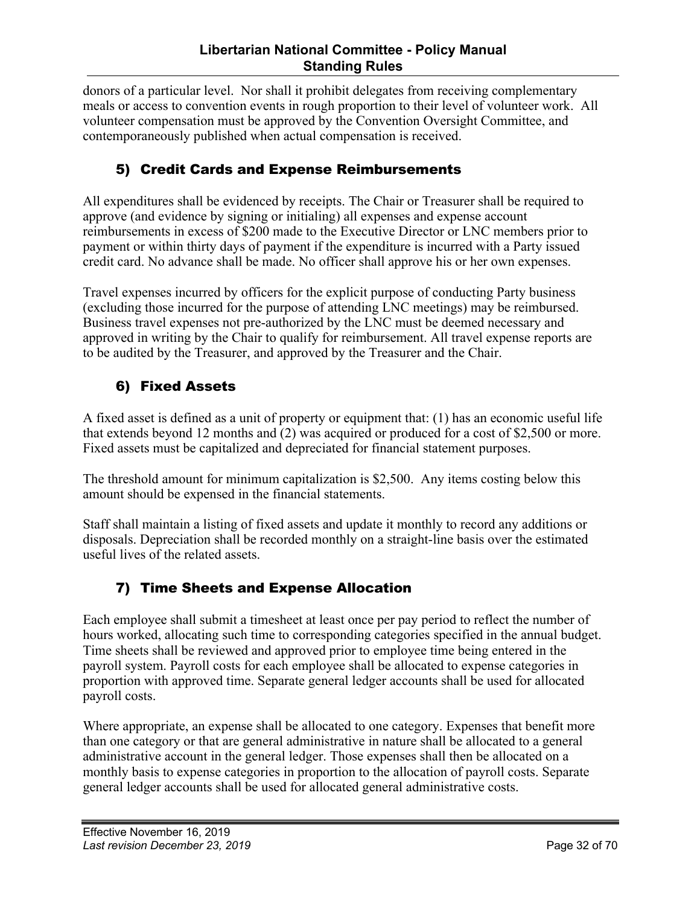donors of a particular level.  Nor shall it prohibit delegates from receiving complementary meals or access to convention events in rough proportion to their level of volunteer work.  All volunteer compensation must be approved by the Convention Oversight Committee, and contemporaneously published when actual compensation is received.

### 5) Credit Cards and Expense Reimbursements

All expenditures shall be evidenced by receipts. The Chair or Treasurer shall be required to approve (and evidence by signing or initialing) all expenses and expense account reimbursements in excess of $200 made to the Executive Director or LNC members prior to payment or within thirty days of payment if the expenditure is incurred with a Party issued credit card. No advance shall be made. No officer shall approve his or her own expenses.

Travel expenses incurred by officers for the explicit purpose of conducting Party business (excluding those incurred for the purpose of attending LNC meetings) may be reimbursed. Business travel expenses not pre-authorized by the LNC must be deemed necessary and approved in writing by the Chair to qualify for reimbursement. All travel expense reports are to be audited by the Treasurer, and approved by the Treasurer and the Chair.

### 6) Fixed Assets

A fixed asset is defined as a unit of property or equipment that: (1) has an economic useful life that extends beyond 12 months and (2) was acquired or produced for a cost of $2,500 or more. Fixed assets must be capitalized and depreciated for financial statement purposes.

The threshold amount for minimum capitalization is $2,500.  Any items costing below this amount should be expensed in the financial statements.

Staff shall maintain a listing of fixed assets and update it monthly to record any additions or disposals. Depreciation shall be recorded monthly on a straight-line basis over the estimated useful lives of the related assets.

### 7) Time Sheets and Expense Allocation

Each employee shall submit a timesheet at least once per pay period to reflect the number of hours worked, allocating such time to corresponding categories specified in the annual budget. Time sheets shall be reviewed and approved prior to employee time being entered in the payroll system. Payroll costs for each employee shall be allocated to expense categories in proportion with approved time. Separate general ledger accounts shall be used for allocated payroll costs.

Where appropriate, an expense shall be allocated to one category. Expenses that benefit more than one category or that are general administrative in nature shall be allocated to a general administrative account in the general ledger. Those expenses shall then be allocated on a monthly basis to expense categories in proportion to the allocation of payroll costs. Separate general ledger accounts shall be used for allocated general administrative costs.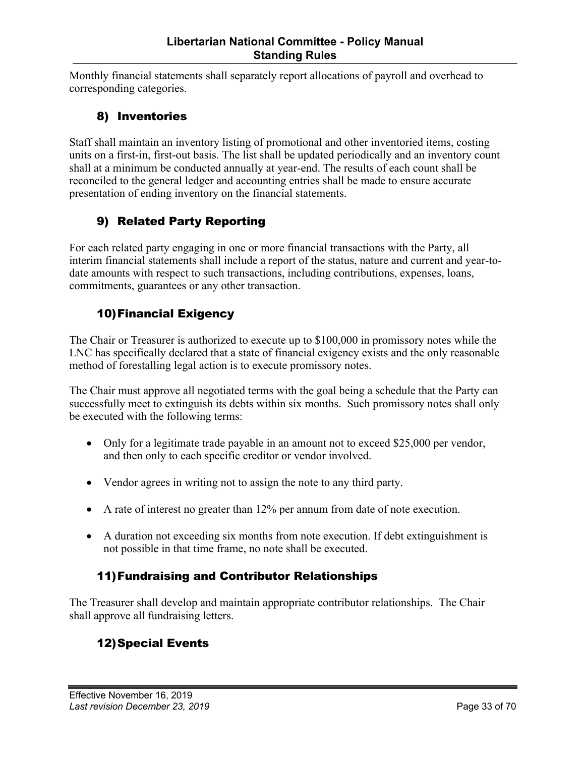Monthly financial statements shall separately report allocations of payroll and overhead to corresponding categories.

### 8) Inventories

Staff shall maintain an inventory listing of promotional and other inventoried items, costing units on a first-in, first-out basis. The list shall be updated periodically and an inventory count shall at a minimum be conducted annually at year-end. The results of each count shall be reconciled to the general ledger and accounting entries shall be made to ensure accurate presentation of ending inventory on the financial statements.

### 9) Related Party Reporting

For each related party engaging in one or more financial transactions with the Party, all interim financial statements shall include a report of the status, nature and current and year-to-date amounts with respect to such transactions, including contributions, expenses, loans, commitments, guarantees or any other transaction.

### 10) Financial Exigency

The Chair or Treasurer is authorized to execute up to $100,000 in promissory notes while the LNC has specifically declared that a state of financial exigency exists and the only reasonable method of forestalling legal action is to execute promissory notes.

The Chair must approve all negotiated terms with the goal being a schedule that the Party can successfully meet to extinguish its debts within six months. Such promissory notes shall only be executed with the following terms:

- Only for a legitimate trade payable in an amount not to exceed $25,000 per vendor, and then only to each specific creditor or vendor involved.
- Vendor agrees in writing not to assign the note to any third party.
- A rate of interest no greater than 12% per annum from date of note execution.
- A duration not exceeding six months from note execution. If debt extinguishment is not possible in that time frame, no note shall be executed.

### 11) Fundraising and Contributor Relationships

The Treasurer shall develop and maintain appropriate contributor relationships. The Chair shall approve all fundraising letters.

### 12) Special Events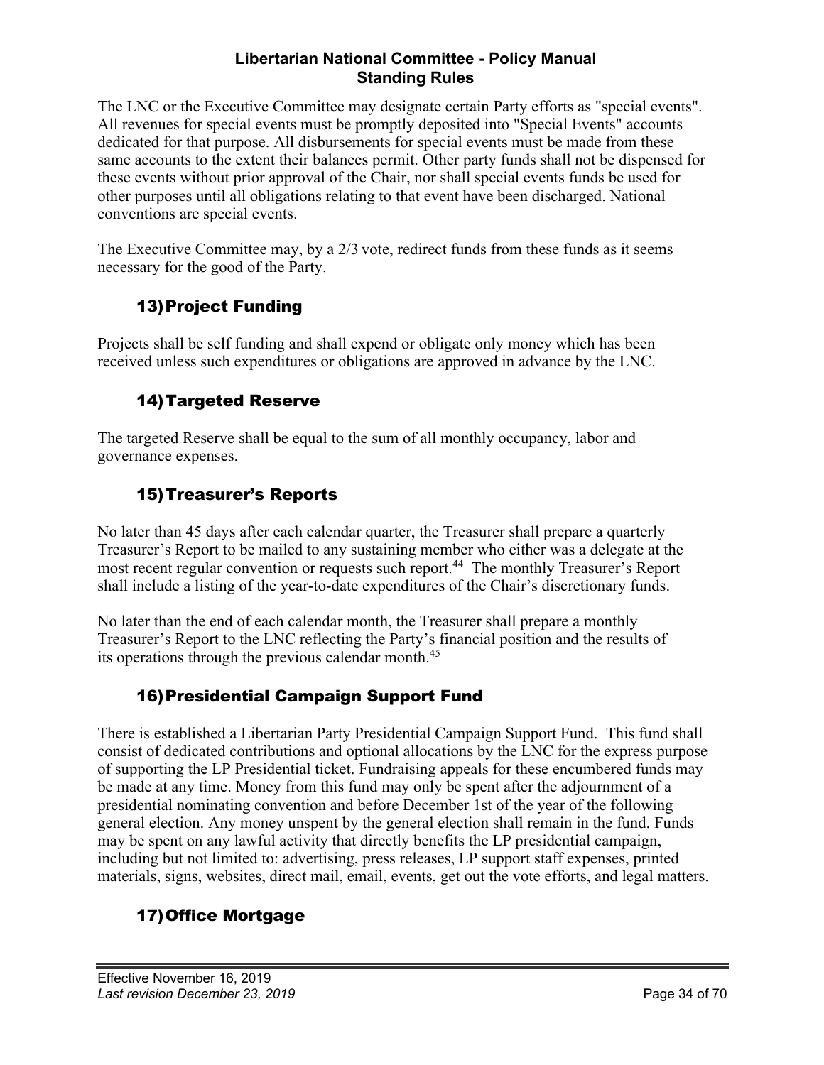The LNC or the Executive Committee may designate certain Party efforts as "special events". All revenues for special events must be promptly deposited into "Special Events" accounts dedicated for that purpose. All disbursements for special events must be made from these same accounts to the extent their balances permit. Other party funds shall not be dispensed for these events without prior approval of the Chair, nor shall special events funds be used for other purposes until all obligations relating to that event have been discharged. National conventions are special events.

The Executive Committee may, by a 2/3 vote, redirect funds from these funds as it seems necessary for the good of the Party.

### 13) Project Funding

Projects shall be self funding and shall expend or obligate only money which has been received unless such expenditures or obligations are approved in advance by the LNC.

### 14) Targeted Reserve

The targeted Reserve shall be equal to the sum of all monthly occupancy, labor and governance expenses.

### 15) Treasurer's Reports

No later than 45 days after each calendar quarter, the Treasurer shall prepare a quarterly Treasurer's Report to be mailed to any sustaining member who either was a delegate at the most recent regular convention or requests such report.[44] The monthly Treasurer's Report shall include a listing of the year-to-date expenditures of the Chair's discretionary funds.

No later than the end of each calendar month, the Treasurer shall prepare a monthly Treasurer's Report to the LNC reflecting the Party's financial position and the results of its operations through the previous calendar month.[45]

### 16) Presidential Campaign Support Fund

There is established a Libertarian Party Presidential Campaign Support Fund. This fund shall consist of dedicated contributions and optional allocations by the LNC for the express purpose of supporting the LP Presidential ticket. Fundraising appeals for these encumbered funds may be made at any time. Money from this fund may only be spent after the adjournment of a presidential nominating convention and before December 1st of the year of the following general election. Any money unspent by the general election shall remain in the fund. Funds may be spent on any lawful activity that directly benefits the LP presidential campaign, including but not limited to: advertising, press releases, LP support staff expenses, printed materials, signs, websites, direct mail, email, events, get out the vote efforts, and legal matters.

### 17) Office Mortgage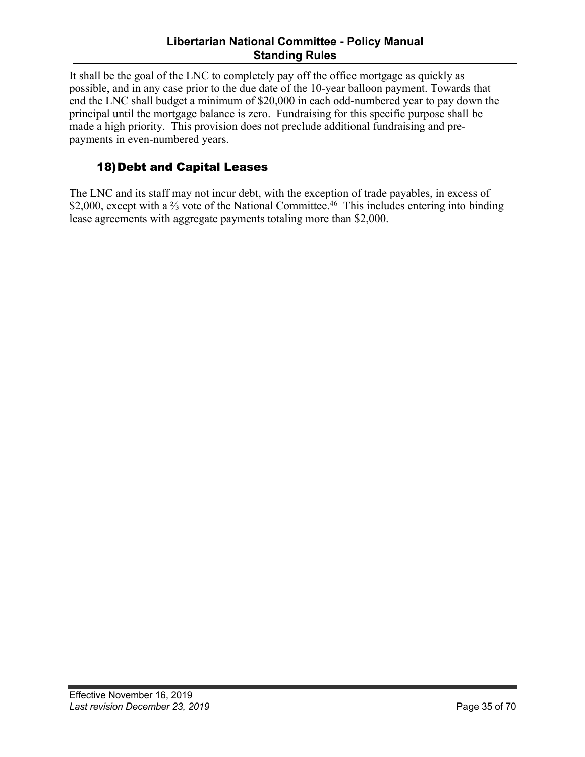It shall be the goal of the LNC to completely pay off the office mortgage as quickly as possible, and in any case prior to the due date of the 10-year balloon payment. Towards that end the LNC shall budget a minimum of $20,000 in each odd-numbered year to pay down the principal until the mortgage balance is zero. Fundraising for this specific purpose shall be made a high priority. This provision does not preclude additional fundraising and pre-payments in even-numbered years.

### 18) Debt and Capital Leases

The LNC and its staff may not incur debt, with the exception of trade payables, in excess of $2,000, except with a ⅔ vote of the National Committee.[46] This includes entering into binding lease agreements with aggregate payments totaling more than $2,000.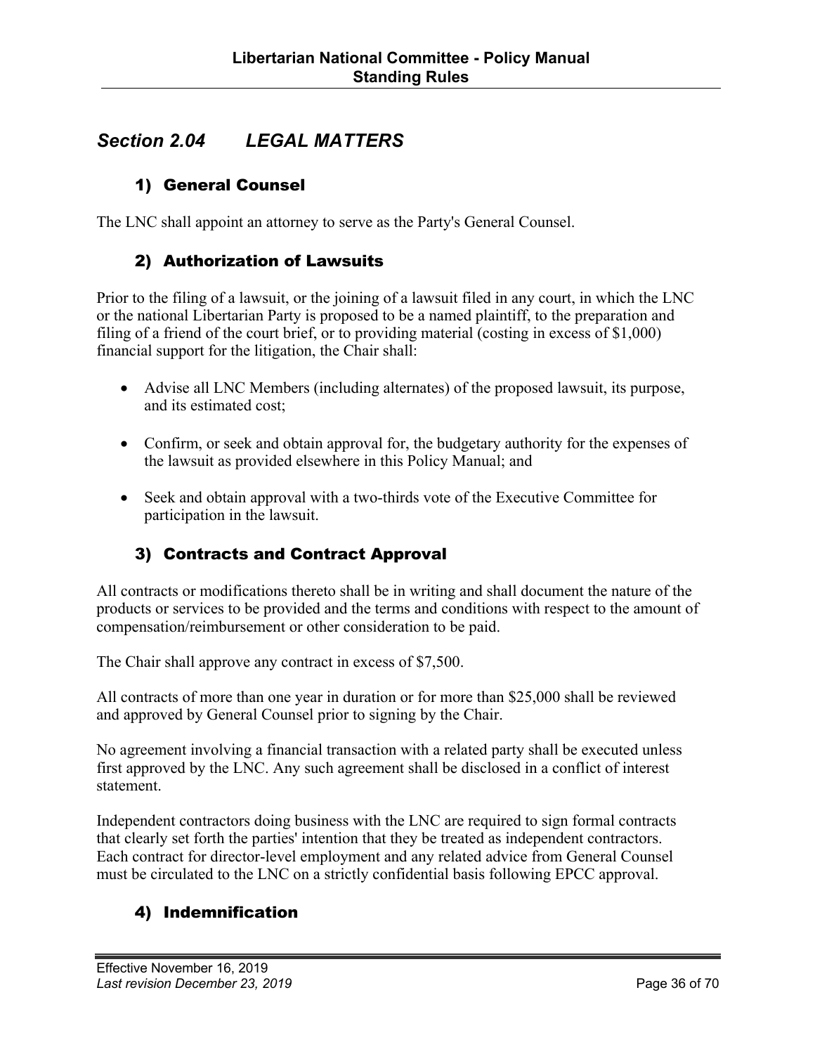## *Section 2.04 LEGAL MATTERS*

### 1) General Counsel

The LNC shall appoint an attorney to serve as the Party's General Counsel.

### 2) Authorization of Lawsuits

Prior to the filing of a lawsuit, or the joining of a lawsuit filed in any court, in which the LNC or the national Libertarian Party is proposed to be a named plaintiff, to the preparation and filing of a friend of the court brief, or to providing material (costing in excess of $1,000) financial support for the litigation, the Chair shall:

- Advise all LNC Members (including alternates) of the proposed lawsuit, its purpose, and its estimated cost;
- Confirm, or seek and obtain approval for, the budgetary authority for the expenses of the lawsuit as provided elsewhere in this Policy Manual; and
- Seek and obtain approval with a two-thirds vote of the Executive Committee for participation in the lawsuit.

### 3) Contracts and Contract Approval

All contracts or modifications thereto shall be in writing and shall document the nature of the products or services to be provided and the terms and conditions with respect to the amount of compensation/reimbursement or other consideration to be paid.

The Chair shall approve any contract in excess of $7,500.

All contracts of more than one year in duration or for more than $25,000 shall be reviewed and approved by General Counsel prior to signing by the Chair.

No agreement involving a financial transaction with a related party shall be executed unless first approved by the LNC. Any such agreement shall be disclosed in a conflict of interest statement.

Independent contractors doing business with the LNC are required to sign formal contracts that clearly set forth the parties' intention that they be treated as independent contractors. Each contract for director-level employment and any related advice from General Counsel must be circulated to the LNC on a strictly confidential basis following EPCC approval.

### 4) Indemnification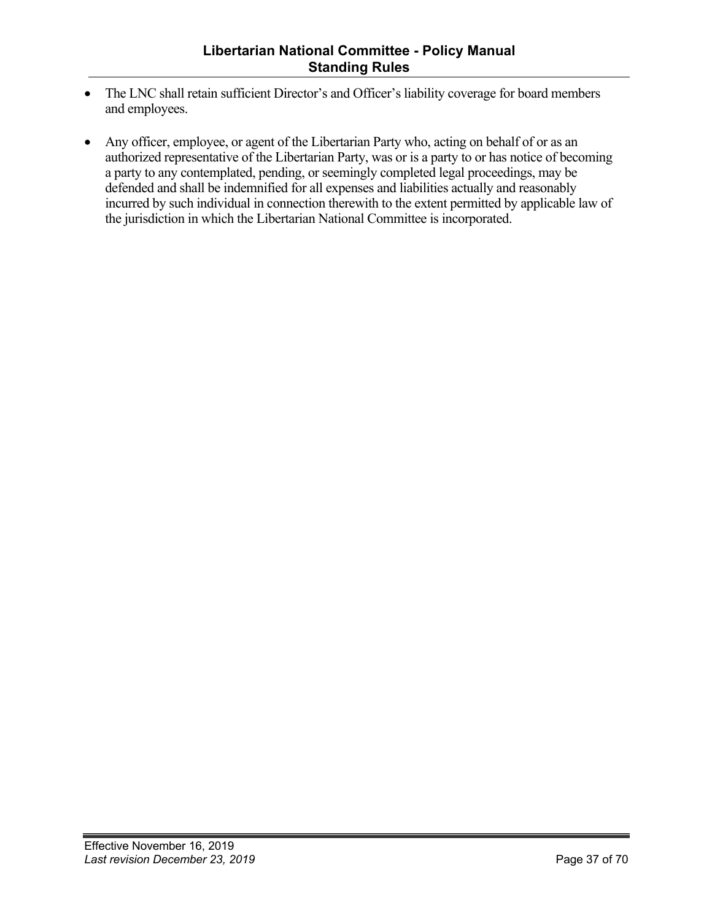- The LNC shall retain sufficient Director's and Officer's liability coverage for board members and employees.

- Any officer, employee, or agent of the Libertarian Party who, acting on behalf of or as an authorized representative of the Libertarian Party, was or is a party to or has notice of becoming a party to any contemplated, pending, or seemingly completed legal proceedings, may be defended and shall be indemnified for all expenses and liabilities actually and reasonably incurred by such individual in connection therewith to the extent permitted by applicable law of the jurisdiction in which the Libertarian National Committee is incorporated.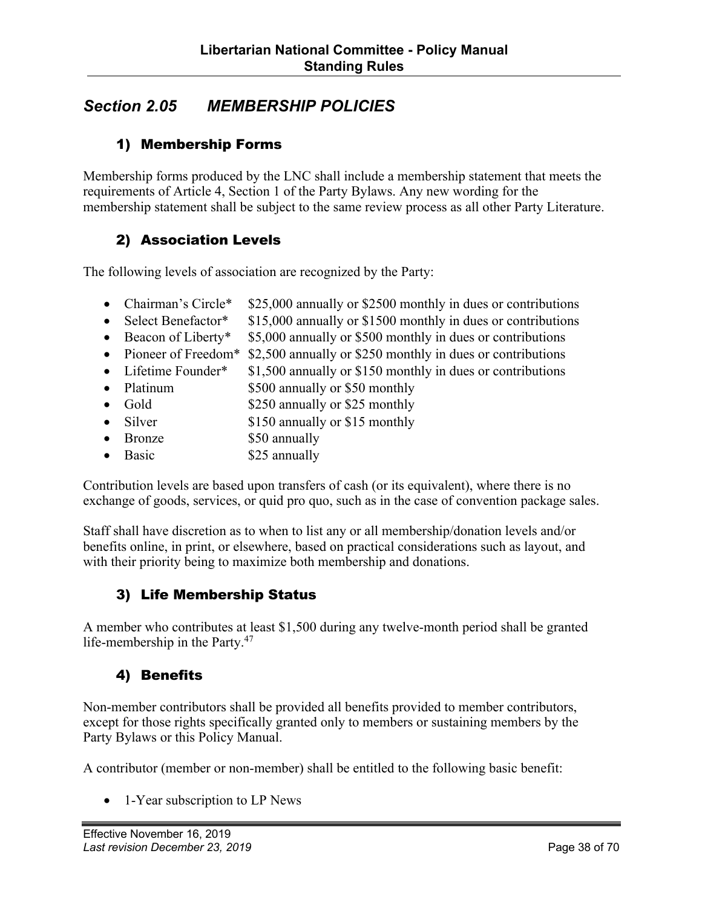## *Section 2.05 MEMBERSHIP POLICIES*

### 1) Membership Forms

Membership forms produced by the LNC shall include a membership statement that meets the requirements of Article 4, Section 1 of the Party Bylaws. Any new wording for the membership statement shall be subject to the same review process as all other Party Literature.

### 2) Association Levels

The following levels of association are recognized by the Party:

- Chairman's Circle* $25,000 annually or $2500 monthly in dues or contributions
- Select Benefactor* $15,000 annually or $1500 monthly in dues or contributions
- Beacon of Liberty* $5,000 annually or $500 monthly in dues or contributions
- Pioneer of Freedom* $2,500 annually or $250 monthly in dues or contributions
- Lifetime Founder* $1,500 annually or $150 monthly in dues or contributions
- Platinum $500 annually or $50 monthly
- Gold $250 annually or $25 monthly
- Silver $150 annually or $15 monthly
- Bronze $50 annually
- Basic $25 annually

Contribution levels are based upon transfers of cash (or its equivalent), where there is no exchange of goods, services, or quid pro quo, such as in the case of convention package sales.

Staff shall have discretion as to when to list any or all membership/donation levels and/or benefits online, in print, or elsewhere, based on practical considerations such as layout, and with their priority being to maximize both membership and donations.

### 3) Life Membership Status

A member who contributes at least $1,500 during any twelve-month period shall be granted life-membership in the Party.[47]

### 4) Benefits

Non-member contributors shall be provided all benefits provided to member contributors, except for those rights specifically granted only to members or sustaining members by the Party Bylaws or this Policy Manual.

A contributor (member or non-member) shall be entitled to the following basic benefit:

- 1-Year subscription to LP News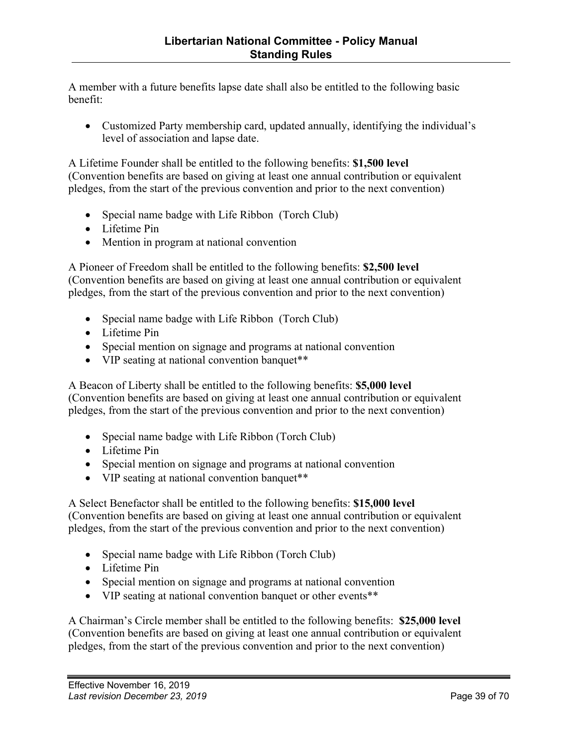A member with a future benefits lapse date shall also be entitled to the following basic benefit:

- Customized Party membership card, updated annually, identifying the individual's level of association and lapse date.

A Lifetime Founder shall be entitled to the following benefits: **$1,500 level** (Convention benefits are based on giving at least one annual contribution or equivalent pledges, from the start of the previous convention and prior to the next convention)

- Special name badge with Life Ribbon (Torch Club)
- Lifetime Pin
- Mention in program at national convention

A Pioneer of Freedom shall be entitled to the following benefits: **$2,500 level** (Convention benefits are based on giving at least one annual contribution or equivalent pledges, from the start of the previous convention and prior to the next convention)

- Special name badge with Life Ribbon (Torch Club)
- Lifetime Pin
- Special mention on signage and programs at national convention
- VIP seating at national convention banquet**

A Beacon of Liberty shall be entitled to the following benefits: **$5,000 level** (Convention benefits are based on giving at least one annual contribution or equivalent pledges, from the start of the previous convention and prior to the next convention)

- Special name badge with Life Ribbon (Torch Club)
- Lifetime Pin
- Special mention on signage and programs at national convention
- VIP seating at national convention banquet**

A Select Benefactor shall be entitled to the following benefits: **$15,000 level** (Convention benefits are based on giving at least one annual contribution or equivalent pledges, from the start of the previous convention and prior to the next convention)

- Special name badge with Life Ribbon (Torch Club)
- Lifetime Pin
- Special mention on signage and programs at national convention
- VIP seating at national convention banquet or other events**

A Chairman's Circle member shall be entitled to the following benefits: **$25,000 level** (Convention benefits are based on giving at least one annual contribution or equivalent pledges, from the start of the previous convention and prior to the next convention)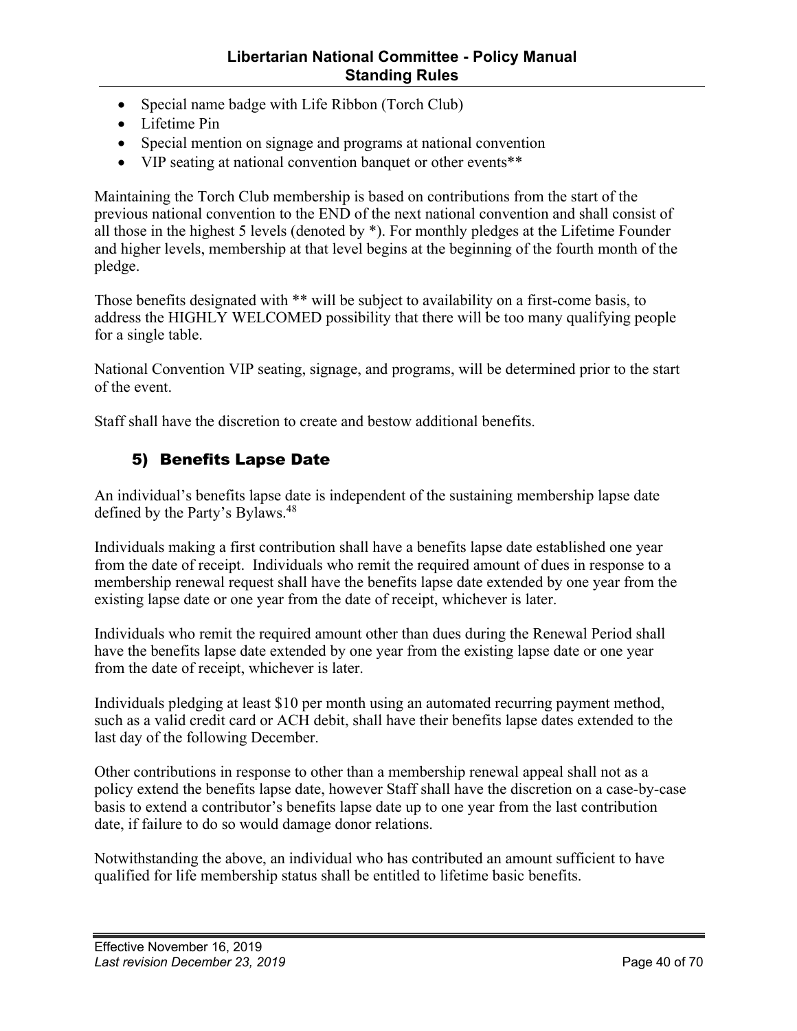- Special name badge with Life Ribbon (Torch Club)
- Lifetime Pin
- Special mention on signage and programs at national convention
- VIP seating at national convention banquet or other events**

Maintaining the Torch Club membership is based on contributions from the start of the previous national convention to the END of the next national convention and shall consist of all those in the highest 5 levels (denoted by *). For monthly pledges at the Lifetime Founder and higher levels, membership at that level begins at the beginning of the fourth month of the pledge.

Those benefits designated with ** will be subject to availability on a first-come basis, to address the HIGHLY WELCOMED possibility that there will be too many qualifying people for a single table.

National Convention VIP seating, signage, and programs, will be determined prior to the start of the event.

Staff shall have the discretion to create and bestow additional benefits.

### 5) Benefits Lapse Date

An individual's benefits lapse date is independent of the sustaining membership lapse date defined by the Party's Bylaws.[48]

Individuals making a first contribution shall have a benefits lapse date established one year from the date of receipt. Individuals who remit the required amount of dues in response to a membership renewal request shall have the benefits lapse date extended by one year from the existing lapse date or one year from the date of receipt, whichever is later.

Individuals who remit the required amount other than dues during the Renewal Period shall have the benefits lapse date extended by one year from the existing lapse date or one year from the date of receipt, whichever is later.

Individuals pledging at least $10 per month using an automated recurring payment method, such as a valid credit card or ACH debit, shall have their benefits lapse dates extended to the last day of the following December.

Other contributions in response to other than a membership renewal appeal shall not as a policy extend the benefits lapse date, however Staff shall have the discretion on a case-by-case basis to extend a contributor's benefits lapse date up to one year from the last contribution date, if failure to do so would damage donor relations.

Notwithstanding the above, an individual who has contributed an amount sufficient to have qualified for life membership status shall be entitled to lifetime basic benefits.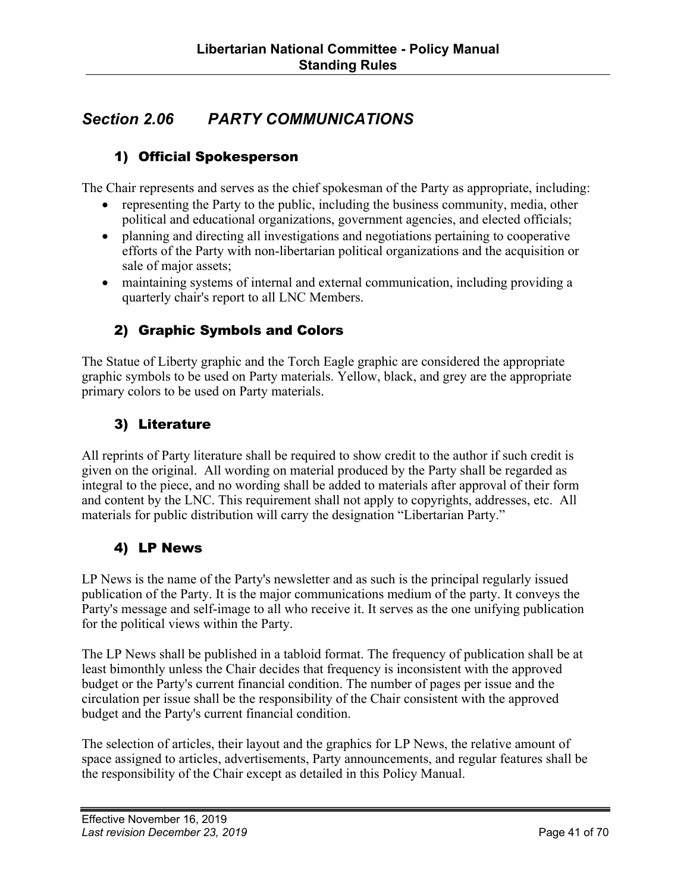## *Section 2.06 PARTY COMMUNICATIONS*

### 1) Official Spokesperson

The Chair represents and serves as the chief spokesman of the Party as appropriate, including:

- representing the Party to the public, including the business community, media, other political and educational organizations, government agencies, and elected officials;
- planning and directing all investigations and negotiations pertaining to cooperative efforts of the Party with non-libertarian political organizations and the acquisition or sale of major assets;
- maintaining systems of internal and external communication, including providing a quarterly chair's report to all LNC Members.

### 2) Graphic Symbols and Colors

The Statue of Liberty graphic and the Torch Eagle graphic are considered the appropriate graphic symbols to be used on Party materials. Yellow, black, and grey are the appropriate primary colors to be used on Party materials.

### 3) Literature

All reprints of Party literature shall be required to show credit to the author if such credit is given on the original. All wording on material produced by the Party shall be regarded as integral to the piece, and no wording shall be added to materials after approval of their form and content by the LNC. This requirement shall not apply to copyrights, addresses, etc. All materials for public distribution will carry the designation "Libertarian Party."

### 4) LP News

LP News is the name of the Party's newsletter and as such is the principal regularly issued publication of the Party. It is the major communications medium of the party. It conveys the Party's message and self-image to all who receive it. It serves as the one unifying publication for the political views within the Party.

The LP News shall be published in a tabloid format. The frequency of publication shall be at least bimonthly unless the Chair decides that frequency is inconsistent with the approved budget or the Party's current financial condition. The number of pages per issue and the circulation per issue shall be the responsibility of the Chair consistent with the approved budget and the Party's current financial condition.

The selection of articles, their layout and the graphics for LP News, the relative amount of space assigned to articles, advertisements, Party announcements, and regular features shall be the responsibility of the Chair except as detailed in this Policy Manual.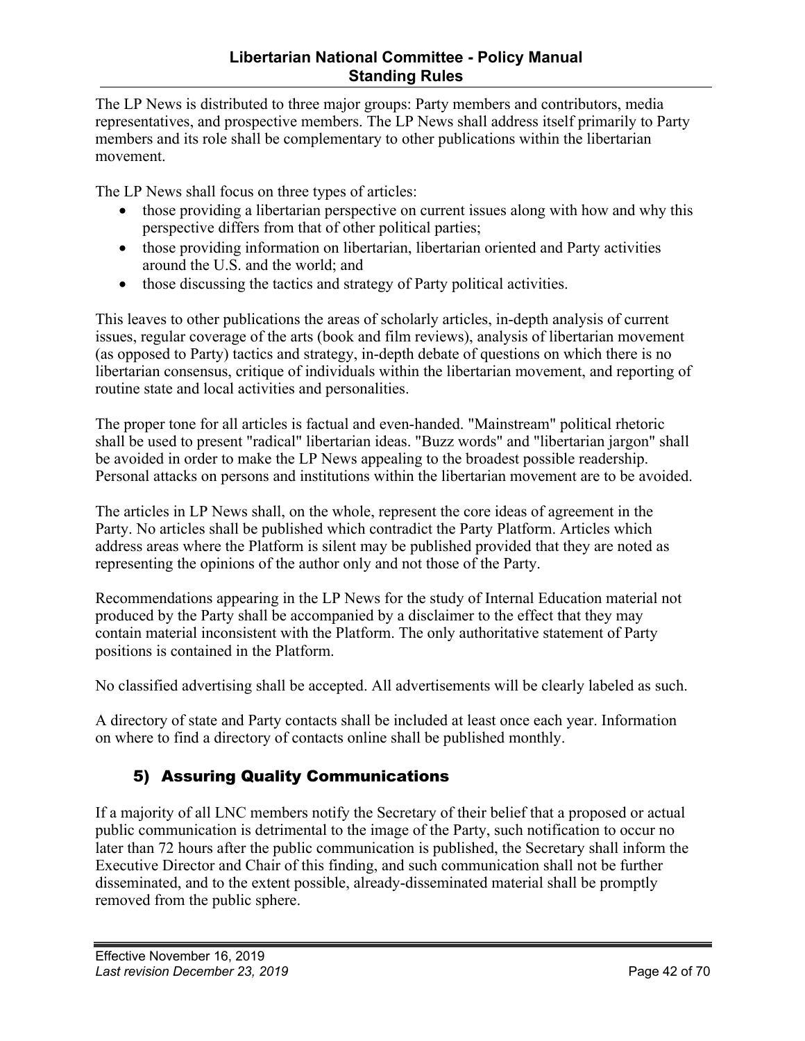The LP News is distributed to three major groups: Party members and contributors, media representatives, and prospective members. The LP News shall address itself primarily to Party members and its role shall be complementary to other publications within the libertarian movement.

The LP News shall focus on three types of articles:

- those providing a libertarian perspective on current issues along with how and why this perspective differs from that of other political parties;
- those providing information on libertarian, libertarian oriented and Party activities around the U.S. and the world; and
- those discussing the tactics and strategy of Party political activities.

This leaves to other publications the areas of scholarly articles, in-depth analysis of current issues, regular coverage of the arts (book and film reviews), analysis of libertarian movement (as opposed to Party) tactics and strategy, in-depth debate of questions on which there is no libertarian consensus, critique of individuals within the libertarian movement, and reporting of routine state and local activities and personalities.

The proper tone for all articles is factual and even-handed. "Mainstream" political rhetoric shall be used to present "radical" libertarian ideas. "Buzz words" and "libertarian jargon" shall be avoided in order to make the LP News appealing to the broadest possible readership. Personal attacks on persons and institutions within the libertarian movement are to be avoided.

The articles in LP News shall, on the whole, represent the core ideas of agreement in the Party. No articles shall be published which contradict the Party Platform. Articles which address areas where the Platform is silent may be published provided that they are noted as representing the opinions of the author only and not those of the Party.

Recommendations appearing in the LP News for the study of Internal Education material not produced by the Party shall be accompanied by a disclaimer to the effect that they may contain material inconsistent with the Platform. The only authoritative statement of Party positions is contained in the Platform.

No classified advertising shall be accepted. All advertisements will be clearly labeled as such.

A directory of state and Party contacts shall be included at least once each year. Information on where to find a directory of contacts online shall be published monthly.

## 5) Assuring Quality Communications

If a majority of all LNC members notify the Secretary of their belief that a proposed or actual public communication is detrimental to the image of the Party, such notification to occur no later than 72 hours after the public communication is published, the Secretary shall inform the Executive Director and Chair of this finding, and such communication shall not be further disseminated, and to the extent possible, already-disseminated material shall be promptly removed from the public sphere.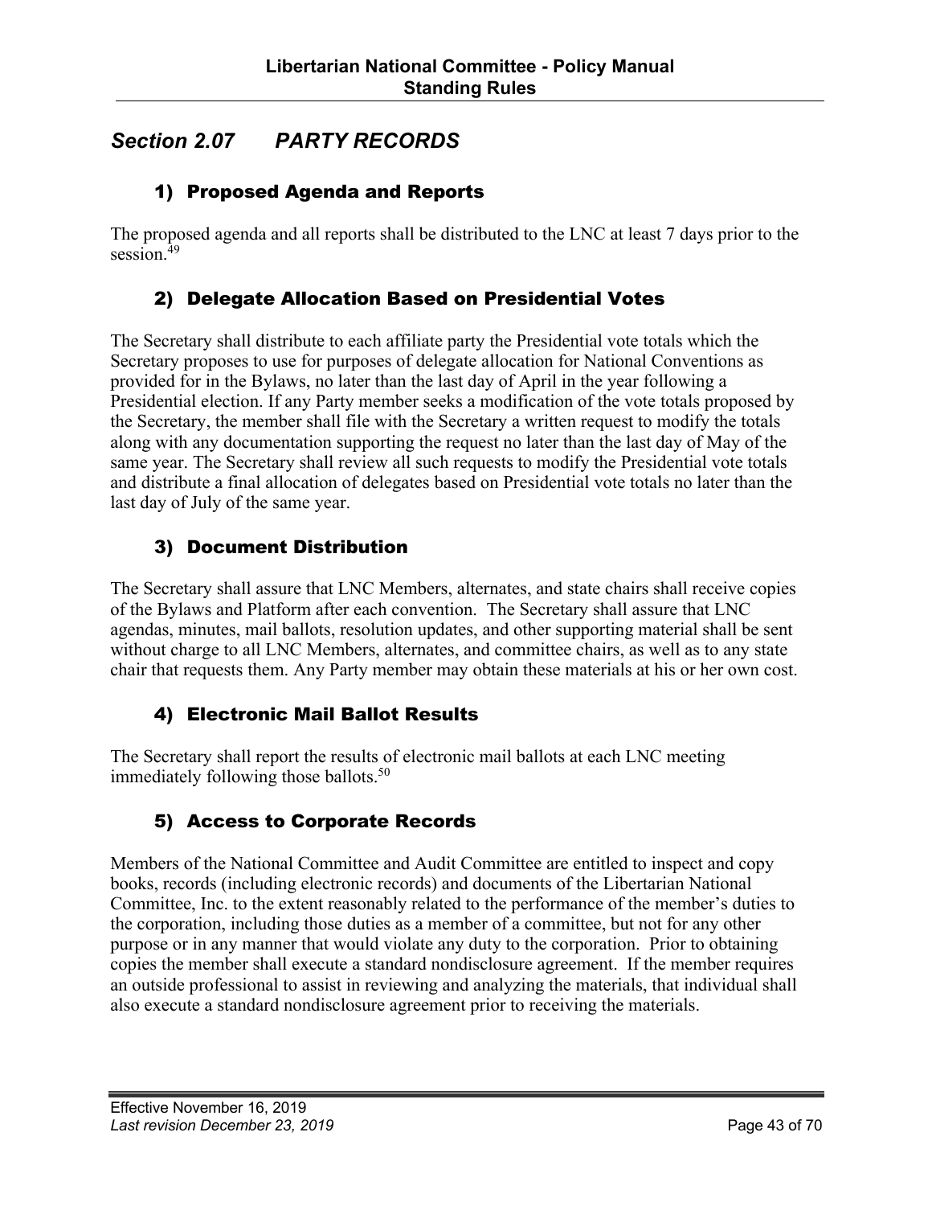## *Section 2.07 PARTY RECORDS*

### 1) Proposed Agenda and Reports

The proposed agenda and all reports shall be distributed to the LNC at least 7 days prior to the session.[49]

### 2) Delegate Allocation Based on Presidential Votes

The Secretary shall distribute to each affiliate party the Presidential vote totals which the Secretary proposes to use for purposes of delegate allocation for National Conventions as provided for in the Bylaws, no later than the last day of April in the year following a Presidential election. If any Party member seeks a modification of the vote totals proposed by the Secretary, the member shall file with the Secretary a written request to modify the totals along with any documentation supporting the request no later than the last day of May of the same year. The Secretary shall review all such requests to modify the Presidential vote totals and distribute a final allocation of delegates based on Presidential vote totals no later than the last day of July of the same year.

### 3) Document Distribution

The Secretary shall assure that LNC Members, alternates, and state chairs shall receive copies of the Bylaws and Platform after each convention. The Secretary shall assure that LNC agendas, minutes, mail ballots, resolution updates, and other supporting material shall be sent without charge to all LNC Members, alternates, and committee chairs, as well as to any state chair that requests them. Any Party member may obtain these materials at his or her own cost.

### 4) Electronic Mail Ballot Results

The Secretary shall report the results of electronic mail ballots at each LNC meeting immediately following those ballots.[50]

### 5) Access to Corporate Records

Members of the National Committee and Audit Committee are entitled to inspect and copy books, records (including electronic records) and documents of the Libertarian National Committee, Inc. to the extent reasonably related to the performance of the member's duties to the corporation, including those duties as a member of a committee, but not for any other purpose or in any manner that would violate any duty to the corporation. Prior to obtaining copies the member shall execute a standard nondisclosure agreement. If the member requires an outside professional to assist in reviewing and analyzing the materials, that individual shall also execute a standard nondisclosure agreement prior to receiving the materials.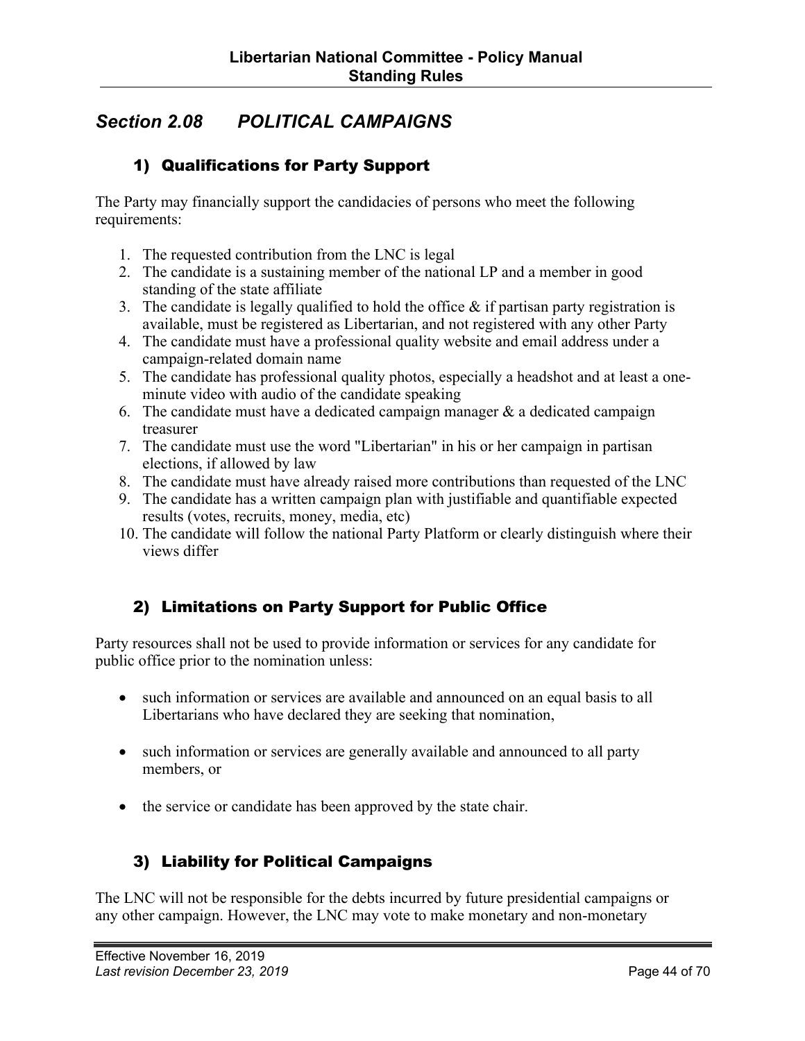## *Section 2.08 POLITICAL CAMPAIGNS*

### 1) Qualifications for Party Support

The Party may financially support the candidacies of persons who meet the following requirements:

1. The requested contribution from the LNC is legal
2. The candidate is a sustaining member of the national LP and a member in good standing of the state affiliate
3. The candidate is legally qualified to hold the office & if partisan party registration is available, must be registered as Libertarian, and not registered with any other Party
4. The candidate must have a professional quality website and email address under a campaign-related domain name
5. The candidate has professional quality photos, especially a headshot and at least a one-minute video with audio of the candidate speaking
6. The candidate must have a dedicated campaign manager & a dedicated campaign treasurer
7. The candidate must use the word "Libertarian" in his or her campaign in partisan elections, if allowed by law
8. The candidate must have already raised more contributions than requested of the LNC
9. The candidate has a written campaign plan with justifiable and quantifiable expected results (votes, recruits, money, media, etc)
10. The candidate will follow the national Party Platform or clearly distinguish where their views differ

### 2) Limitations on Party Support for Public Office

Party resources shall not be used to provide information or services for any candidate for public office prior to the nomination unless:

- such information or services are available and announced on an equal basis to all Libertarians who have declared they are seeking that nomination,
- such information or services are generally available and announced to all party members, or
- the service or candidate has been approved by the state chair.

### 3) Liability for Political Campaigns

The LNC will not be responsible for the debts incurred by future presidential campaigns or any other campaign. However, the LNC may vote to make monetary and non-monetary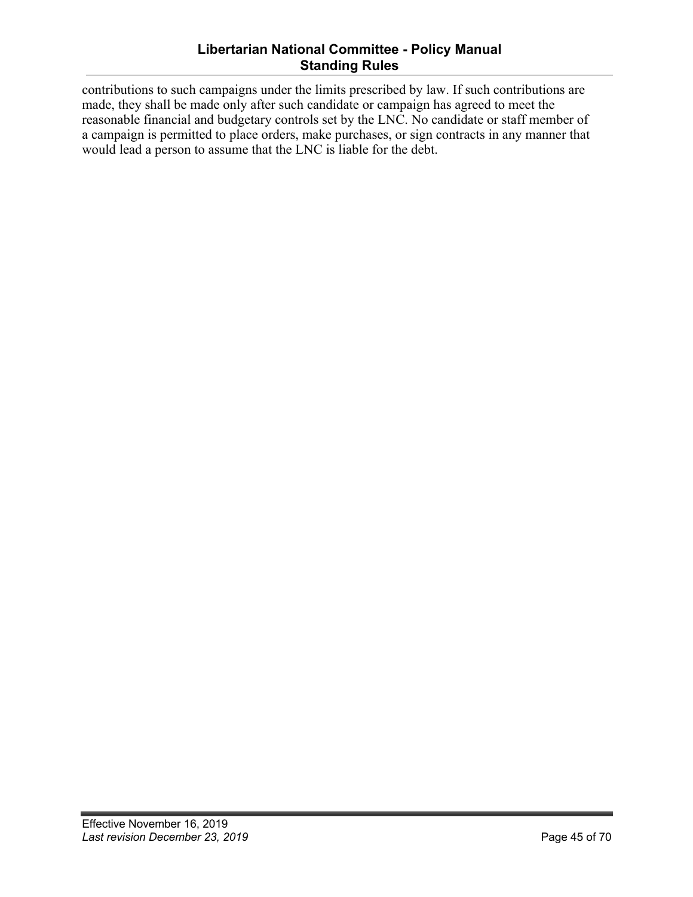contributions to such campaigns under the limits prescribed by law. If such contributions are made, they shall be made only after such candidate or campaign has agreed to meet the reasonable financial and budgetary controls set by the LNC. No candidate or staff member of a campaign is permitted to place orders, make purchases, or sign contracts in any manner that would lead a person to assume that the LNC is liable for the debt.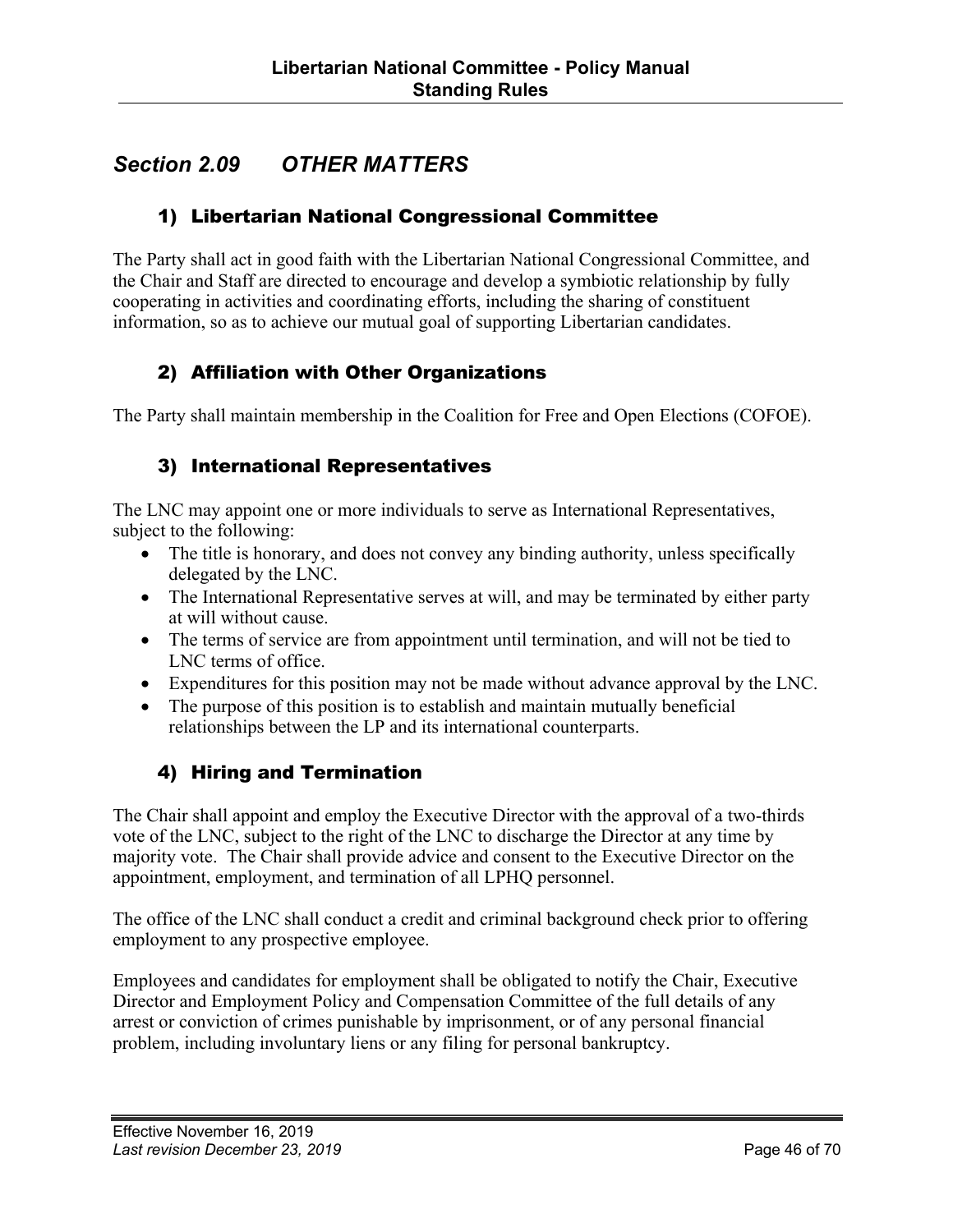## *Section 2.09 OTHER MATTERS*

### 1) Libertarian National Congressional Committee

The Party shall act in good faith with the Libertarian National Congressional Committee, and the Chair and Staff are directed to encourage and develop a symbiotic relationship by fully cooperating in activities and coordinating efforts, including the sharing of constituent information, so as to achieve our mutual goal of supporting Libertarian candidates.

### 2) Affiliation with Other Organizations

The Party shall maintain membership in the Coalition for Free and Open Elections (COFOE).

### 3) International Representatives

The LNC may appoint one or more individuals to serve as International Representatives, subject to the following:

- The title is honorary, and does not convey any binding authority, unless specifically delegated by the LNC.
- The International Representative serves at will, and may be terminated by either party at will without cause.
- The terms of service are from appointment until termination, and will not be tied to LNC terms of office.
- Expenditures for this position may not be made without advance approval by the LNC.
- The purpose of this position is to establish and maintain mutually beneficial relationships between the LP and its international counterparts.

### 4) Hiring and Termination

The Chair shall appoint and employ the Executive Director with the approval of a two-thirds vote of the LNC, subject to the right of the LNC to discharge the Director at any time by majority vote. The Chair shall provide advice and consent to the Executive Director on the appointment, employment, and termination of all LPHQ personnel.

The office of the LNC shall conduct a credit and criminal background check prior to offering employment to any prospective employee.

Employees and candidates for employment shall be obligated to notify the Chair, Executive Director and Employment Policy and Compensation Committee of the full details of any arrest or conviction of crimes punishable by imprisonment, or of any personal financial problem, including involuntary liens or any filing for personal bankruptcy.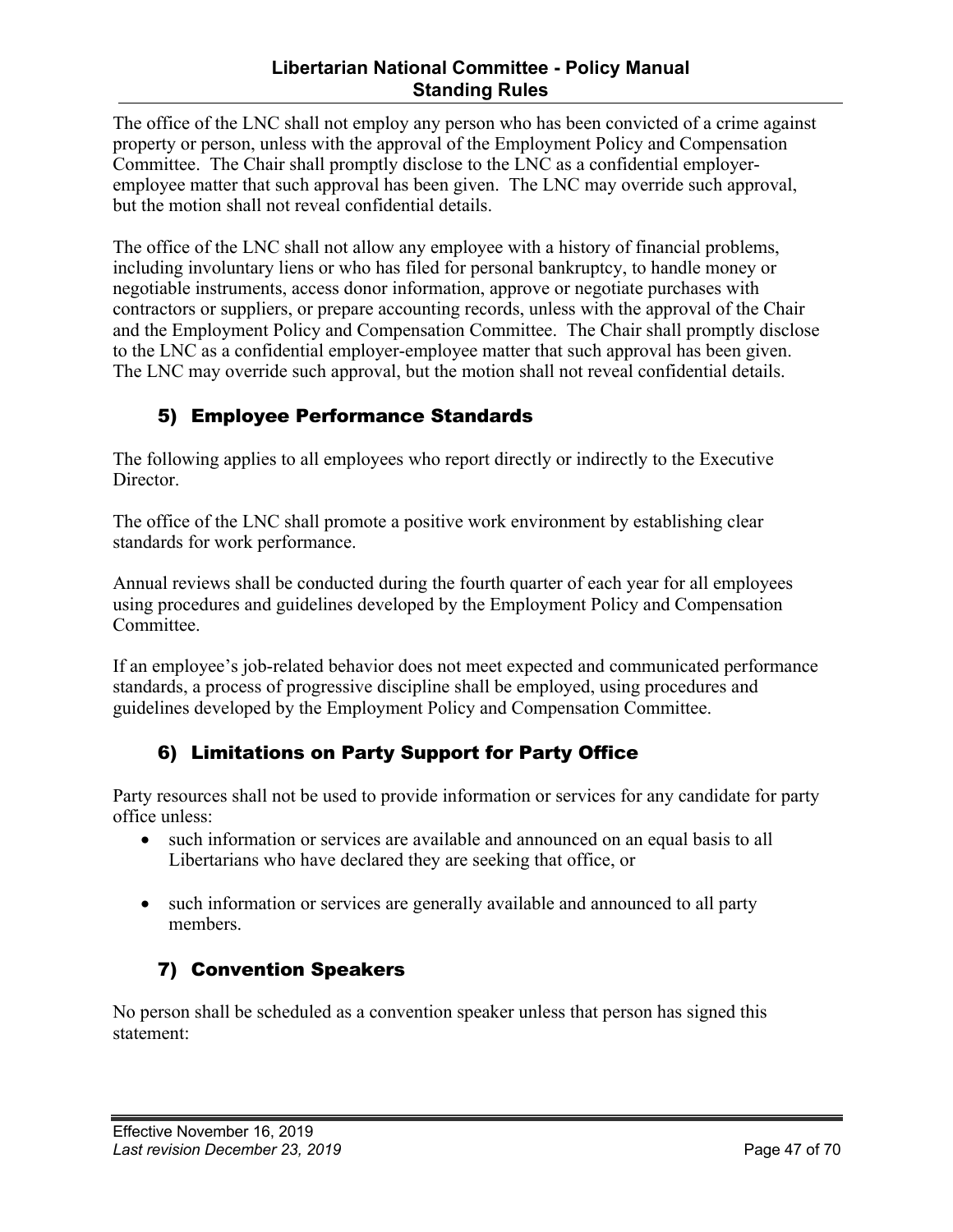The office of the LNC shall not employ any person who has been convicted of a crime against property or person, unless with the approval of the Employment Policy and Compensation Committee. The Chair shall promptly disclose to the LNC as a confidential employer-employee matter that such approval has been given. The LNC may override such approval, but the motion shall not reveal confidential details.

The office of the LNC shall not allow any employee with a history of financial problems, including involuntary liens or who has filed for personal bankruptcy, to handle money or negotiable instruments, access donor information, approve or negotiate purchases with contractors or suppliers, or prepare accounting records, unless with the approval of the Chair and the Employment Policy and Compensation Committee. The Chair shall promptly disclose to the LNC as a confidential employer-employee matter that such approval has been given. The LNC may override such approval, but the motion shall not reveal confidential details.

### 5) Employee Performance Standards

The following applies to all employees who report directly or indirectly to the Executive Director.

The office of the LNC shall promote a positive work environment by establishing clear standards for work performance.

Annual reviews shall be conducted during the fourth quarter of each year for all employees using procedures and guidelines developed by the Employment Policy and Compensation Committee.

If an employee's job-related behavior does not meet expected and communicated performance standards, a process of progressive discipline shall be employed, using procedures and guidelines developed by the Employment Policy and Compensation Committee.

### 6) Limitations on Party Support for Party Office

Party resources shall not be used to provide information or services for any candidate for party office unless:

- such information or services are available and announced on an equal basis to all Libertarians who have declared they are seeking that office, or
- such information or services are generally available and announced to all party members.

### 7) Convention Speakers

No person shall be scheduled as a convention speaker unless that person has signed this statement: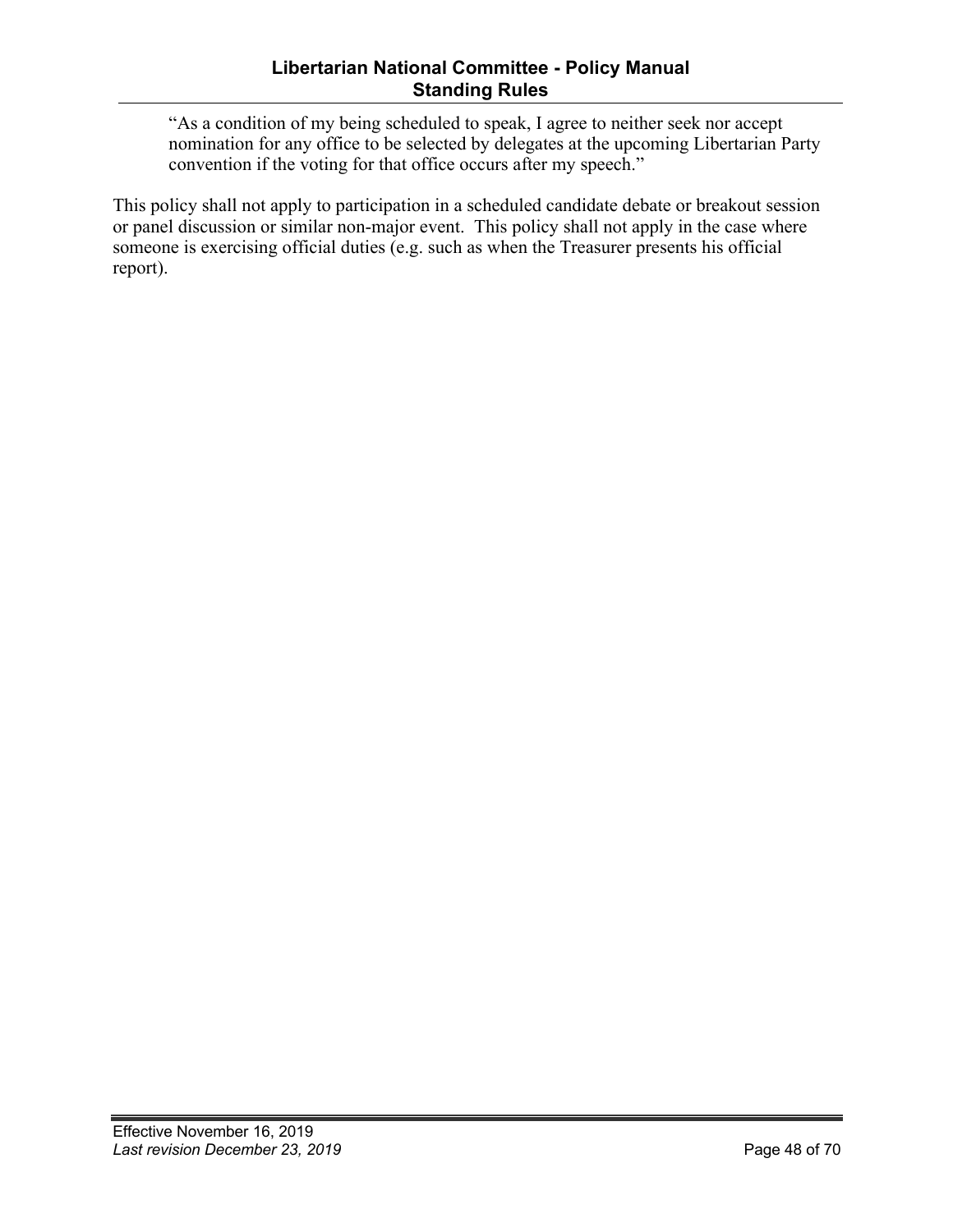> "As a condition of my being scheduled to speak, I agree to neither seek nor accept nomination for any office to be selected by delegates at the upcoming Libertarian Party convention if the voting for that office occurs after my speech."

This policy shall not apply to participation in a scheduled candidate debate or breakout session or panel discussion or similar non-major event. This policy shall not apply in the case where someone is exercising official duties (e.g. such as when the Treasurer presents his official report).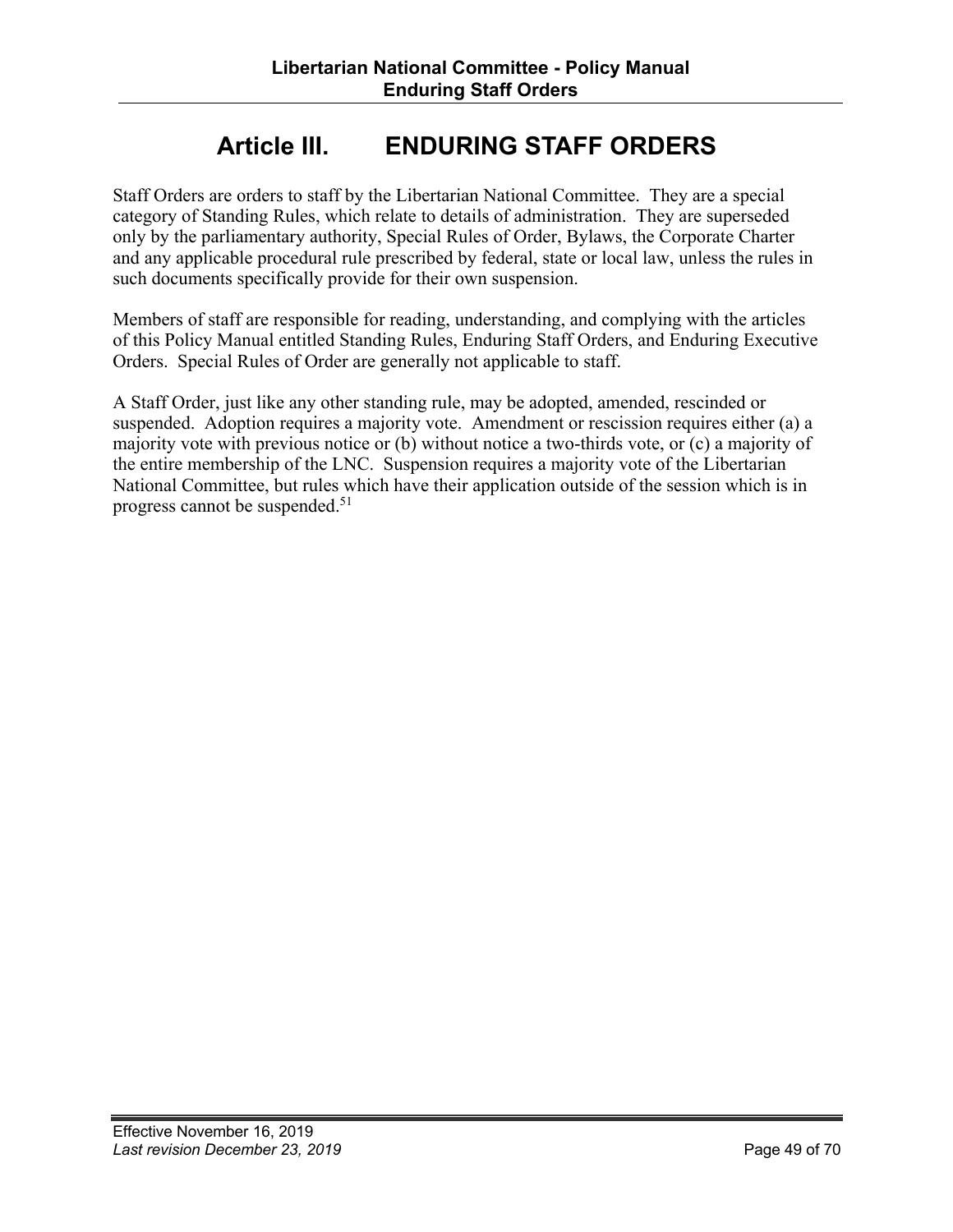# Article III. ENDURING STAFF ORDERS

Staff Orders are orders to staff by the Libertarian National Committee. They are a special category of Standing Rules, which relate to details of administration. They are superseded only by the parliamentary authority, Special Rules of Order, Bylaws, the Corporate Charter and any applicable procedural rule prescribed by federal, state or local law, unless the rules in such documents specifically provide for their own suspension.

Members of staff are responsible for reading, understanding, and complying with the articles of this Policy Manual entitled Standing Rules, Enduring Staff Orders, and Enduring Executive Orders. Special Rules of Order are generally not applicable to staff.

A Staff Order, just like any other standing rule, may be adopted, amended, rescinded or suspended. Adoption requires a majority vote. Amendment or rescission requires either (a) a majority vote with previous notice or (b) without notice a two-thirds vote, or (c) a majority of the entire membership of the LNC. Suspension requires a majority vote of the Libertarian National Committee, but rules which have their application outside of the session which is in progress cannot be suspended.[51]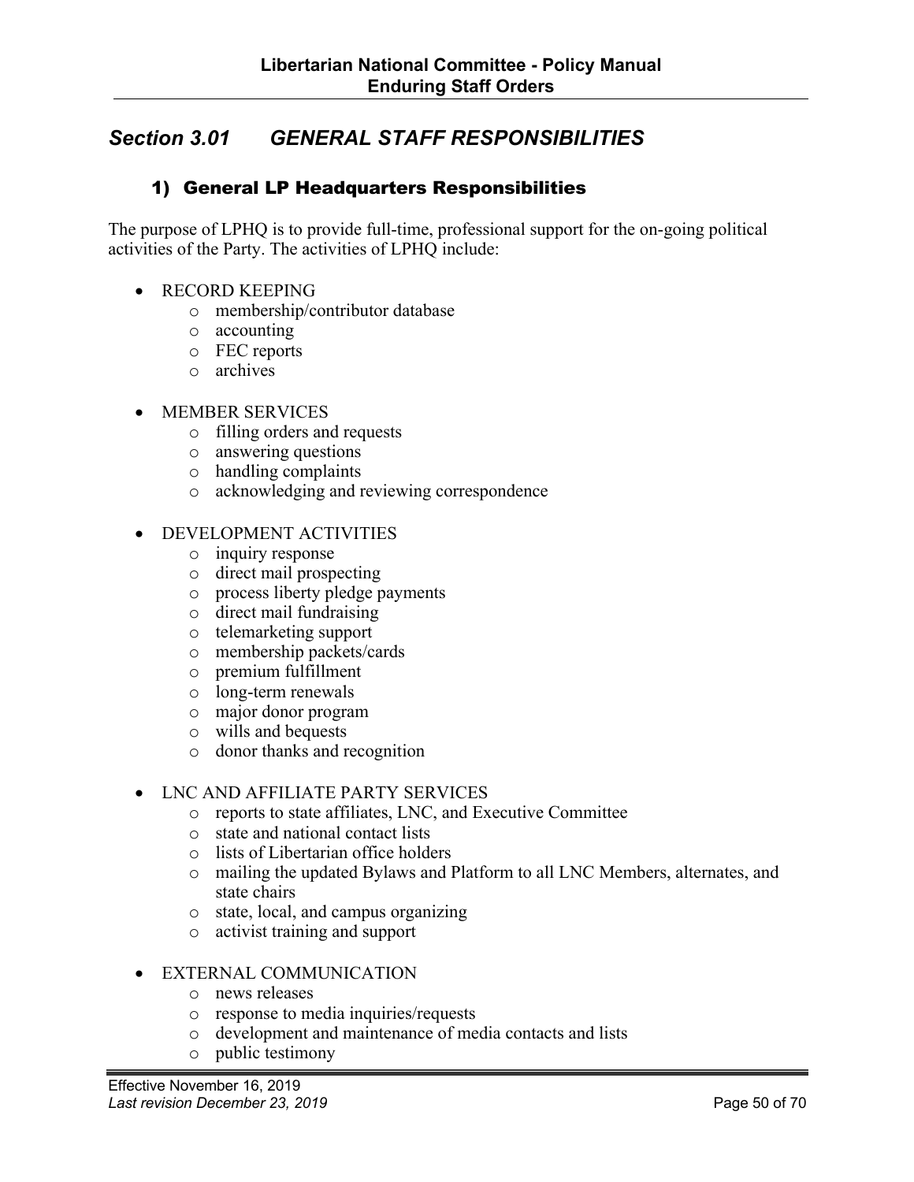## *Section 3.01 GENERAL STAFF RESPONSIBILITIES*

### 1) General LP Headquarters Responsibilities

The purpose of LPHQ is to provide full-time, professional support for the on-going political activities of the Party. The activities of LPHQ include:

- RECORD KEEPING
  - membership/contributor database
  - accounting
  - FEC reports
  - archives
- MEMBER SERVICES
  - filling orders and requests
  - answering questions
  - handling complaints
  - acknowledging and reviewing correspondence
- DEVELOPMENT ACTIVITIES
  - inquiry response
  - direct mail prospecting
  - process liberty pledge payments
  - direct mail fundraising
  - telemarketing support
  - membership packets/cards
  - premium fulfillment
  - long-term renewals
  - major donor program
  - wills and bequests
  - donor thanks and recognition
- LNC AND AFFILIATE PARTY SERVICES
  - reports to state affiliates, LNC, and Executive Committee
  - state and national contact lists
  - lists of Libertarian office holders
  - mailing the updated Bylaws and Platform to all LNC Members, alternates, and state chairs
  - state, local, and campus organizing
  - activist training and support
- EXTERNAL COMMUNICATION
  - news releases
  - response to media inquiries/requests
  - development and maintenance of media contacts and lists
  - public testimony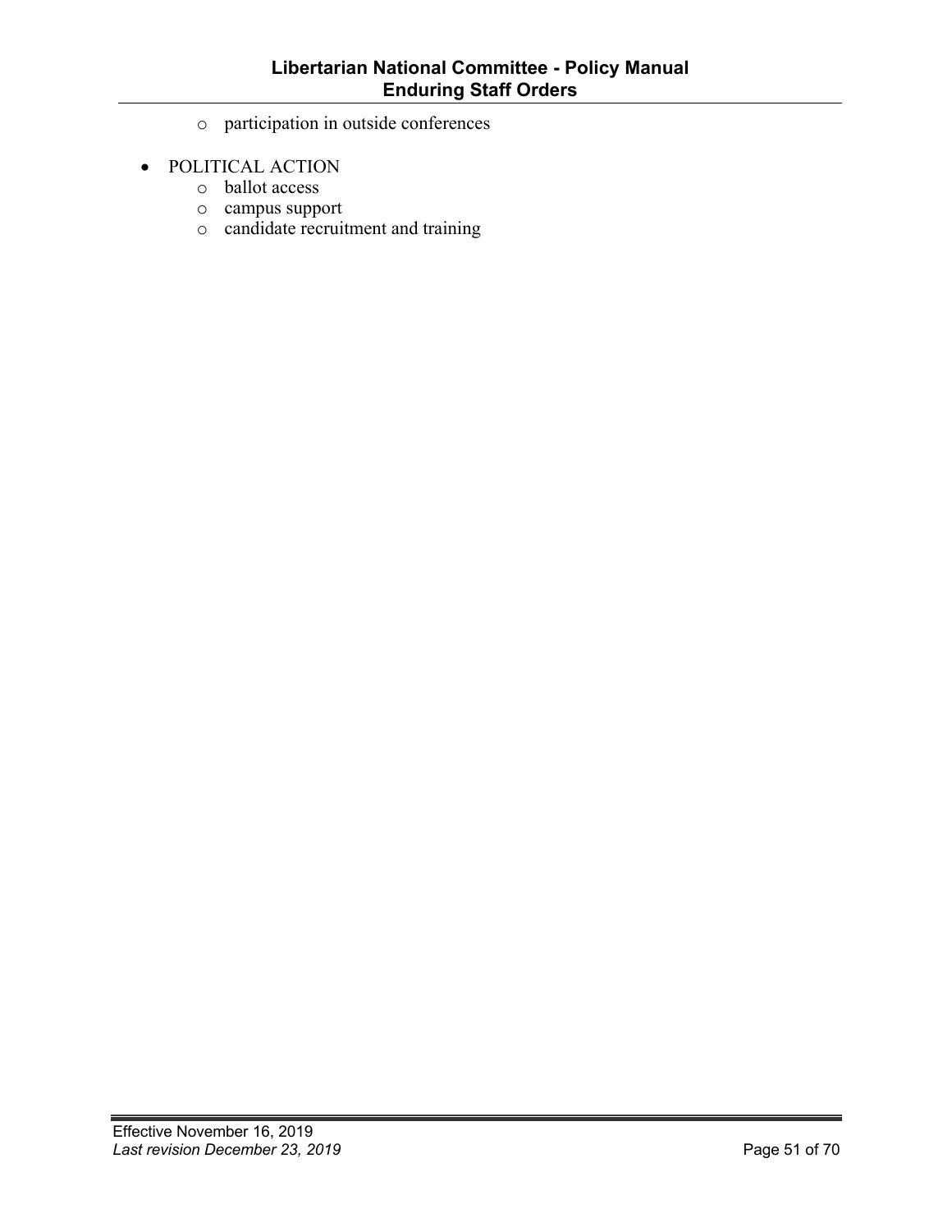- participation in outside conferences

- POLITICAL ACTION
  - ballot access
  - campus support
  - candidate recruitment and training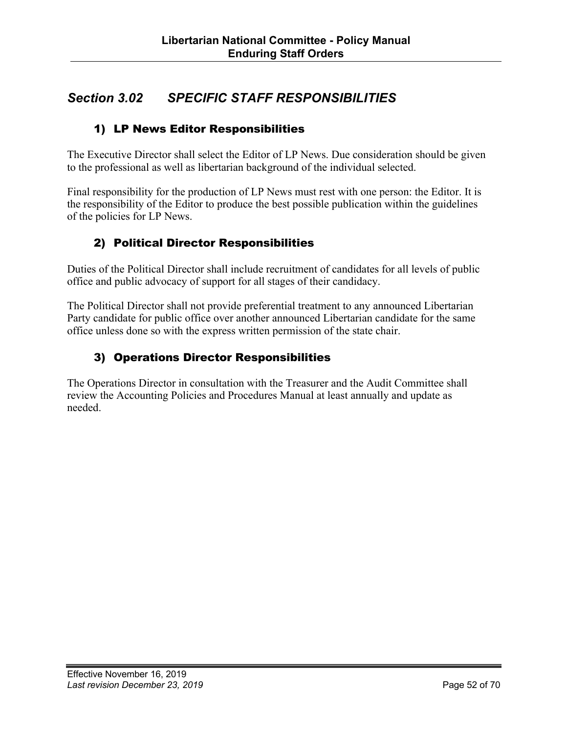## *Section 3.02 SPECIFIC STAFF RESPONSIBILITIES*

### 1) LP News Editor Responsibilities

The Executive Director shall select the Editor of LP News. Due consideration should be given to the professional as well as libertarian background of the individual selected.

Final responsibility for the production of LP News must rest with one person: the Editor. It is the responsibility of the Editor to produce the best possible publication within the guidelines of the policies for LP News.

### 2) Political Director Responsibilities

Duties of the Political Director shall include recruitment of candidates for all levels of public office and public advocacy of support for all stages of their candidacy.

The Political Director shall not provide preferential treatment to any announced Libertarian Party candidate for public office over another announced Libertarian candidate for the same office unless done so with the express written permission of the state chair.

### 3) Operations Director Responsibilities

The Operations Director in consultation with the Treasurer and the Audit Committee shall review the Accounting Policies and Procedures Manual at least annually and update as needed.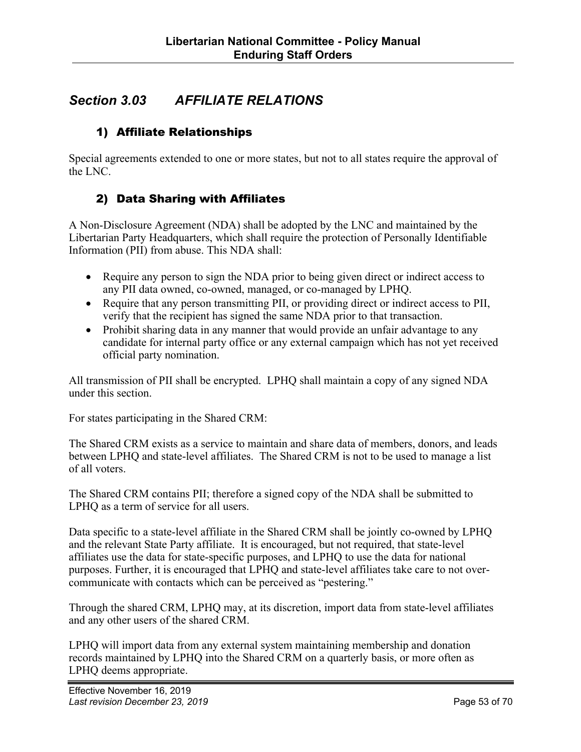## *Section 3.03 AFFILIATE RELATIONS*

### 1) Affiliate Relationships

Special agreements extended to one or more states, but not to all states require the approval of the LNC.

### 2) Data Sharing with Affiliates

A Non-Disclosure Agreement (NDA) shall be adopted by the LNC and maintained by the Libertarian Party Headquarters, which shall require the protection of Personally Identifiable Information (PII) from abuse. This NDA shall:

- Require any person to sign the NDA prior to being given direct or indirect access to any PII data owned, co-owned, managed, or co-managed by LPHQ.
- Require that any person transmitting PII, or providing direct or indirect access to PII, verify that the recipient has signed the same NDA prior to that transaction.
- Prohibit sharing data in any manner that would provide an unfair advantage to any candidate for internal party office or any external campaign which has not yet received official party nomination.

All transmission of PII shall be encrypted. LPHQ shall maintain a copy of any signed NDA under this section.

For states participating in the Shared CRM:

The Shared CRM exists as a service to maintain and share data of members, donors, and leads between LPHQ and state-level affiliates. The Shared CRM is not to be used to manage a list of all voters.

The Shared CRM contains PII; therefore a signed copy of the NDA shall be submitted to LPHQ as a term of service for all users.

Data specific to a state-level affiliate in the Shared CRM shall be jointly co-owned by LPHQ and the relevant State Party affiliate. It is encouraged, but not required, that state-level affiliates use the data for state-specific purposes, and LPHQ to use the data for national purposes. Further, it is encouraged that LPHQ and state-level affiliates take care to not over-communicate with contacts which can be perceived as "pestering."

Through the shared CRM, LPHQ may, at its discretion, import data from state-level affiliates and any other users of the shared CRM.

LPHQ will import data from any external system maintaining membership and donation records maintained by LPHQ into the Shared CRM on a quarterly basis, or more often as LPHQ deems appropriate.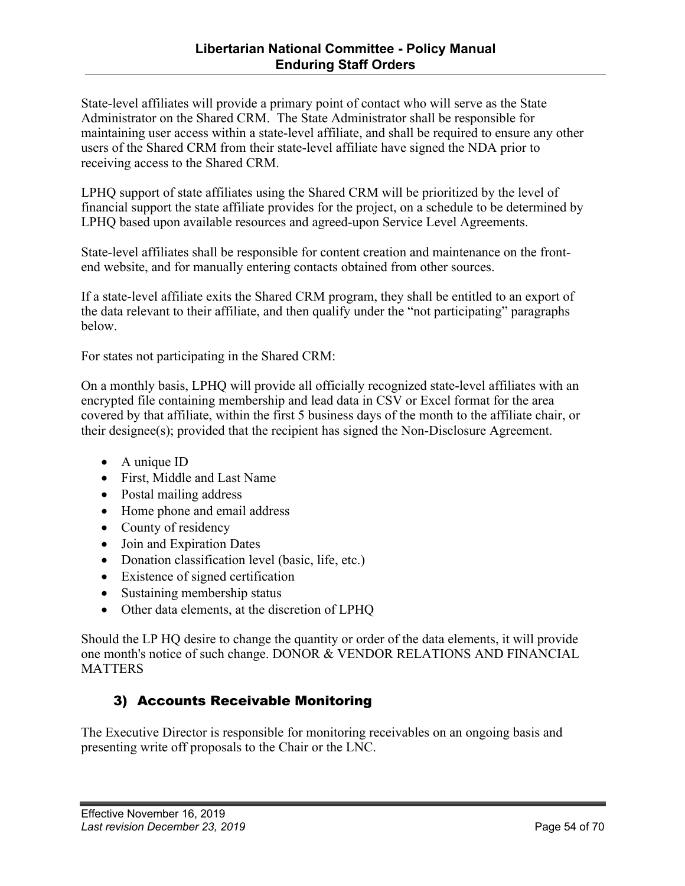State-level affiliates will provide a primary point of contact who will serve as the State Administrator on the Shared CRM. The State Administrator shall be responsible for maintaining user access within a state-level affiliate, and shall be required to ensure any other users of the Shared CRM from their state-level affiliate have signed the NDA prior to receiving access to the Shared CRM.

LPHQ support of state affiliates using the Shared CRM will be prioritized by the level of financial support the state affiliate provides for the project, on a schedule to be determined by LPHQ based upon available resources and agreed-upon Service Level Agreements.

State-level affiliates shall be responsible for content creation and maintenance on the front-end website, and for manually entering contacts obtained from other sources.

If a state-level affiliate exits the Shared CRM program, they shall be entitled to an export of the data relevant to their affiliate, and then qualify under the "not participating" paragraphs below.

For states not participating in the Shared CRM:

On a monthly basis, LPHQ will provide all officially recognized state-level affiliates with an encrypted file containing membership and lead data in CSV or Excel format for the area covered by that affiliate, within the first 5 business days of the month to the affiliate chair, or their designee(s); provided that the recipient has signed the Non-Disclosure Agreement.

- A unique ID
- First, Middle and Last Name
- Postal mailing address
- Home phone and email address
- County of residency
- Join and Expiration Dates
- Donation classification level (basic, life, etc.)
- Existence of signed certification
- Sustaining membership status
- Other data elements, at the discretion of LPHQ

Should the LP HQ desire to change the quantity or order of the data elements, it will provide one month's notice of such change. DONOR & VENDOR RELATIONS AND FINANCIAL MATTERS

### 3) Accounts Receivable Monitoring

The Executive Director is responsible for monitoring receivables on an ongoing basis and presenting write off proposals to the Chair or the LNC.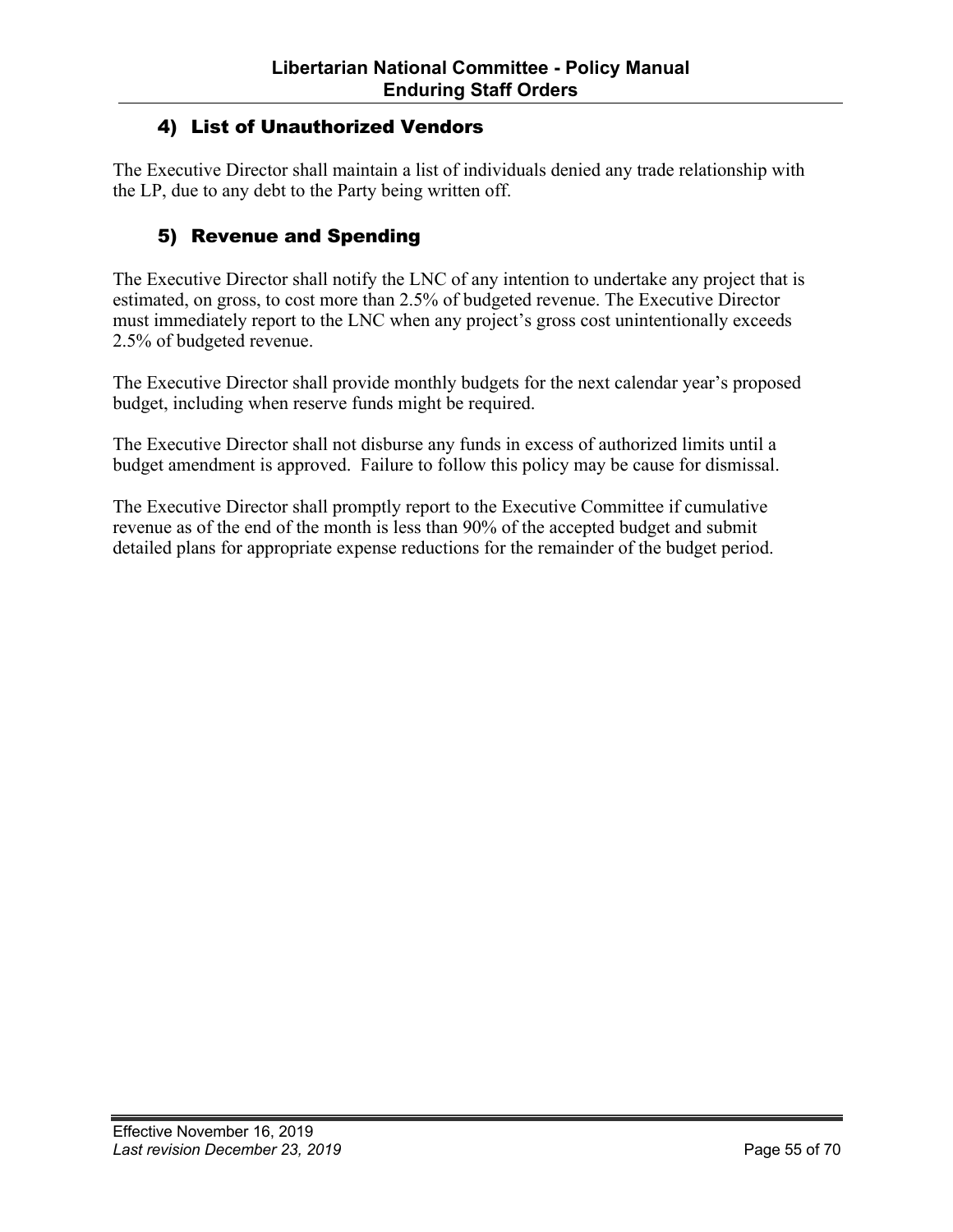### 4) List of Unauthorized Vendors

The Executive Director shall maintain a list of individuals denied any trade relationship with the LP, due to any debt to the Party being written off.

### 5) Revenue and Spending

The Executive Director shall notify the LNC of any intention to undertake any project that is estimated, on gross, to cost more than 2.5% of budgeted revenue. The Executive Director must immediately report to the LNC when any project's gross cost unintentionally exceeds 2.5% of budgeted revenue.

The Executive Director shall provide monthly budgets for the next calendar year's proposed budget, including when reserve funds might be required.

The Executive Director shall not disburse any funds in excess of authorized limits until a budget amendment is approved. Failure to follow this policy may be cause for dismissal.

The Executive Director shall promptly report to the Executive Committee if cumulative revenue as of the end of the month is less than 90% of the accepted budget and submit detailed plans for appropriate expense reductions for the remainder of the budget period.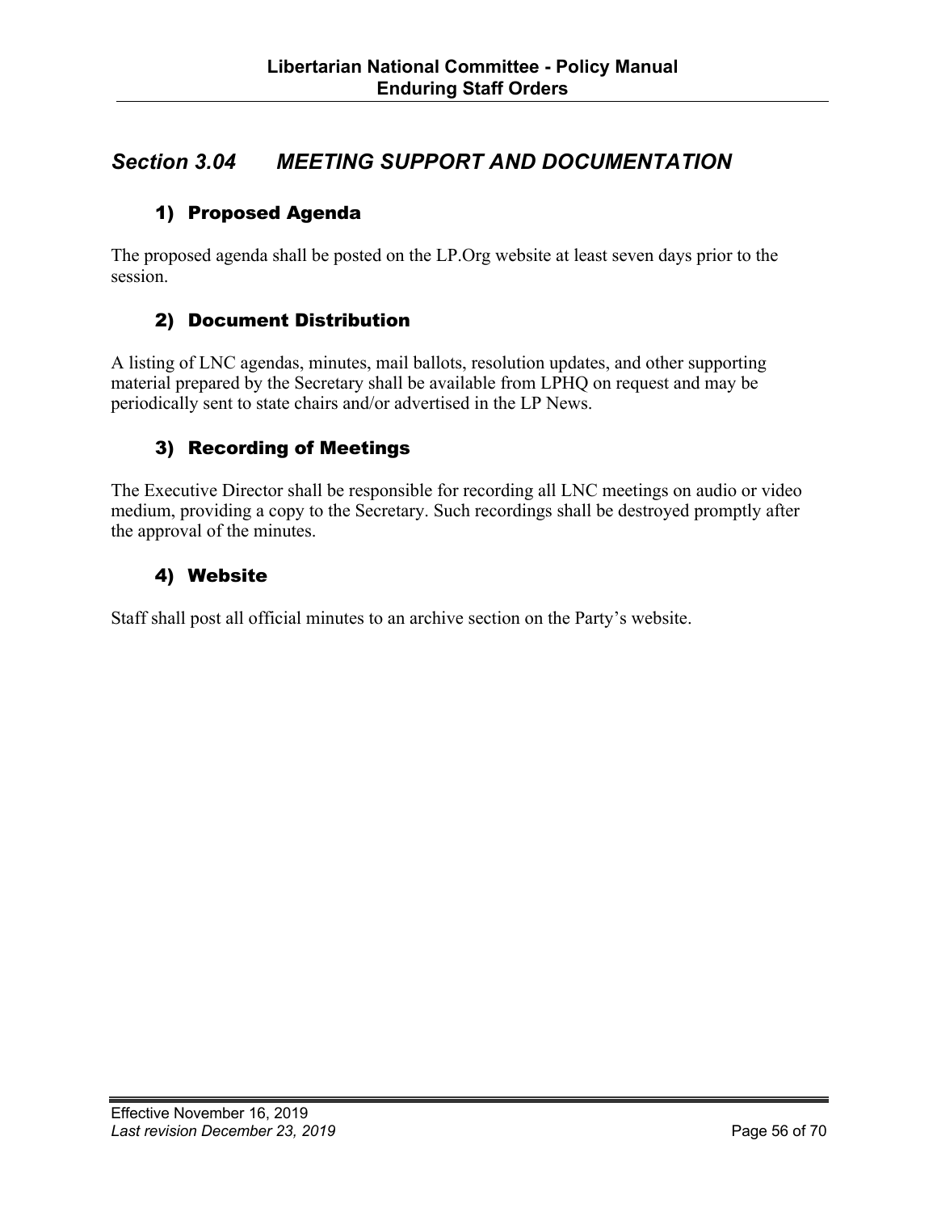## *Section 3.04 MEETING SUPPORT AND DOCUMENTATION*

### 1) Proposed Agenda

The proposed agenda shall be posted on the LP.Org website at least seven days prior to the session.

### 2) Document Distribution

A listing of LNC agendas, minutes, mail ballots, resolution updates, and other supporting material prepared by the Secretary shall be available from LPHQ on request and may be periodically sent to state chairs and/or advertised in the LP News.

### 3) Recording of Meetings

The Executive Director shall be responsible for recording all LNC meetings on audio or video medium, providing a copy to the Secretary. Such recordings shall be destroyed promptly after the approval of the minutes.

### 4) Website

Staff shall post all official minutes to an archive section on the Party's website.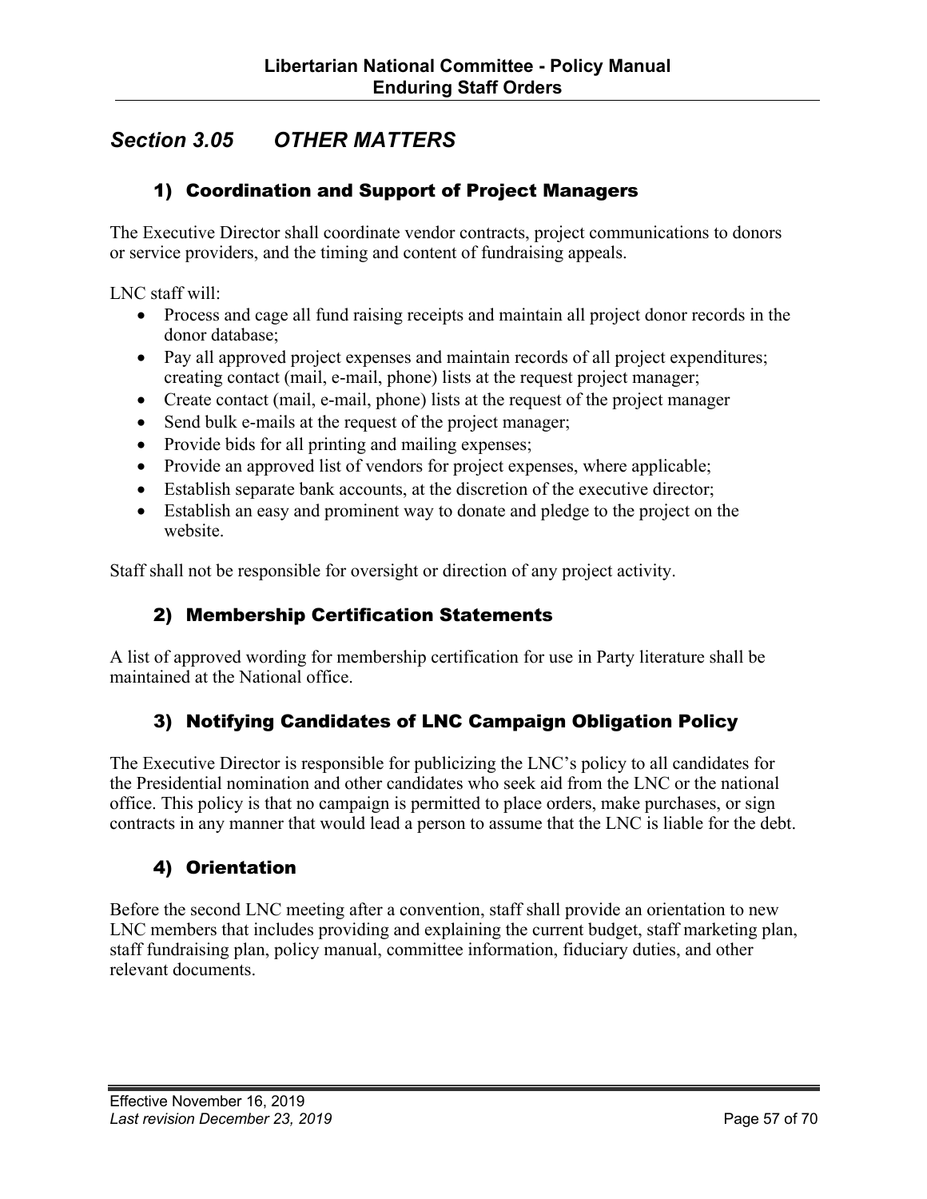## *Section 3.05 OTHER MATTERS*

### 1) Coordination and Support of Project Managers

The Executive Director shall coordinate vendor contracts, project communications to donors or service providers, and the timing and content of fundraising appeals.

LNC staff will:

- Process and cage all fund raising receipts and maintain all project donor records in the donor database;
- Pay all approved project expenses and maintain records of all project expenditures; creating contact (mail, e-mail, phone) lists at the request project manager;
- Create contact (mail, e-mail, phone) lists at the request of the project manager
- Send bulk e-mails at the request of the project manager;
- Provide bids for all printing and mailing expenses;
- Provide an approved list of vendors for project expenses, where applicable;
- Establish separate bank accounts, at the discretion of the executive director;
- Establish an easy and prominent way to donate and pledge to the project on the website.

Staff shall not be responsible for oversight or direction of any project activity.

### 2) Membership Certification Statements

A list of approved wording for membership certification for use in Party literature shall be maintained at the National office.

### 3) Notifying Candidates of LNC Campaign Obligation Policy

The Executive Director is responsible for publicizing the LNC's policy to all candidates for the Presidential nomination and other candidates who seek aid from the LNC or the national office. This policy is that no campaign is permitted to place orders, make purchases, or sign contracts in any manner that would lead a person to assume that the LNC is liable for the debt.

### 4) Orientation

Before the second LNC meeting after a convention, staff shall provide an orientation to new LNC members that includes providing and explaining the current budget, staff marketing plan, staff fundraising plan, policy manual, committee information, fiduciary duties, and other relevant documents.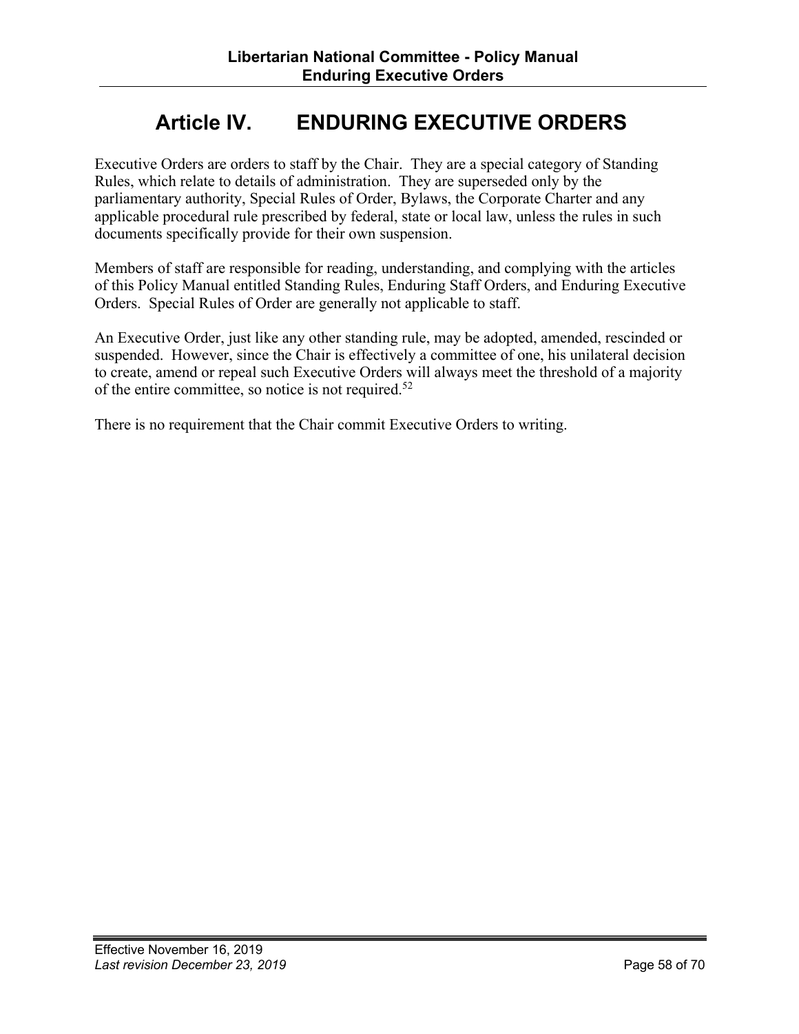# Article IV. ENDURING EXECUTIVE ORDERS

Executive Orders are orders to staff by the Chair. They are a special category of Standing Rules, which relate to details of administration. They are superseded only by the parliamentary authority, Special Rules of Order, Bylaws, the Corporate Charter and any applicable procedural rule prescribed by federal, state or local law, unless the rules in such documents specifically provide for their own suspension.

Members of staff are responsible for reading, understanding, and complying with the articles of this Policy Manual entitled Standing Rules, Enduring Staff Orders, and Enduring Executive Orders. Special Rules of Order are generally not applicable to staff.

An Executive Order, just like any other standing rule, may be adopted, amended, rescinded or suspended. However, since the Chair is effectively a committee of one, his unilateral decision to create, amend or repeal such Executive Orders will always meet the threshold of a majority of the entire committee, so notice is not required.[52]

There is no requirement that the Chair commit Executive Orders to writing.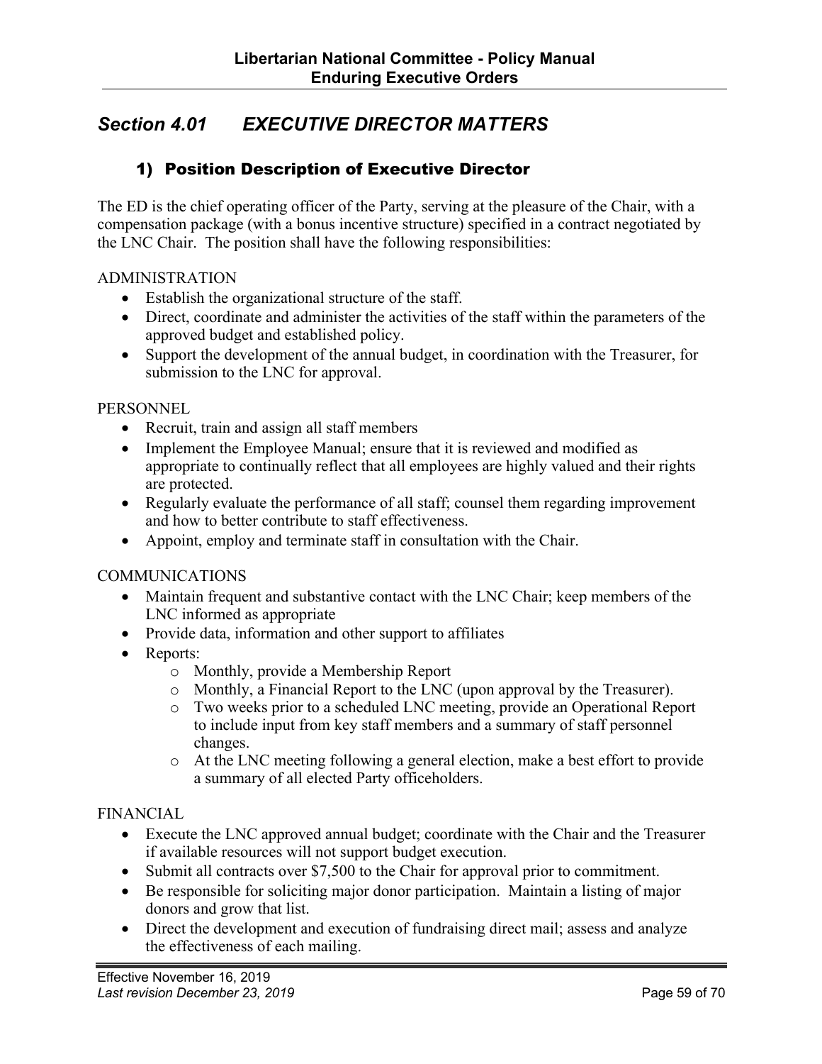## *Section 4.01 EXECUTIVE DIRECTOR MATTERS*

### 1) Position Description of Executive Director

The ED is the chief operating officer of the Party, serving at the pleasure of the Chair, with a compensation package (with a bonus incentive structure) specified in a contract negotiated by the LNC Chair. The position shall have the following responsibilities:

ADMINISTRATION

- Establish the organizational structure of the staff.
- Direct, coordinate and administer the activities of the staff within the parameters of the approved budget and established policy.
- Support the development of the annual budget, in coordination with the Treasurer, for submission to the LNC for approval.

PERSONNEL

- Recruit, train and assign all staff members
- Implement the Employee Manual; ensure that it is reviewed and modified as appropriate to continually reflect that all employees are highly valued and their rights are protected.
- Regularly evaluate the performance of all staff; counsel them regarding improvement and how to better contribute to staff effectiveness.
- Appoint, employ and terminate staff in consultation with the Chair.

COMMUNICATIONS

- Maintain frequent and substantive contact with the LNC Chair; keep members of the LNC informed as appropriate
- Provide data, information and other support to affiliates
- Reports:
  - Monthly, provide a Membership Report
  - Monthly, a Financial Report to the LNC (upon approval by the Treasurer).
  - Two weeks prior to a scheduled LNC meeting, provide an Operational Report to include input from key staff members and a summary of staff personnel changes.
  - At the LNC meeting following a general election, make a best effort to provide a summary of all elected Party officeholders.

FINANCIAL

- Execute the LNC approved annual budget; coordinate with the Chair and the Treasurer if available resources will not support budget execution.
- Submit all contracts over $7,500 to the Chair for approval prior to commitment.
- Be responsible for soliciting major donor participation. Maintain a listing of major donors and grow that list.
- Direct the development and execution of fundraising direct mail; assess and analyze the effectiveness of each mailing.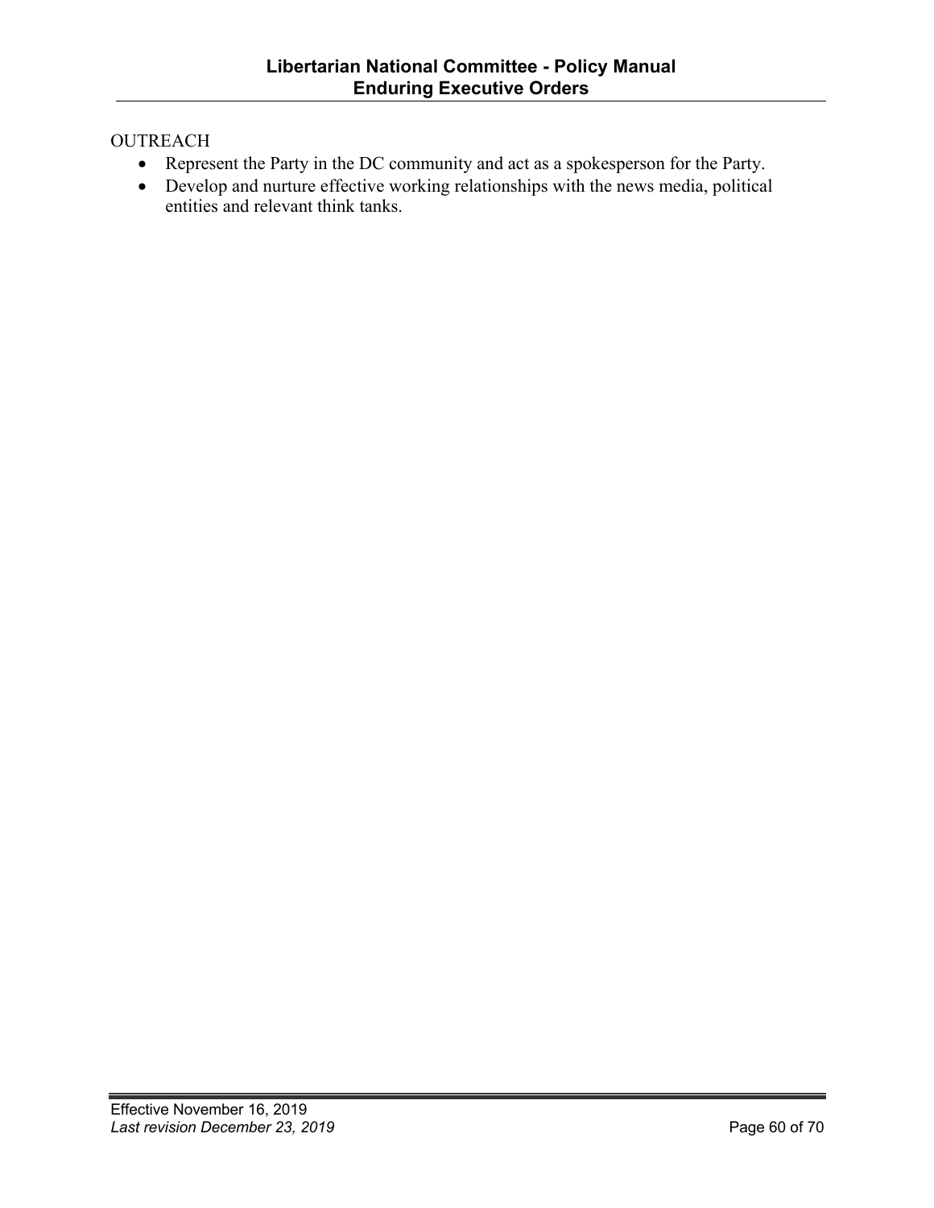OUTREACH

- Represent the Party in the DC community and act as a spokesperson for the Party.
- Develop and nurture effective working relationships with the news media, political entities and relevant think tanks.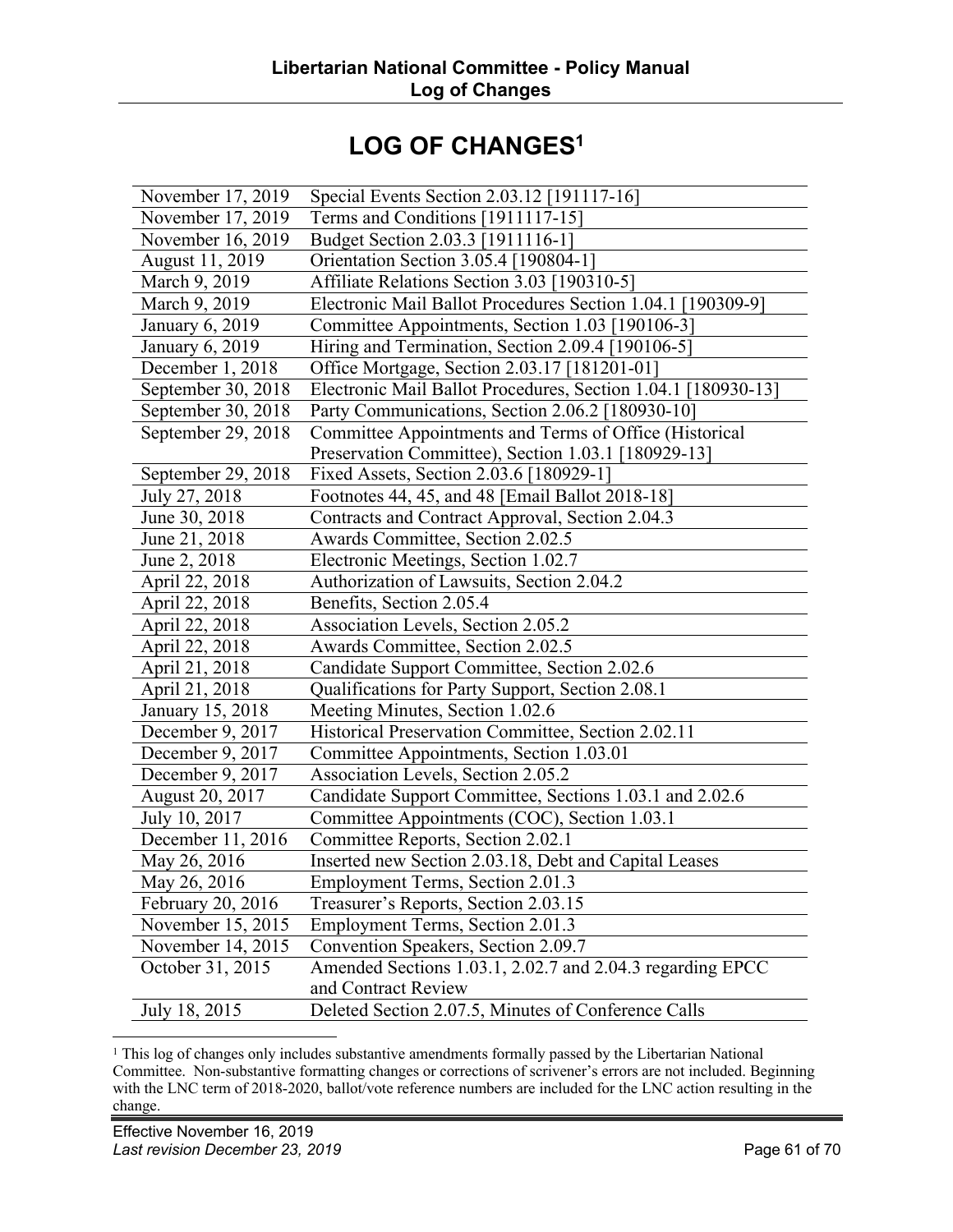# LOG OF CHANGES[1]

| | |
|---|---|
| November 17, 2019 | Special Events Section 2.03.12 [191117-16] |
| November 17, 2019 | Terms and Conditions [1911117-15] |
| November 16, 2019 | Budget Section 2.03.3 [1911116-1] |
| August 11, 2019 | Orientation Section 3.05.4 [190804-1] |
| March 9, 2019 | Affiliate Relations Section 3.03 [190310-5] |
| March 9, 2019 | Electronic Mail Ballot Procedures Section 1.04.1 [190309-9] |
| January 6, 2019 | Committee Appointments, Section 1.03 [190106-3] |
| January 6, 2019 | Hiring and Termination, Section 2.09.4 [190106-5] |
| December 1, 2018 | Office Mortgage, Section 2.03.17 [181201-01] |
| September 30, 2018 | Electronic Mail Ballot Procedures, Section 1.04.1 [180930-13] |
| September 30, 2018 | Party Communications, Section 2.06.2 [180930-10] |
| September 29, 2018 | Committee Appointments and Terms of Office (Historical Preservation Committee), Section 1.03.1 [180929-13] |
| September 29, 2018 | Fixed Assets, Section 2.03.6 [180929-1] |
| July 27, 2018 | Footnotes 44, 45, and 48 [Email Ballot 2018-18] |
| June 30, 2018 | Contracts and Contract Approval, Section 2.04.3 |
| June 21, 2018 | Awards Committee, Section 2.02.5 |
| June 2, 2018 | Electronic Meetings, Section 1.02.7 |
| April 22, 2018 | Authorization of Lawsuits, Section 2.04.2 |
| April 22, 2018 | Benefits, Section 2.05.4 |
| April 22, 2018 | Association Levels, Section 2.05.2 |
| April 22, 2018 | Awards Committee, Section 2.02.5 |
| April 21, 2018 | Candidate Support Committee, Section 2.02.6 |
| April 21, 2018 | Qualifications for Party Support, Section 2.08.1 |
| January 15, 2018 | Meeting Minutes, Section 1.02.6 |
| December 9, 2017 | Historical Preservation Committee, Section 2.02.11 |
| December 9, 2017 | Committee Appointments, Section 1.03.01 |
| December 9, 2017 | Association Levels, Section 2.05.2 |
| August 20, 2017 | Candidate Support Committee, Sections 1.03.1 and 2.02.6 |
| July 10, 2017 | Committee Appointments (COC), Section 1.03.1 |
| December 11, 2016 | Committee Reports, Section 2.02.1 |
| May 26, 2016 | Inserted new Section 2.03.18, Debt and Capital Leases |
| May 26, 2016 | Employment Terms, Section 2.01.3 |
| February 20, 2016 | Treasurer's Reports, Section 2.03.15 |
| November 15, 2015 | Employment Terms, Section 2.01.3 |
| November 14, 2015 | Convention Speakers, Section 2.09.7 |
| October 31, 2015 | Amended Sections 1.03.1, 2.02.7 and 2.04.3 regarding EPCC and Contract Review |
| July 18, 2015 | Deleted Section 2.07.5, Minutes of Conference Calls |

[1] This log of changes only includes substantive amendments formally passed by the Libertarian National Committee. Non-substantive formatting changes or corrections of scrivener's errors are not included. Beginning with the LNC term of 2018-2020, ballot/vote reference numbers are included for the LNC action resulting in the change.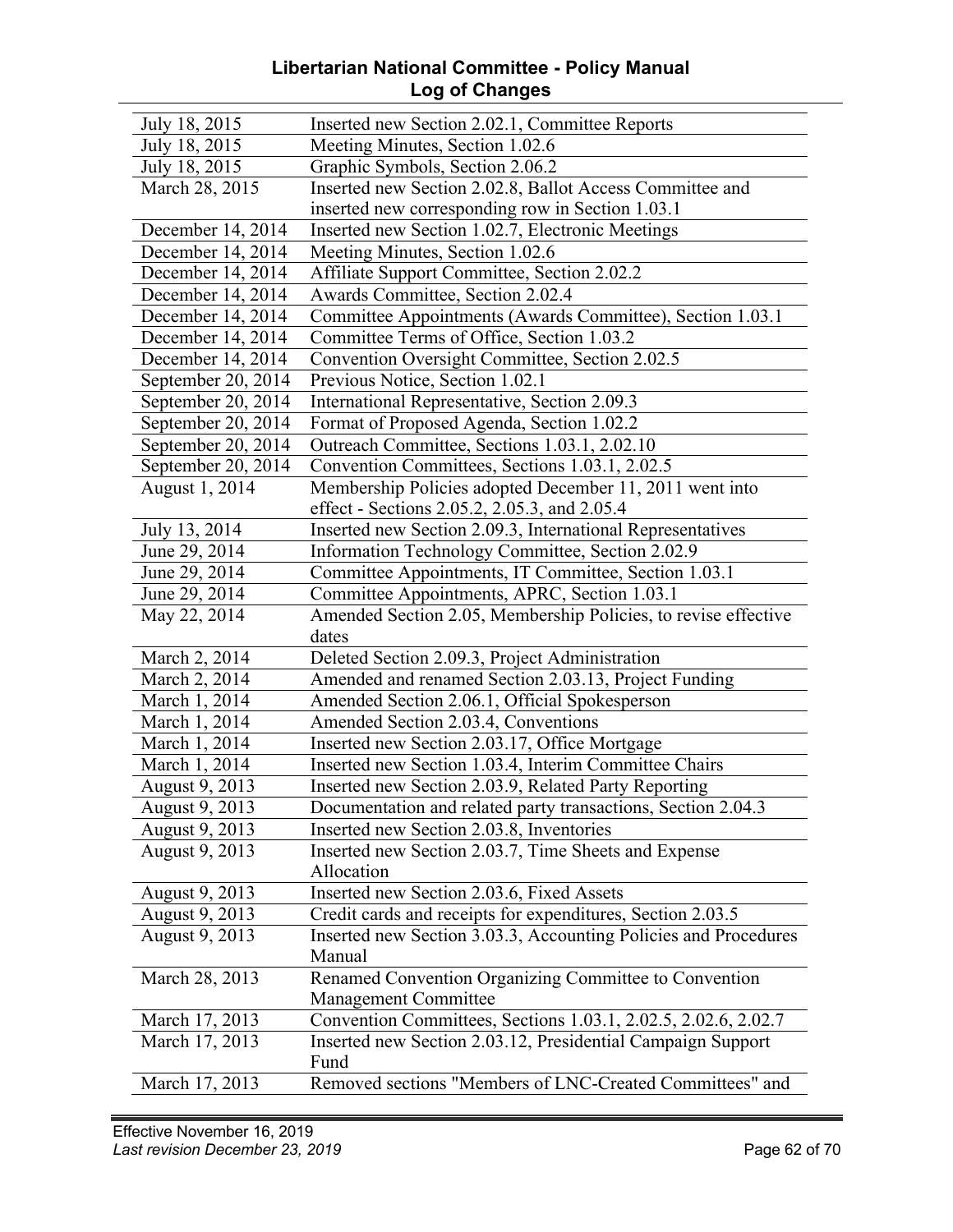## Libertarian National Committee - Policy Manual
## Log of Changes

| | |
|---|---|
| July 18, 2015 | Inserted new Section 2.02.1, Committee Reports |
| July 18, 2015 | Meeting Minutes, Section 1.02.6 |
| July 18, 2015 | Graphic Symbols, Section 2.06.2 |
| March 28, 2015 | Inserted new Section 2.02.8, Ballot Access Committee and inserted new corresponding row in Section 1.03.1 |
| December 14, 2014 | Inserted new Section 1.02.7, Electronic Meetings |
| December 14, 2014 | Meeting Minutes, Section 1.02.6 |
| December 14, 2014 | Affiliate Support Committee, Section 2.02.2 |
| December 14, 2014 | Awards Committee, Section 2.02.4 |
| December 14, 2014 | Committee Appointments (Awards Committee), Section 1.03.1 |
| December 14, 2014 | Committee Terms of Office, Section 1.03.2 |
| December 14, 2014 | Convention Oversight Committee, Section 2.02.5 |
| September 20, 2014 | Previous Notice, Section 1.02.1 |
| September 20, 2014 | International Representative, Section 2.09.3 |
| September 20, 2014 | Format of Proposed Agenda, Section 1.02.2 |
| September 20, 2014 | Outreach Committee, Sections 1.03.1, 2.02.10 |
| September 20, 2014 | Convention Committees, Sections 1.03.1, 2.02.5 |
| August 1, 2014 | Membership Policies adopted December 11, 2011 went into effect - Sections 2.05.2, 2.05.3, and 2.05.4 |
| July 13, 2014 | Inserted new Section 2.09.3, International Representatives |
| June 29, 2014 | Information Technology Committee, Section 2.02.9 |
| June 29, 2014 | Committee Appointments, IT Committee, Section 1.03.1 |
| June 29, 2014 | Committee Appointments, APRC, Section 1.03.1 |
| May 22, 2014 | Amended Section 2.05, Membership Policies, to revise effective dates |
| March 2, 2014 | Deleted Section 2.09.3, Project Administration |
| March 2, 2014 | Amended and renamed Section 2.03.13, Project Funding |
| March 1, 2014 | Amended Section 2.06.1, Official Spokesperson |
| March 1, 2014 | Amended Section 2.03.4, Conventions |
| March 1, 2014 | Inserted new Section 2.03.17, Office Mortgage |
| March 1, 2014 | Inserted new Section 1.03.4, Interim Committee Chairs |
| August 9, 2013 | Inserted new Section 2.03.9, Related Party Reporting |
| August 9, 2013 | Documentation and related party transactions, Section 2.04.3 |
| August 9, 2013 | Inserted new Section 2.03.8, Inventories |
| August 9, 2013 | Inserted new Section 2.03.7, Time Sheets and Expense Allocation |
| August 9, 2013 | Inserted new Section 2.03.6, Fixed Assets |
| August 9, 2013 | Credit cards and receipts for expenditures, Section 2.03.5 |
| August 9, 2013 | Inserted new Section 3.03.3, Accounting Policies and Procedures Manual |
| March 28, 2013 | Renamed Convention Organizing Committee to Convention Management Committee |
| March 17, 2013 | Convention Committees, Sections 1.03.1, 2.02.5, 2.02.6, 2.02.7 |
| March 17, 2013 | Inserted new Section 2.03.12, Presidential Campaign Support Fund |
| March 17, 2013 | Removed sections "Members of LNC-Created Committees" and |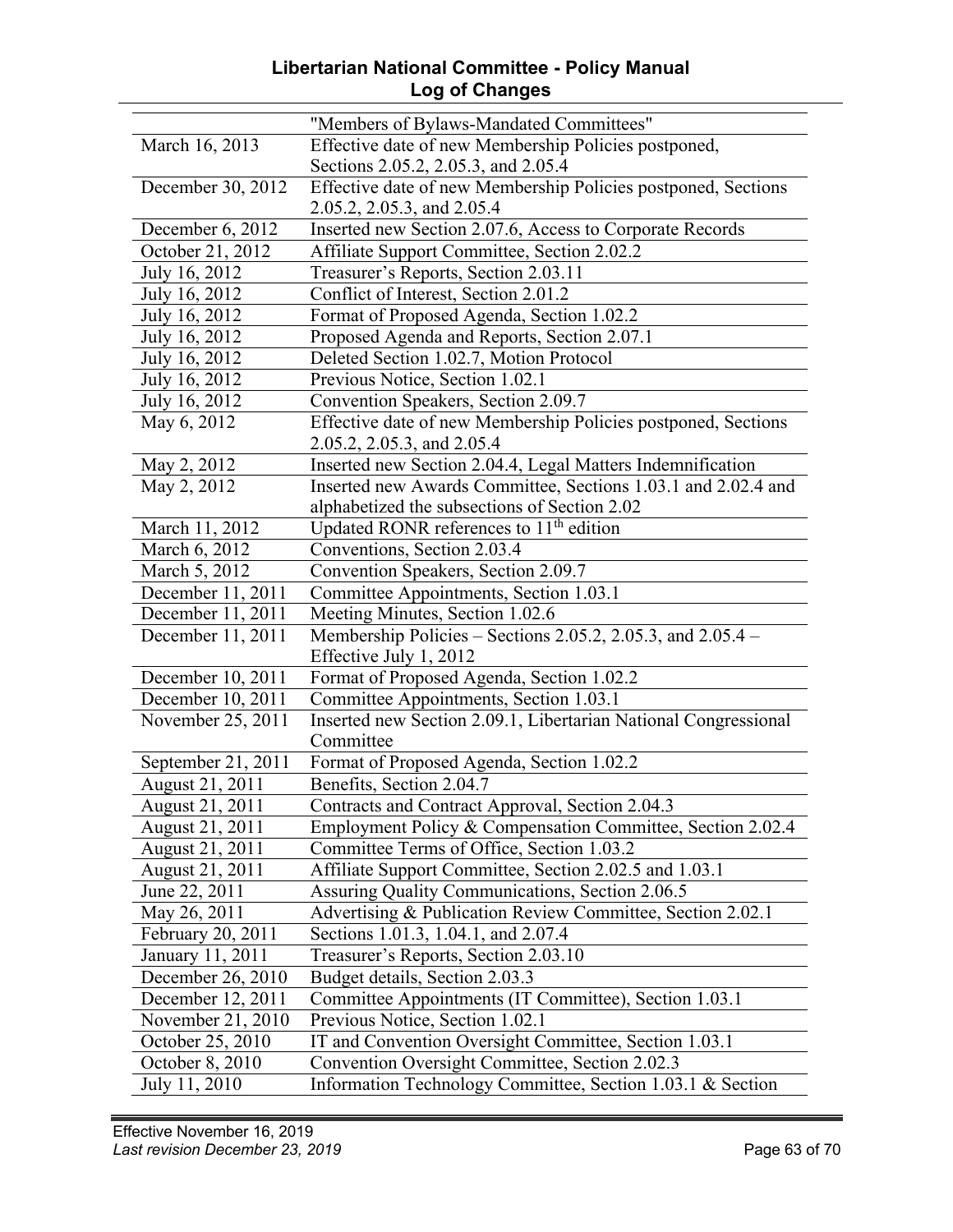| | |
|---|---|
| | "Members of Bylaws-Mandated Committees" |
| March 16, 2013 | Effective date of new Membership Policies postponed, Sections 2.05.2, 2.05.3, and 2.05.4 |
| December 30, 2012 | Effective date of new Membership Policies postponed, Sections 2.05.2, 2.05.3, and 2.05.4 |
| December 6, 2012 | Inserted new Section 2.07.6, Access to Corporate Records |
| October 21, 2012 | Affiliate Support Committee, Section 2.02.2 |
| July 16, 2012 | Treasurer's Reports, Section 2.03.11 |
| July 16, 2012 | Conflict of Interest, Section 2.01.2 |
| July 16, 2012 | Format of Proposed Agenda, Section 1.02.2 |
| July 16, 2012 | Proposed Agenda and Reports, Section 2.07.1 |
| July 16, 2012 | Deleted Section 1.02.7, Motion Protocol |
| July 16, 2012 | Previous Notice, Section 1.02.1 |
| July 16, 2012 | Convention Speakers, Section 2.09.7 |
| May 6, 2012 | Effective date of new Membership Policies postponed, Sections 2.05.2, 2.05.3, and 2.05.4 |
| May 2, 2012 | Inserted new Section 2.04.4, Legal Matters Indemnification |
| May 2, 2012 | Inserted new Awards Committee, Sections 1.03.1 and 2.02.4 and alphabetized the subsections of Section 2.02 |
| March 11, 2012 | Updated RONR references to 11th edition |
| March 6, 2012 | Conventions, Section 2.03.4 |
| March 5, 2012 | Convention Speakers, Section 2.09.7 |
| December 11, 2011 | Committee Appointments, Section 1.03.1 |
| December 11, 2011 | Meeting Minutes, Section 1.02.6 |
| December 11, 2011 | Membership Policies – Sections 2.05.2, 2.05.3, and 2.05.4 – Effective July 1, 2012 |
| December 10, 2011 | Format of Proposed Agenda, Section 1.02.2 |
| December 10, 2011 | Committee Appointments, Section 1.03.1 |
| November 25, 2011 | Inserted new Section 2.09.1, Libertarian National Congressional Committee |
| September 21, 2011 | Format of Proposed Agenda, Section 1.02.2 |
| August 21, 2011 | Benefits, Section 2.04.7 |
| August 21, 2011 | Contracts and Contract Approval, Section 2.04.3 |
| August 21, 2011 | Employment Policy & Compensation Committee, Section 2.02.4 |
| August 21, 2011 | Committee Terms of Office, Section 1.03.2 |
| August 21, 2011 | Affiliate Support Committee, Section 2.02.5 and 1.03.1 |
| June 22, 2011 | Assuring Quality Communications, Section 2.06.5 |
| May 26, 2011 | Advertising & Publication Review Committee, Section 2.02.1 |
| February 20, 2011 | Sections 1.01.3, 1.04.1, and 2.07.4 |
| January 11, 2011 | Treasurer's Reports, Section 2.03.10 |
| December 26, 2010 | Budget details, Section 2.03.3 |
| December 12, 2011 | Committee Appointments (IT Committee), Section 1.03.1 |
| November 21, 2010 | Previous Notice, Section 1.02.1 |
| October 25, 2010 | IT and Convention Oversight Committee, Section 1.03.1 |
| October 8, 2010 | Convention Oversight Committee, Section 2.02.3 |
| July 11, 2010 | Information Technology Committee, Section 1.03.1 & Section |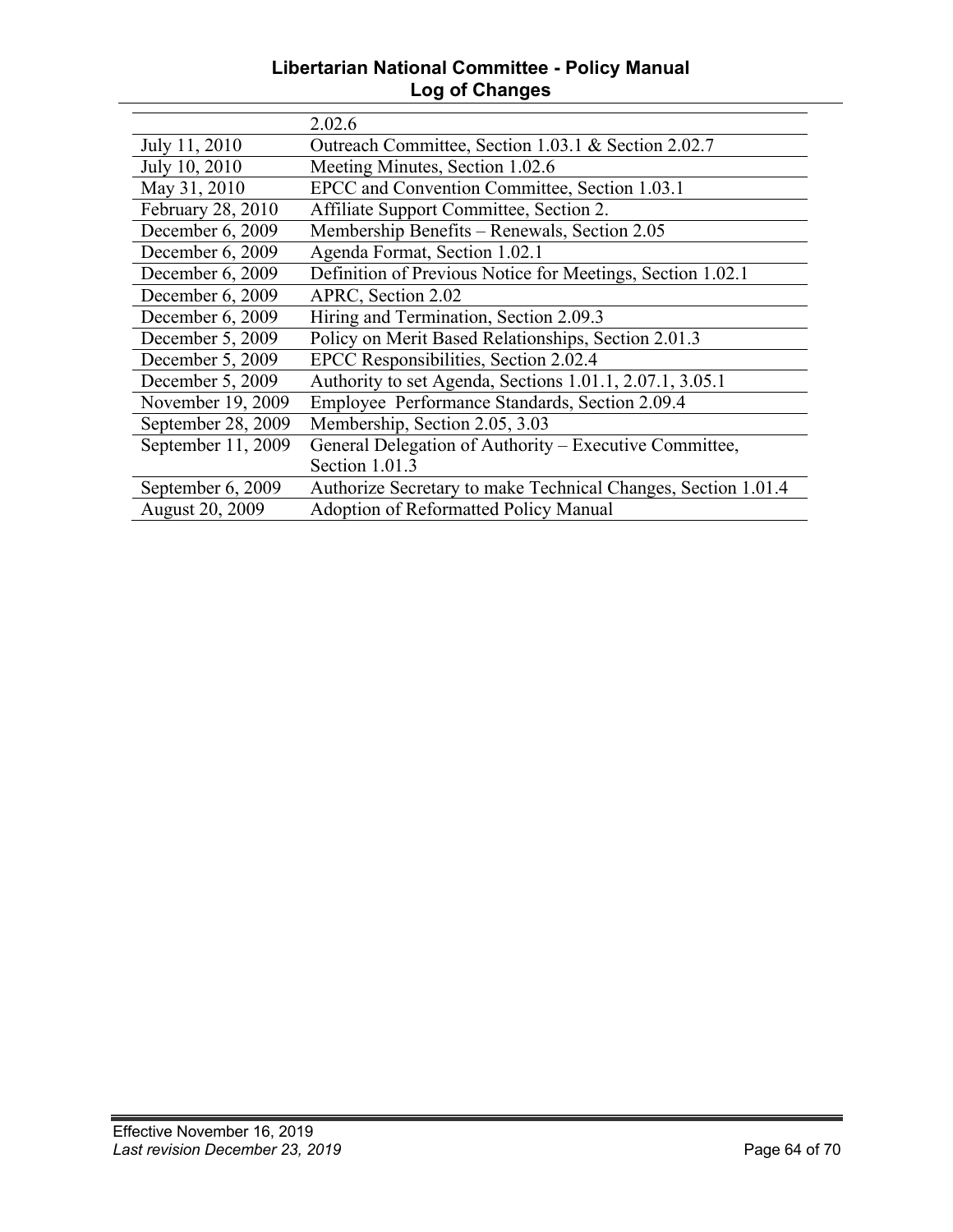| | |
|---|---|
| | 2.02.6 |
| July 11, 2010 | Outreach Committee, Section 1.03.1 & Section 2.02.7 |
| July 10, 2010 | Meeting Minutes, Section 1.02.6 |
| May 31, 2010 | EPCC and Convention Committee, Section 1.03.1 |
| February 28, 2010 | Affiliate Support Committee, Section 2. |
| December 6, 2009 | Membership Benefits – Renewals, Section 2.05 |
| December 6, 2009 | Agenda Format, Section 1.02.1 |
| December 6, 2009 | Definition of Previous Notice for Meetings, Section 1.02.1 |
| December 6, 2009 | APRC, Section 2.02 |
| December 6, 2009 | Hiring and Termination, Section 2.09.3 |
| December 5, 2009 | Policy on Merit Based Relationships, Section 2.01.3 |
| December 5, 2009 | EPCC Responsibilities, Section 2.02.4 |
| December 5, 2009 | Authority to set Agenda, Sections 1.01.1, 2.07.1, 3.05.1 |
| November 19, 2009 | Employee Performance Standards, Section 2.09.4 |
| September 28, 2009 | Membership, Section 2.05, 3.03 |
| September 11, 2009 | General Delegation of Authority – Executive Committee, Section 1.01.3 |
| September 6, 2009 | Authorize Secretary to make Technical Changes, Section 1.01.4 |
| August 20, 2009 | Adoption of Reformatted Policy Manual |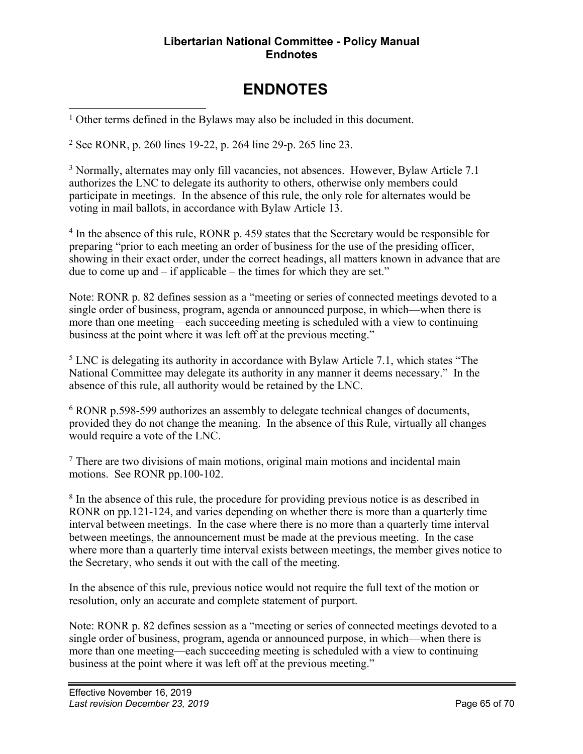# ENDNOTES

[1] Other terms defined in the Bylaws may also be included in this document.

[2] See RONR, p. 260 lines 19-22, p. 264 line 29-p. 265 line 23.

[3] Normally, alternates may only fill vacancies, not absences. However, Bylaw Article 7.1 authorizes the LNC to delegate its authority to others, otherwise only members could participate in meetings. In the absence of this rule, the only role for alternates would be voting in mail ballots, in accordance with Bylaw Article 13.

[4] In the absence of this rule, RONR p. 459 states that the Secretary would be responsible for preparing "prior to each meeting an order of business for the use of the presiding officer, showing in their exact order, under the correct headings, all matters known in advance that are due to come up and – if applicable – the times for which they are set."

Note: RONR p. 82 defines session as a "meeting or series of connected meetings devoted to a single order of business, program, agenda or announced purpose, in which—when there is more than one meeting—each succeeding meeting is scheduled with a view to continuing business at the point where it was left off at the previous meeting."

[5] LNC is delegating its authority in accordance with Bylaw Article 7.1, which states "The National Committee may delegate its authority in any manner it deems necessary." In the absence of this rule, all authority would be retained by the LNC.

[6] RONR p.598-599 authorizes an assembly to delegate technical changes of documents, provided they do not change the meaning. In the absence of this Rule, virtually all changes would require a vote of the LNC.

[7] There are two divisions of main motions, original main motions and incidental main motions. See RONR pp.100-102.

[8] In the absence of this rule, the procedure for providing previous notice is as described in RONR on pp.121-124, and varies depending on whether there is more than a quarterly time interval between meetings. In the case where there is no more than a quarterly time interval between meetings, the announcement must be made at the previous meeting. In the case where more than a quarterly time interval exists between meetings, the member gives notice to the Secretary, who sends it out with the call of the meeting.

In the absence of this rule, previous notice would not require the full text of the motion or resolution, only an accurate and complete statement of purport.

Note: RONR p. 82 defines session as a "meeting or series of connected meetings devoted to a single order of business, program, agenda or announced purpose, in which—when there is more than one meeting—each succeeding meeting is scheduled with a view to continuing business at the point where it was left off at the previous meeting."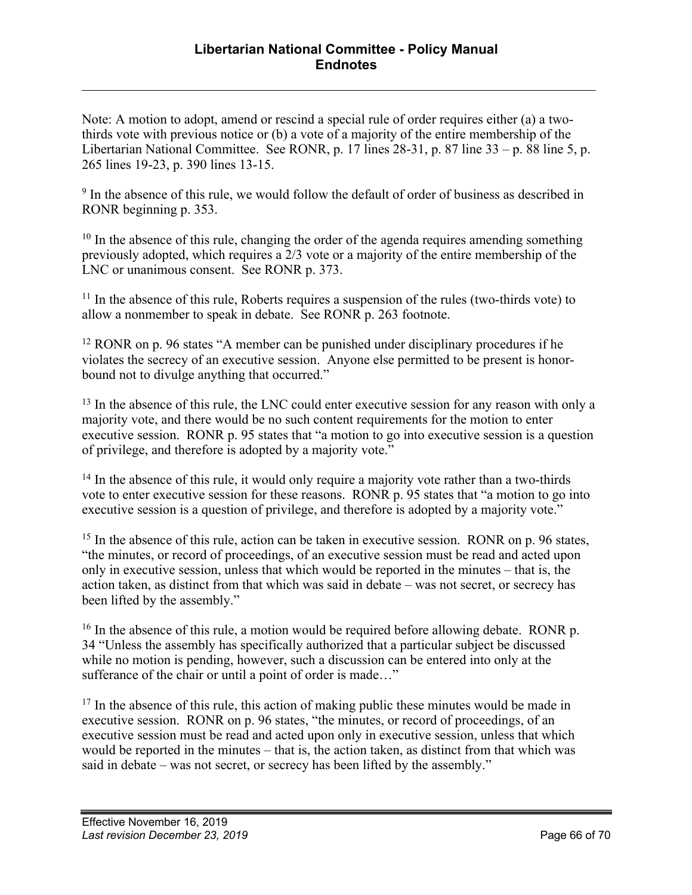Note: A motion to adopt, amend or rescind a special rule of order requires either (a) a two-thirds vote with previous notice or (b) a vote of a majority of the entire membership of the Libertarian National Committee. See RONR, p. 17 lines 28-31, p. 87 line 33 – p. 88 line 5, p. 265 lines 19-23, p. 390 lines 13-15.

[9] In the absence of this rule, we would follow the default of order of business as described in RONR beginning p. 353.

[10] In the absence of this rule, changing the order of the agenda requires amending something previously adopted, which requires a 2/3 vote or a majority of the entire membership of the LNC or unanimous consent. See RONR p. 373.

[11] In the absence of this rule, Roberts requires a suspension of the rules (two-thirds vote) to allow a nonmember to speak in debate. See RONR p. 263 footnote.

[12] RONR on p. 96 states "A member can be punished under disciplinary procedures if he violates the secrecy of an executive session. Anyone else permitted to be present is honor-bound not to divulge anything that occurred."

[13] In the absence of this rule, the LNC could enter executive session for any reason with only a majority vote, and there would be no such content requirements for the motion to enter executive session. RONR p. 95 states that "a motion to go into executive session is a question of privilege, and therefore is adopted by a majority vote."

[14] In the absence of this rule, it would only require a majority vote rather than a two-thirds vote to enter executive session for these reasons. RONR p. 95 states that "a motion to go into executive session is a question of privilege, and therefore is adopted by a majority vote."

[15] In the absence of this rule, action can be taken in executive session. RONR on p. 96 states, "the minutes, or record of proceedings, of an executive session must be read and acted upon only in executive session, unless that which would be reported in the minutes – that is, the action taken, as distinct from that which was said in debate – was not secret, or secrecy has been lifted by the assembly."

[16] In the absence of this rule, a motion would be required before allowing debate. RONR p. 34 "Unless the assembly has specifically authorized that a particular subject be discussed while no motion is pending, however, such a discussion can be entered into only at the sufferance of the chair or until a point of order is made…"

[17] In the absence of this rule, this action of making public these minutes would be made in executive session. RONR on p. 96 states, "the minutes, or record of proceedings, of an executive session must be read and acted upon only in executive session, unless that which would be reported in the minutes – that is, the action taken, as distinct from that which was said in debate – was not secret, or secrecy has been lifted by the assembly."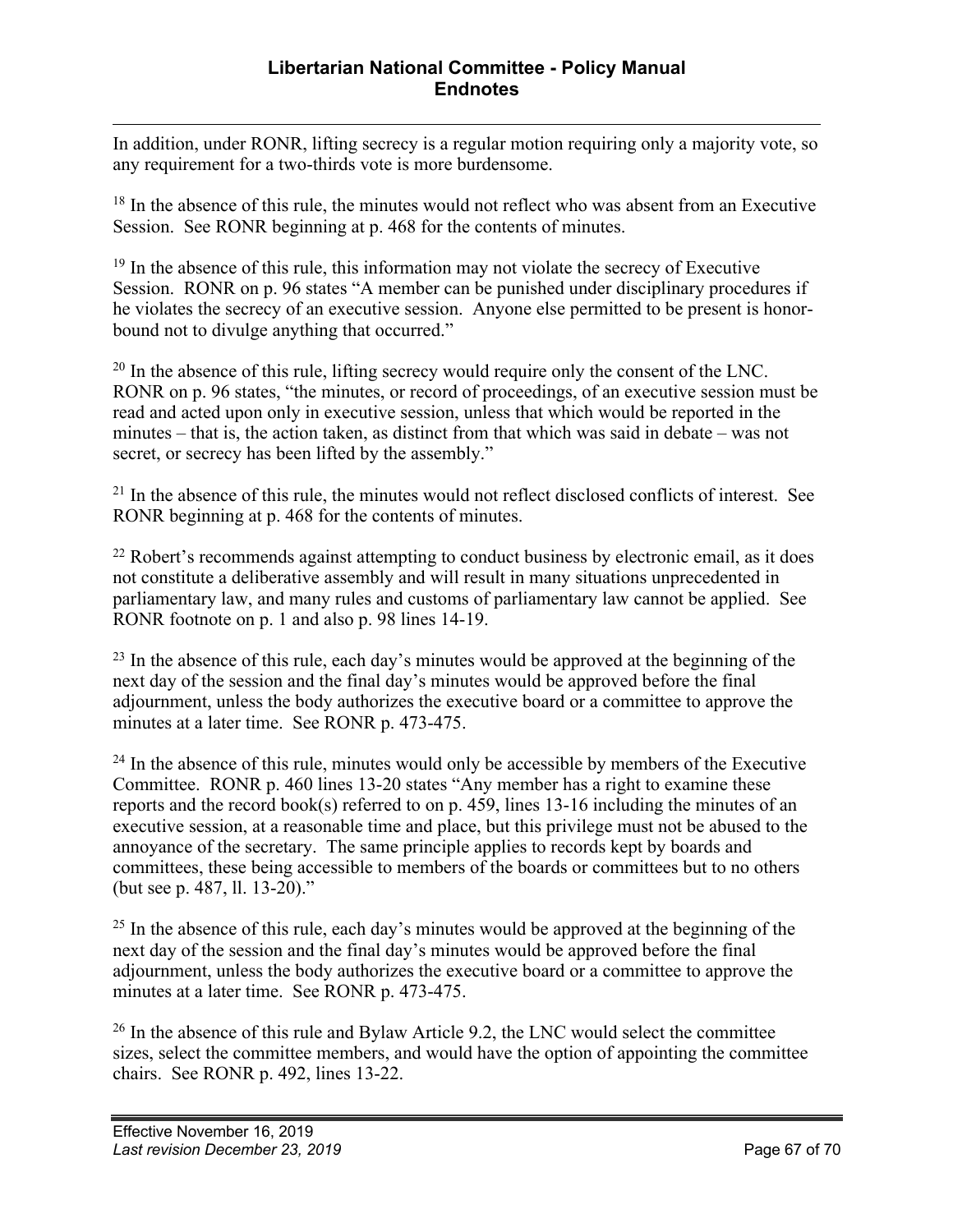In addition, under RONR, lifting secrecy is a regular motion requiring only a majority vote, so any requirement for a two-thirds vote is more burdensome.

[18] In the absence of this rule, the minutes would not reflect who was absent from an Executive Session. See RONR beginning at p. 468 for the contents of minutes.

[19] In the absence of this rule, this information may not violate the secrecy of Executive Session. RONR on p. 96 states "A member can be punished under disciplinary procedures if he violates the secrecy of an executive session. Anyone else permitted to be present is honor-bound not to divulge anything that occurred."

[20] In the absence of this rule, lifting secrecy would require only the consent of the LNC. RONR on p. 96 states, "the minutes, or record of proceedings, of an executive session must be read and acted upon only in executive session, unless that which would be reported in the minutes – that is, the action taken, as distinct from that which was said in debate – was not secret, or secrecy has been lifted by the assembly."

[21] In the absence of this rule, the minutes would not reflect disclosed conflicts of interest. See RONR beginning at p. 468 for the contents of minutes.

[22] Robert's recommends against attempting to conduct business by electronic email, as it does not constitute a deliberative assembly and will result in many situations unprecedented in parliamentary law, and many rules and customs of parliamentary law cannot be applied. See RONR footnote on p. 1 and also p. 98 lines 14-19.

[23] In the absence of this rule, each day's minutes would be approved at the beginning of the next day of the session and the final day's minutes would be approved before the final adjournment, unless the body authorizes the executive board or a committee to approve the minutes at a later time. See RONR p. 473-475.

[24] In the absence of this rule, minutes would only be accessible by members of the Executive Committee. RONR p. 460 lines 13-20 states "Any member has a right to examine these reports and the record book(s) referred to on p. 459, lines 13-16 including the minutes of an executive session, at a reasonable time and place, but this privilege must not be abused to the annoyance of the secretary. The same principle applies to records kept by boards and committees, these being accessible to members of the boards or committees but to no others (but see p. 487, ll. 13-20)."

[25] In the absence of this rule, each day's minutes would be approved at the beginning of the next day of the session and the final day's minutes would be approved before the final adjournment, unless the body authorizes the executive board or a committee to approve the minutes at a later time. See RONR p. 473-475.

[26] In the absence of this rule and Bylaw Article 9.2, the LNC would select the committee sizes, select the committee members, and would have the option of appointing the committee chairs. See RONR p. 492, lines 13-22.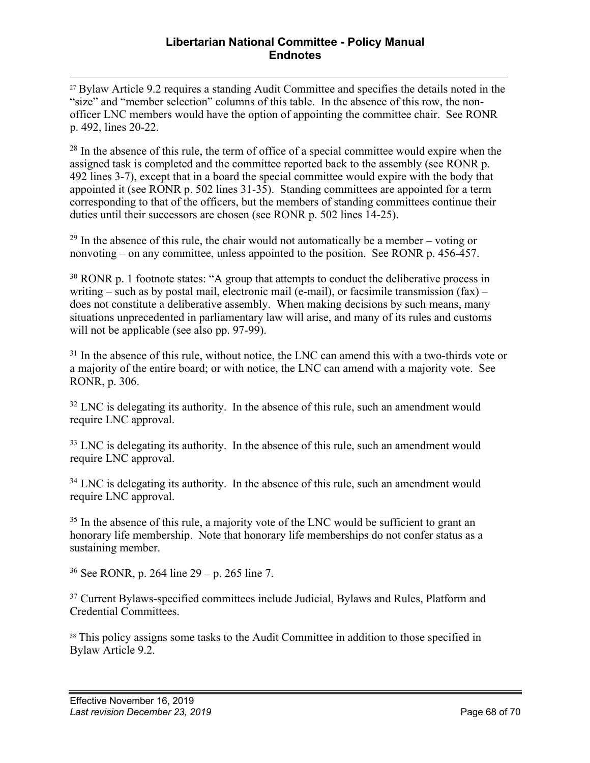[27] Bylaw Article 9.2 requires a standing Audit Committee and specifies the details noted in the "size" and "member selection" columns of this table. In the absence of this row, the non-officer LNC members would have the option of appointing the committee chair. See RONR p. 492, lines 20-22.

[28] In the absence of this rule, the term of office of a special committee would expire when the assigned task is completed and the committee reported back to the assembly (see RONR p. 492 lines 3-7), except that in a board the special committee would expire with the body that appointed it (see RONR p. 502 lines 31-35). Standing committees are appointed for a term corresponding to that of the officers, but the members of standing committees continue their duties until their successors are chosen (see RONR p. 502 lines 14-25).

[29] In the absence of this rule, the chair would not automatically be a member – voting or nonvoting – on any committee, unless appointed to the position. See RONR p. 456-457.

[30] RONR p. 1 footnote states: "A group that attempts to conduct the deliberative process in writing – such as by postal mail, electronic mail (e-mail), or facsimile transmission (fax) – does not constitute a deliberative assembly. When making decisions by such means, many situations unprecedented in parliamentary law will arise, and many of its rules and customs will not be applicable (see also pp. 97-99).

[31] In the absence of this rule, without notice, the LNC can amend this with a two-thirds vote or a majority of the entire board; or with notice, the LNC can amend with a majority vote. See RONR, p. 306.

[32] LNC is delegating its authority. In the absence of this rule, such an amendment would require LNC approval.

[33] LNC is delegating its authority. In the absence of this rule, such an amendment would require LNC approval.

[34] LNC is delegating its authority. In the absence of this rule, such an amendment would require LNC approval.

[35] In the absence of this rule, a majority vote of the LNC would be sufficient to grant an honorary life membership. Note that honorary life memberships do not confer status as a sustaining member.

[36] See RONR, p. 264 line 29 – p. 265 line 7.

[37] Current Bylaws-specified committees include Judicial, Bylaws and Rules, Platform and Credential Committees.

[38] This policy assigns some tasks to the Audit Committee in addition to those specified in Bylaw Article 9.2.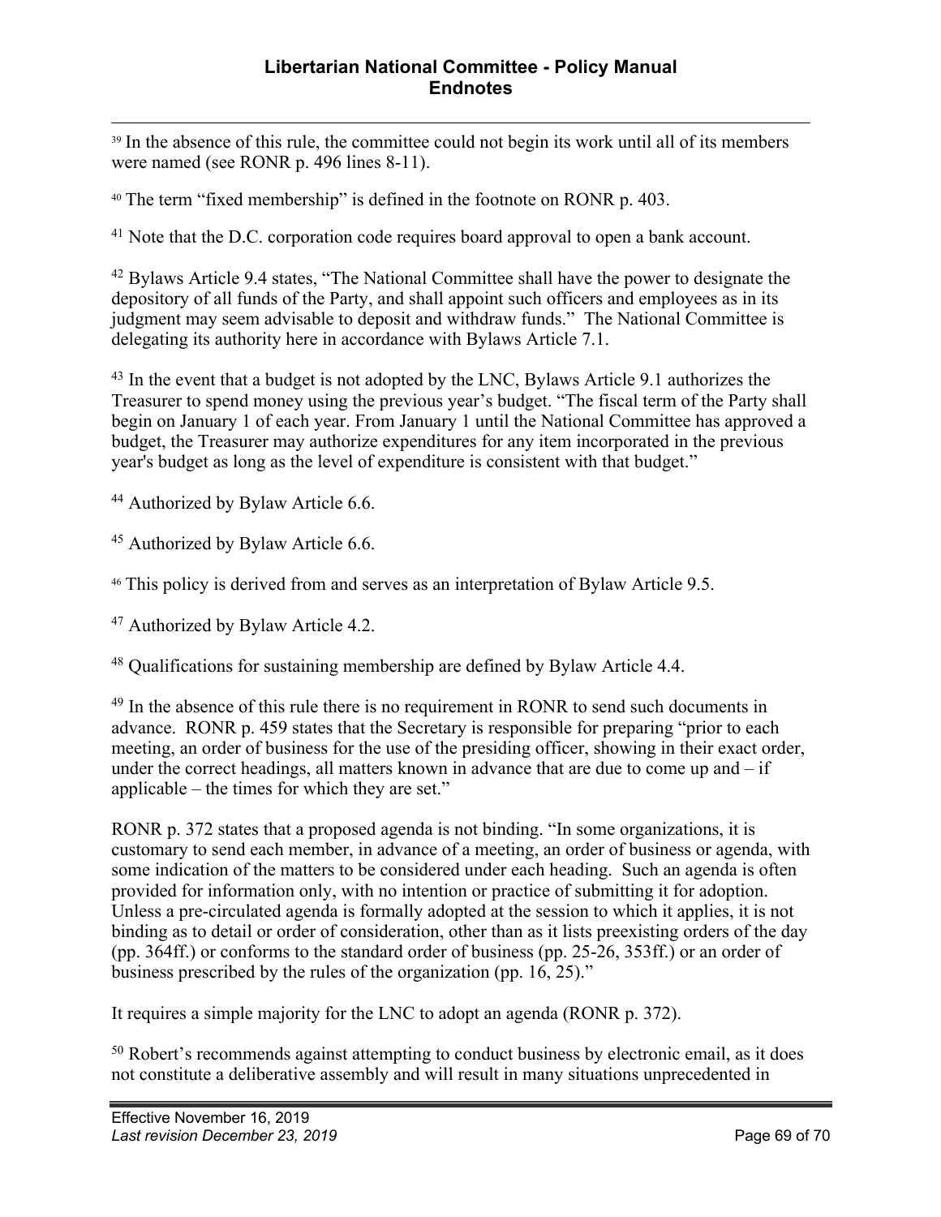[39] In the absence of this rule, the committee could not begin its work until all of its members were named (see RONR p. 496 lines 8-11).

[40] The term "fixed membership" is defined in the footnote on RONR p. 403.

[41] Note that the D.C. corporation code requires board approval to open a bank account.

[42] Bylaws Article 9.4 states, "The National Committee shall have the power to designate the depository of all funds of the Party, and shall appoint such officers and employees as in its judgment may seem advisable to deposit and withdraw funds." The National Committee is delegating its authority here in accordance with Bylaws Article 7.1.

[43] In the event that a budget is not adopted by the LNC, Bylaws Article 9.1 authorizes the Treasurer to spend money using the previous year's budget. "The fiscal term of the Party shall begin on January 1 of each year. From January 1 until the National Committee has approved a budget, the Treasurer may authorize expenditures for any item incorporated in the previous year's budget as long as the level of expenditure is consistent with that budget."

[44] Authorized by Bylaw Article 6.6.

[45] Authorized by Bylaw Article 6.6.

[46] This policy is derived from and serves as an interpretation of Bylaw Article 9.5.

[47] Authorized by Bylaw Article 4.2.

[48] Qualifications for sustaining membership are defined by Bylaw Article 4.4.

[49] In the absence of this rule there is no requirement in RONR to send such documents in advance. RONR p. 459 states that the Secretary is responsible for preparing "prior to each meeting, an order of business for the use of the presiding officer, showing in their exact order, under the correct headings, all matters known in advance that are due to come up and – if applicable – the times for which they are set."

RONR p. 372 states that a proposed agenda is not binding. "In some organizations, it is customary to send each member, in advance of a meeting, an order of business or agenda, with some indication of the matters to be considered under each heading. Such an agenda is often provided for information only, with no intention or practice of submitting it for adoption. Unless a pre-circulated agenda is formally adopted at the session to which it applies, it is not binding as to detail or order of consideration, other than as it lists preexisting orders of the day (pp. 364ff.) or conforms to the standard order of business (pp. 25-26, 353ff.) or an order of business prescribed by the rules of the organization (pp. 16, 25)."

It requires a simple majority for the LNC to adopt an agenda (RONR p. 372).

[50] Robert's recommends against attempting to conduct business by electronic email, as it does not constitute a deliberative assembly and will result in many situations unprecedented in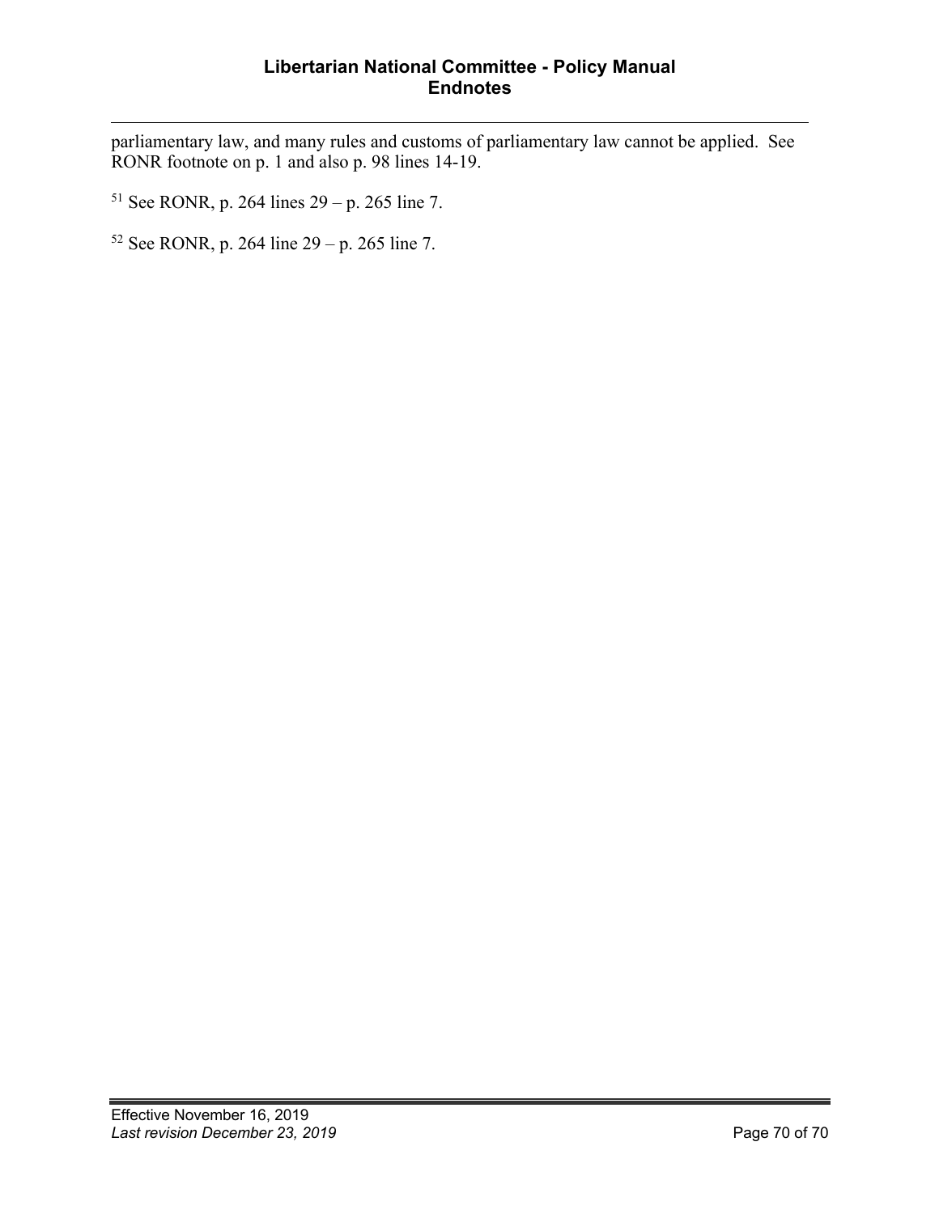parliamentary law, and many rules and customs of parliamentary law cannot be applied. See RONR footnote on p. 1 and also p. 98 lines 14-19.

[51] See RONR, p. 264 lines 29 – p. 265 line 7.

[52] See RONR, p. 264 line 29 – p. 265 line 7.